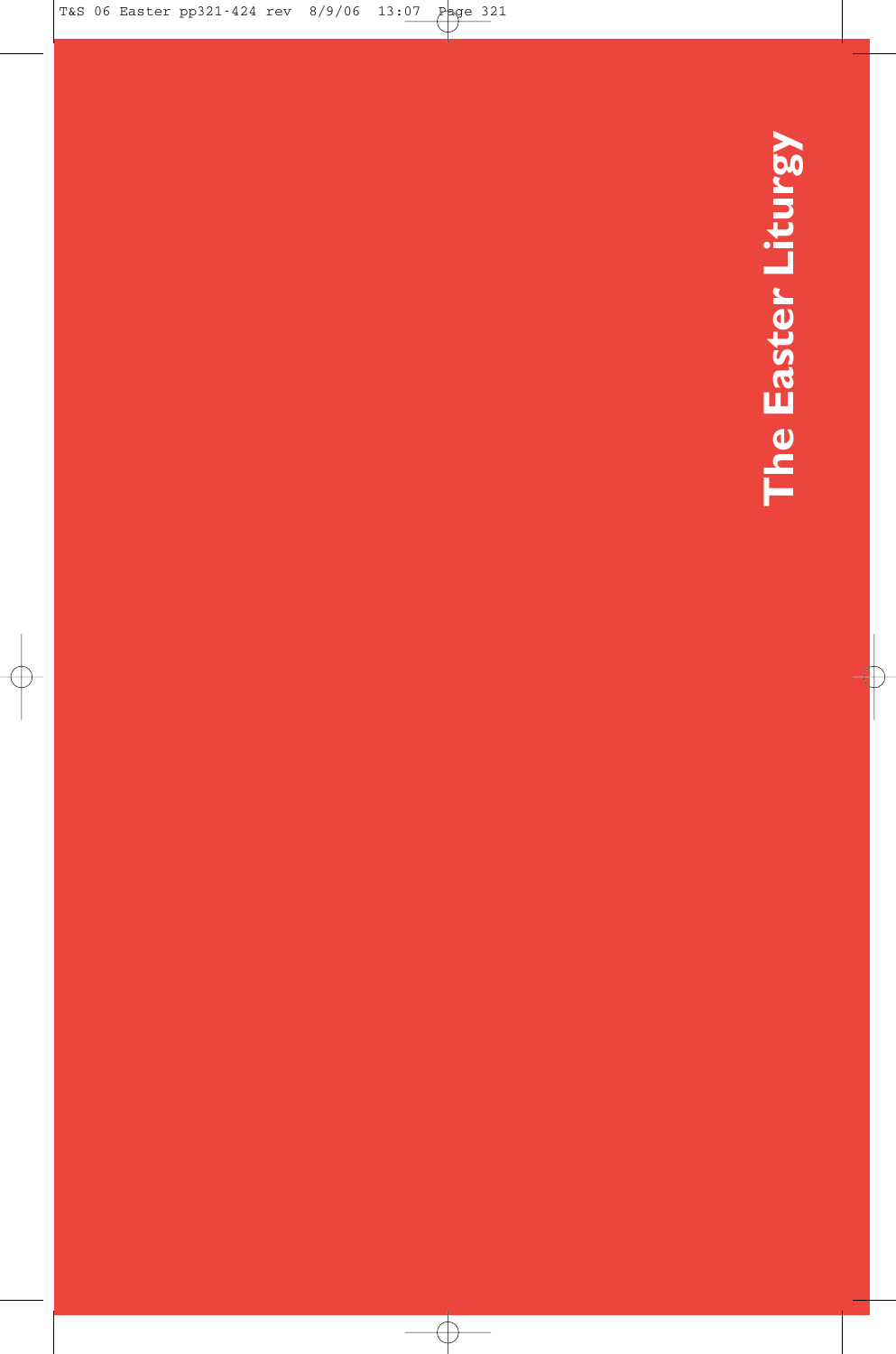# The Easter Liturgy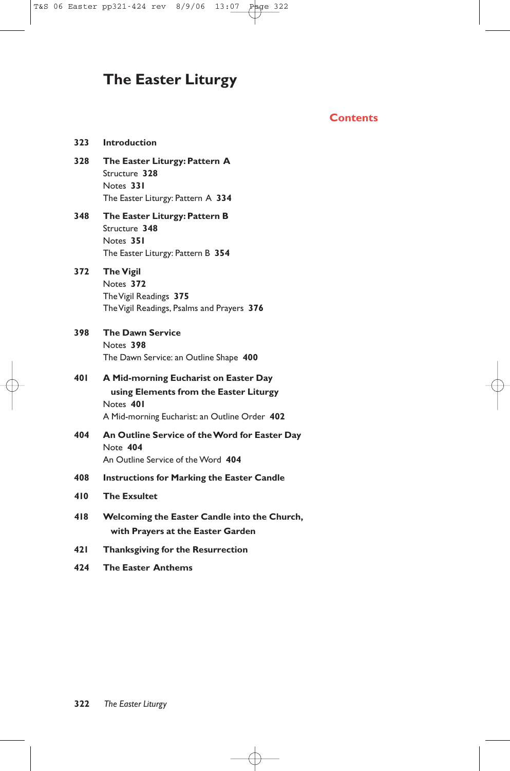# The Easter Liturgy

## Contents

**323 Introduction**

**328 The Easter Liturgy: Pattern A**
- Structure **328**
- Notes **331**
- The Easter Liturgy: Pattern A **334**

**348 The Easter Liturgy: Pattern B**
- Structure **348**
- Notes **351**
- The Easter Liturgy: Pattern B **354**

**372 The Vigil**
- Notes **372**
- The Vigil Readings **375**
- The Vigil Readings, Psalms and Prayers **376**

**398 The Dawn Service**
- Notes **398**
- The Dawn Service: an Outline Shape **400**

**401 A Mid-morning Eucharist on Easter Day using Elements from the Easter Liturgy**
- Notes **401**
- A Mid-morning Eucharist: an Outline Order **402**

**404 An Outline Service of the Word for Easter Day**
- Note **404**
- An Outline Service of the Word **404**

**408 Instructions for Marking the Easter Candle**

**410 The Exsultet**

**418 Welcoming the Easter Candle into the Church, with Prayers at the Easter Garden**

**421 Thanksgiving for the Resurrection**

**424 The Easter Anthems**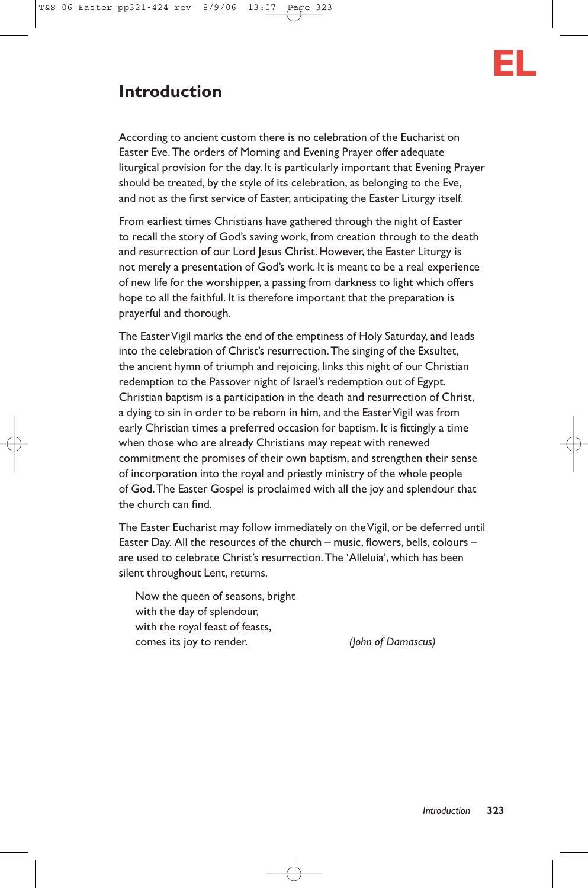# Introduction

According to ancient custom there is no celebration of the Eucharist on Easter Eve. The orders of Morning and Evening Prayer offer adequate liturgical provision for the day. It is particularly important that Evening Prayer should be treated, by the style of its celebration, as belonging to the Eve, and not as the first service of Easter, anticipating the Easter Liturgy itself.

From earliest times Christians have gathered through the night of Easter to recall the story of God's saving work, from creation through to the death and resurrection of our Lord Jesus Christ. However, the Easter Liturgy is not merely a presentation of God's work. It is meant to be a real experience of new life for the worshipper, a passing from darkness to light which offers hope to all the faithful. It is therefore important that the preparation is prayerful and thorough.

The Easter Vigil marks the end of the emptiness of Holy Saturday, and leads into the celebration of Christ's resurrection. The singing of the Exsultet, the ancient hymn of triumph and rejoicing, links this night of our Christian redemption to the Passover night of Israel's redemption out of Egypt. Christian baptism is a participation in the death and resurrection of Christ, a dying to sin in order to be reborn in him, and the Easter Vigil was from early Christian times a preferred occasion for baptism. It is fittingly a time when those who are already Christians may repeat with renewed commitment the promises of their own baptism, and strengthen their sense of incorporation into the royal and priestly ministry of the whole people of God. The Easter Gospel is proclaimed with all the joy and splendour that the church can find.

The Easter Eucharist may follow immediately on the Vigil, or be deferred until Easter Day. All the resources of the church – music, flowers, bells, colours – are used to celebrate Christ's resurrection. The 'Alleluia', which has been silent throughout Lent, returns.

> Now the queen of seasons, bright
> with the day of splendour,
> with the royal feast of feasts,
> comes its joy to render. *(John of Damascus)*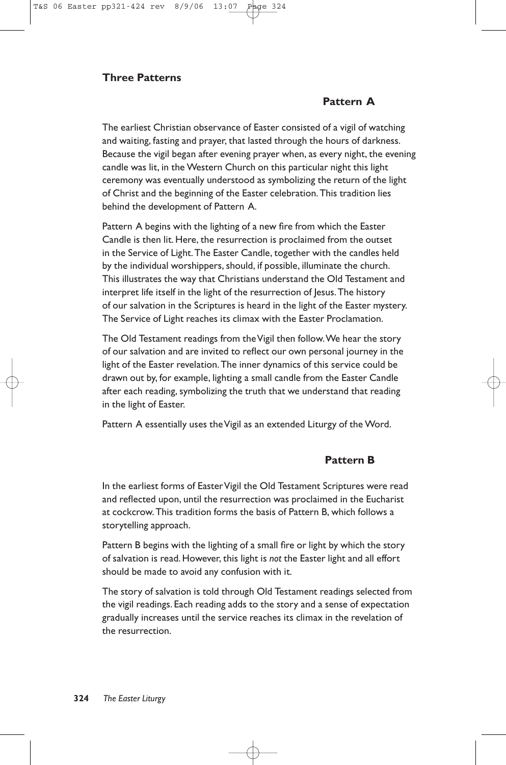## Three Patterns

### Pattern A

The earliest Christian observance of Easter consisted of a vigil of watching and waiting, fasting and prayer, that lasted through the hours of darkness. Because the vigil began after evening prayer when, as every night, the evening candle was lit, in the Western Church on this particular night this light ceremony was eventually understood as symbolizing the return of the light of Christ and the beginning of the Easter celebration. This tradition lies behind the development of Pattern A.

Pattern A begins with the lighting of a new fire from which the Easter Candle is then lit. Here, the resurrection is proclaimed from the outset in the Service of Light. The Easter Candle, together with the candles held by the individual worshippers, should, if possible, illuminate the church. This illustrates the way that Christians understand the Old Testament and interpret life itself in the light of the resurrection of Jesus. The history of our salvation in the Scriptures is heard in the light of the Easter mystery. The Service of Light reaches its climax with the Easter Proclamation.

The Old Testament readings from the Vigil then follow. We hear the story of our salvation and are invited to reflect our own personal journey in the light of the Easter revelation. The inner dynamics of this service could be drawn out by, for example, lighting a small candle from the Easter Candle after each reading, symbolizing the truth that we understand that reading in the light of Easter.

Pattern A essentially uses the Vigil as an extended Liturgy of the Word.

### Pattern B

In the earliest forms of Easter Vigil the Old Testament Scriptures were read and reflected upon, until the resurrection was proclaimed in the Eucharist at cockcrow. This tradition forms the basis of Pattern B, which follows a storytelling approach.

Pattern B begins with the lighting of a small fire or light by which the story of salvation is read. However, this light is *not* the Easter light and all effort should be made to avoid any confusion with it.

The story of salvation is told through Old Testament readings selected from the vigil readings. Each reading adds to the story and a sense of expectation gradually increases until the service reaches its climax in the revelation of the resurrection.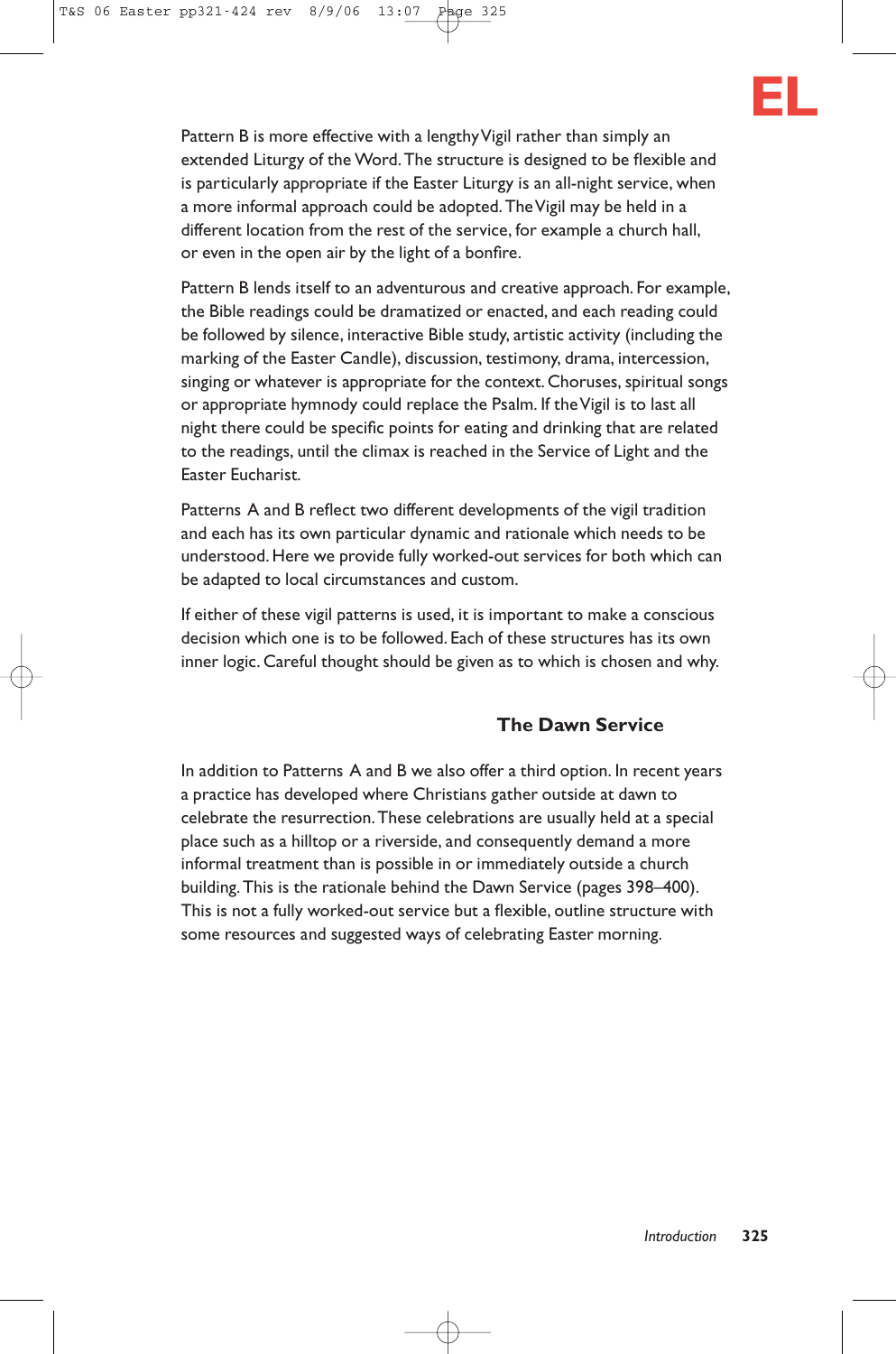Pattern B is more effective with a lengthy Vigil rather than simply an extended Liturgy of the Word. The structure is designed to be flexible and is particularly appropriate if the Easter Liturgy is an all-night service, when a more informal approach could be adopted. The Vigil may be held in a different location from the rest of the service, for example a church hall, or even in the open air by the light of a bonfire.

Pattern B lends itself to an adventurous and creative approach. For example, the Bible readings could be dramatized or enacted, and each reading could be followed by silence, interactive Bible study, artistic activity (including the marking of the Easter Candle), discussion, testimony, drama, intercession, singing or whatever is appropriate for the context. Choruses, spiritual songs or appropriate hymnody could replace the Psalm. If the Vigil is to last all night there could be specific points for eating and drinking that are related to the readings, until the climax is reached in the Service of Light and the Easter Eucharist.

Patterns A and B reflect two different developments of the vigil tradition and each has its own particular dynamic and rationale which needs to be understood. Here we provide fully worked-out services for both which can be adapted to local circumstances and custom.

If either of these vigil patterns is used, it is important to make a conscious decision which one is to be followed. Each of these structures has its own inner logic. Careful thought should be given as to which is chosen and why.

## The Dawn Service

In addition to Patterns A and B we also offer a third option. In recent years a practice has developed where Christians gather outside at dawn to celebrate the resurrection. These celebrations are usually held at a special place such as a hilltop or a riverside, and consequently demand a more informal treatment than is possible in or immediately outside a church building. This is the rationale behind the Dawn Service (pages 398–400). This is not a fully worked-out service but a flexible, outline structure with some resources and suggested ways of celebrating Easter morning.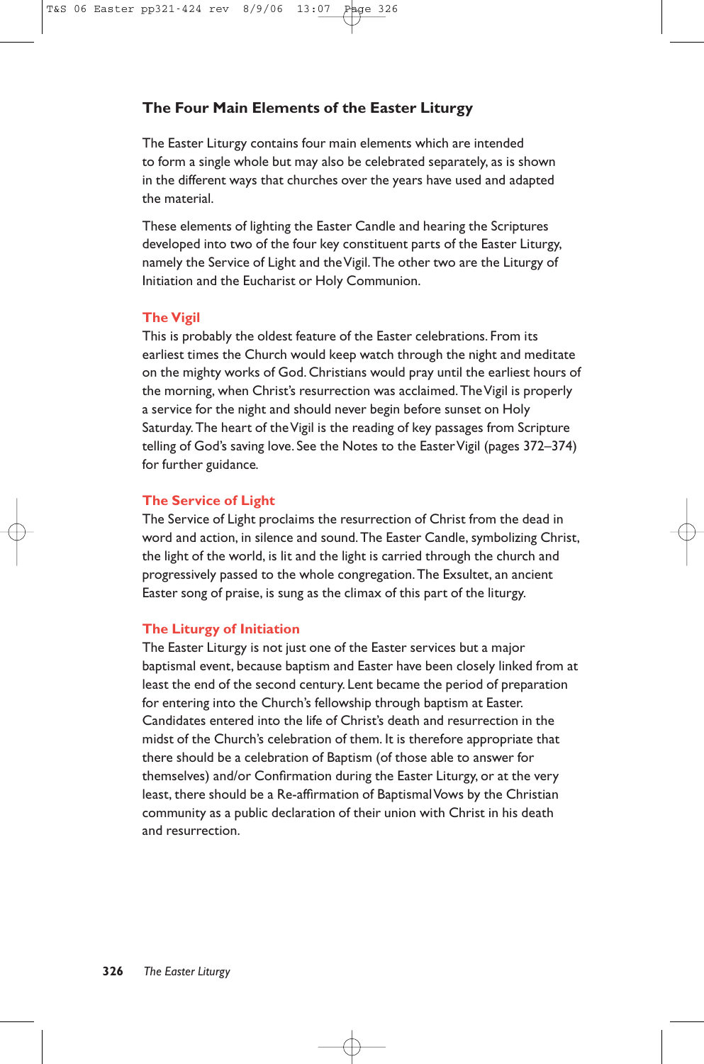## The Four Main Elements of the Easter Liturgy

The Easter Liturgy contains four main elements which are intended to form a single whole but may also be celebrated separately, as is shown in the different ways that churches over the years have used and adapted the material.

These elements of lighting the Easter Candle and hearing the Scriptures developed into two of the four key constituent parts of the Easter Liturgy, namely the Service of Light and the Vigil. The other two are the Liturgy of Initiation and the Eucharist or Holy Communion.

### The Vigil

This is probably the oldest feature of the Easter celebrations. From its earliest times the Church would keep watch through the night and meditate on the mighty works of God. Christians would pray until the earliest hours of the morning, when Christ's resurrection was acclaimed. The Vigil is properly a service for the night and should never begin before sunset on Holy Saturday. The heart of the Vigil is the reading of key passages from Scripture telling of God's saving love. See the Notes to the Easter Vigil (pages 372–374) for further guidance.

### The Service of Light

The Service of Light proclaims the resurrection of Christ from the dead in word and action, in silence and sound. The Easter Candle, symbolizing Christ, the light of the world, is lit and the light is carried through the church and progressively passed to the whole congregation. The Exsultet, an ancient Easter song of praise, is sung as the climax of this part of the liturgy.

### The Liturgy of Initiation

The Easter Liturgy is not just one of the Easter services but a major baptismal event, because baptism and Easter have been closely linked from at least the end of the second century. Lent became the period of preparation for entering into the Church's fellowship through baptism at Easter. Candidates entered into the life of Christ's death and resurrection in the midst of the Church's celebration of them. It is therefore appropriate that there should be a celebration of Baptism (of those able to answer for themselves) and/or Confirmation during the Easter Liturgy, or at the very least, there should be a Re-affirmation of Baptismal Vows by the Christian community as a public declaration of their union with Christ in his death and resurrection.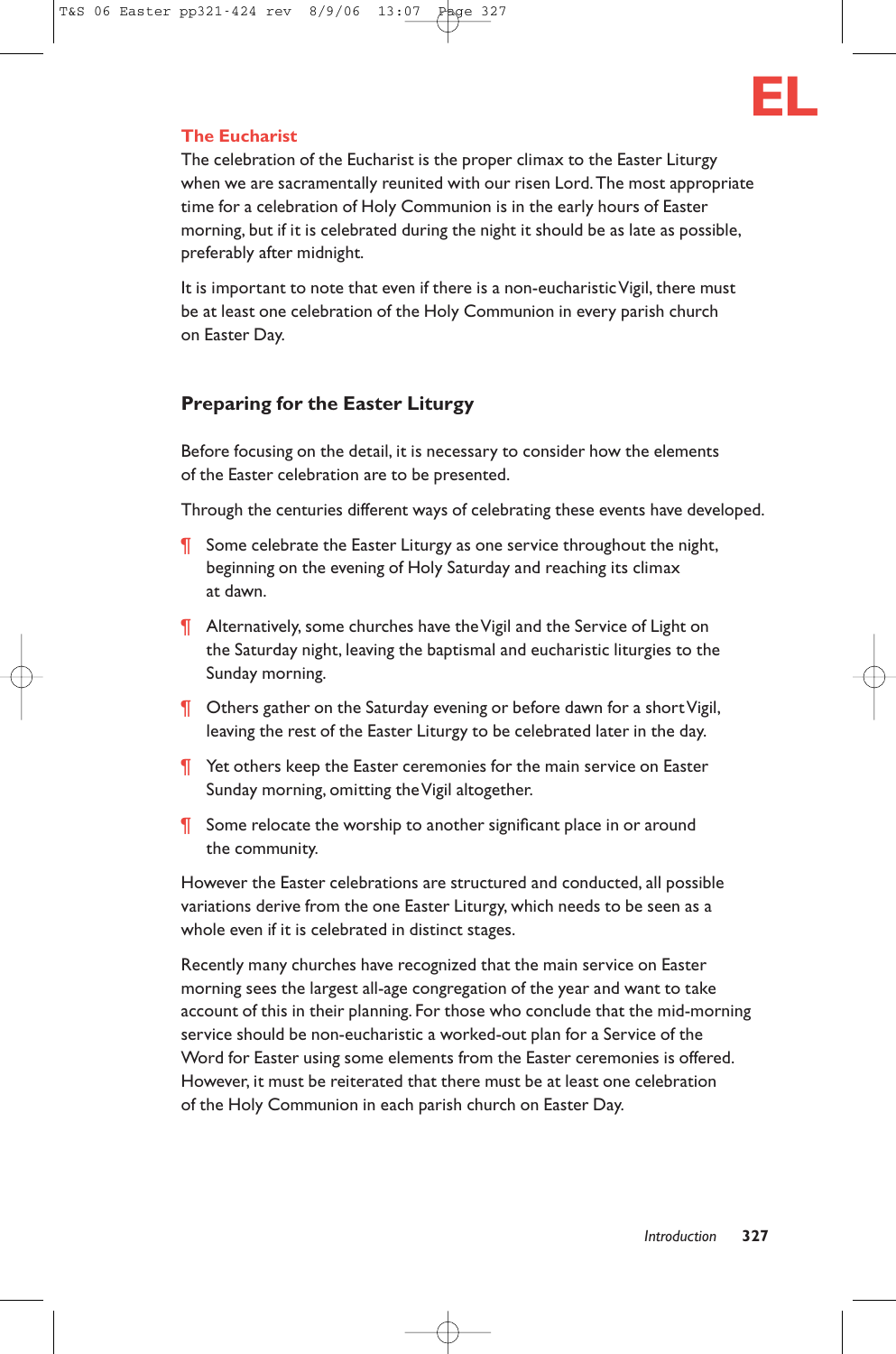## The Eucharist

The celebration of the Eucharist is the proper climax to the Easter Liturgy when we are sacramentally reunited with our risen Lord. The most appropriate time for a celebration of Holy Communion is in the early hours of Easter morning, but if it is celebrated during the night it should be as late as possible, preferably after midnight.

It is important to note that even if there is a non-eucharistic Vigil, there must be at least one celebration of the Holy Communion in every parish church on Easter Day.

## Preparing for the Easter Liturgy

Before focusing on the detail, it is necessary to consider how the elements of the Easter celebration are to be presented.

Through the centuries different ways of celebrating these events have developed.

¶ Some celebrate the Easter Liturgy as one service throughout the night, beginning on the evening of Holy Saturday and reaching its climax at dawn.

¶ Alternatively, some churches have the Vigil and the Service of Light on the Saturday night, leaving the baptismal and eucharistic liturgies to the Sunday morning.

¶ Others gather on the Saturday evening or before dawn for a short Vigil, leaving the rest of the Easter Liturgy to be celebrated later in the day.

¶ Yet others keep the Easter ceremonies for the main service on Easter Sunday morning, omitting the Vigil altogether.

¶ Some relocate the worship to another significant place in or around the community.

However the Easter celebrations are structured and conducted, all possible variations derive from the one Easter Liturgy, which needs to be seen as a whole even if it is celebrated in distinct stages.

Recently many churches have recognized that the main service on Easter morning sees the largest all-age congregation of the year and want to take account of this in their planning. For those who conclude that the mid-morning service should be non-eucharistic a worked-out plan for a Service of the Word for Easter using some elements from the Easter ceremonies is offered. However, it must be reiterated that there must be at least one celebration of the Holy Communion in each parish church on Easter Day.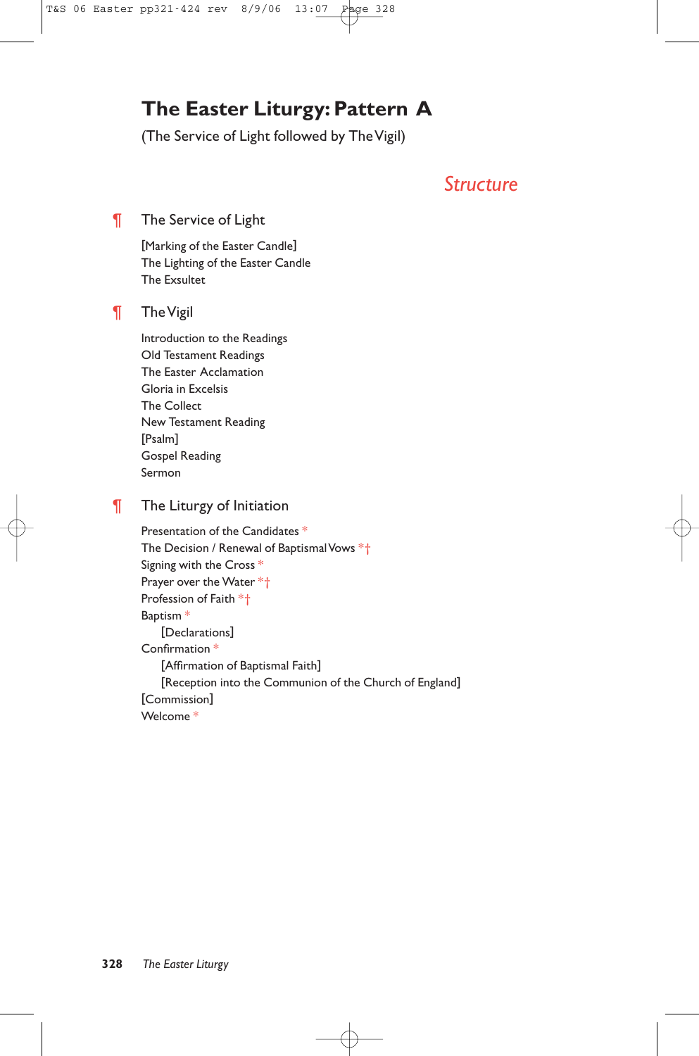# The Easter Liturgy: Pattern A

(The Service of Light followed by The Vigil)

## *Structure*

¶ The Service of Light

[Marking of the Easter Candle]
The Lighting of the Easter Candle
The Exsultet

¶ The Vigil

Introduction to the Readings
Old Testament Readings
The Easter Acclamation
Gloria in Excelsis
The Collect
New Testament Reading
[Psalm]
Gospel Reading
Sermon

¶ The Liturgy of Initiation

Presentation of the Candidates *
The Decision / Renewal of Baptismal Vows *†
Signing with the Cross *
Prayer over the Water *†
Profession of Faith *†
Baptism *
  [Declarations]
Confirmation *
  [Affirmation of Baptismal Faith]
  [Reception into the Communion of the Church of England]
[Commission]
Welcome *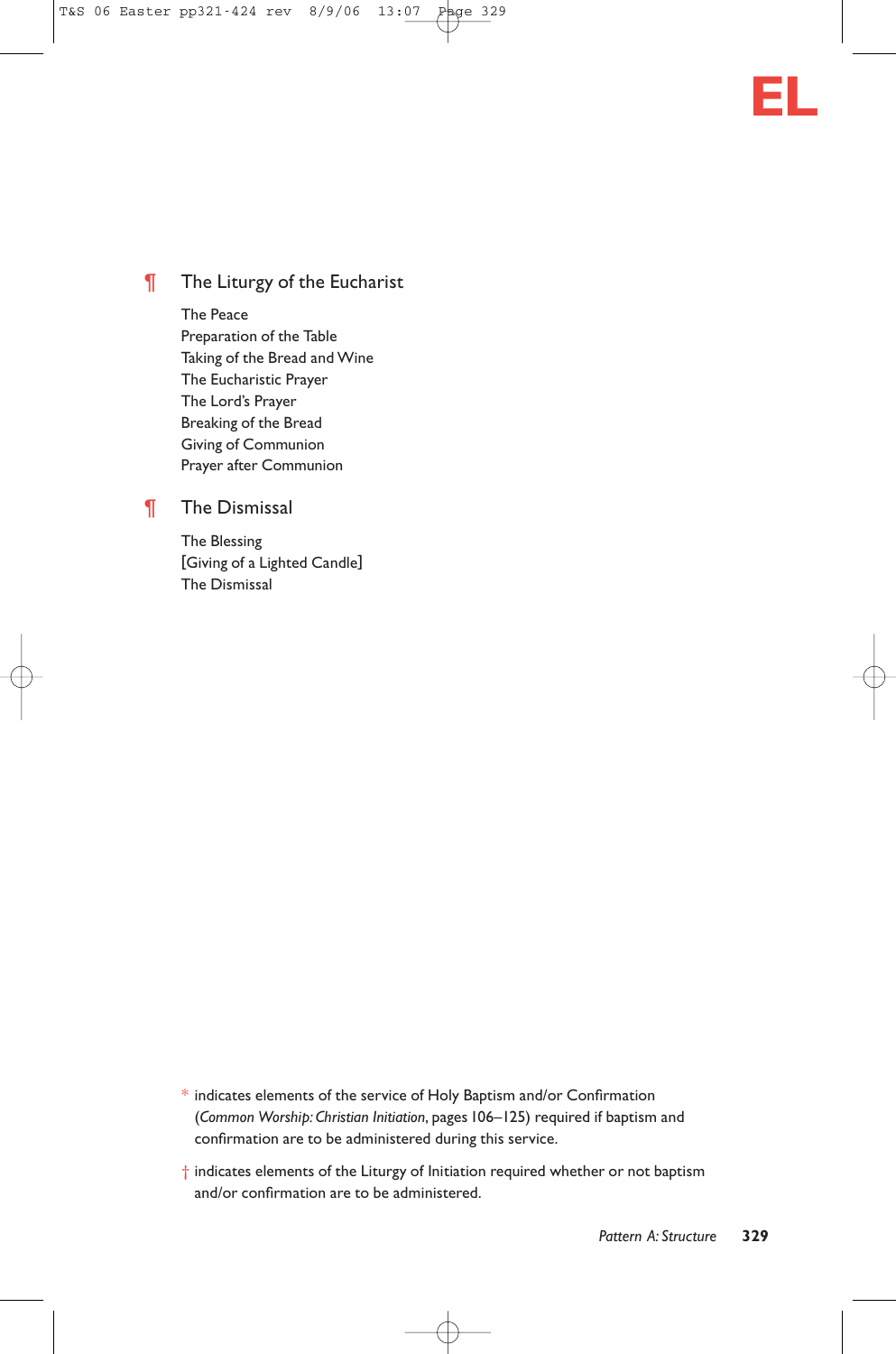EL

## ¶ The Liturgy of the Eucharist

The Peace
Preparation of the Table
Taking of the Bread and Wine
The Eucharistic Prayer
The Lord's Prayer
Breaking of the Bread
Giving of Communion
Prayer after Communion

## ¶ The Dismissal

The Blessing
[Giving of a Lighted Candle]
The Dismissal

\* indicates elements of the service of Holy Baptism and/or Confirmation (*Common Worship: Christian Initiation*, pages 106–125) required if baptism and confirmation are to be administered during this service.

† indicates elements of the Liturgy of Initiation required whether or not baptism and/or confirmation are to be administered.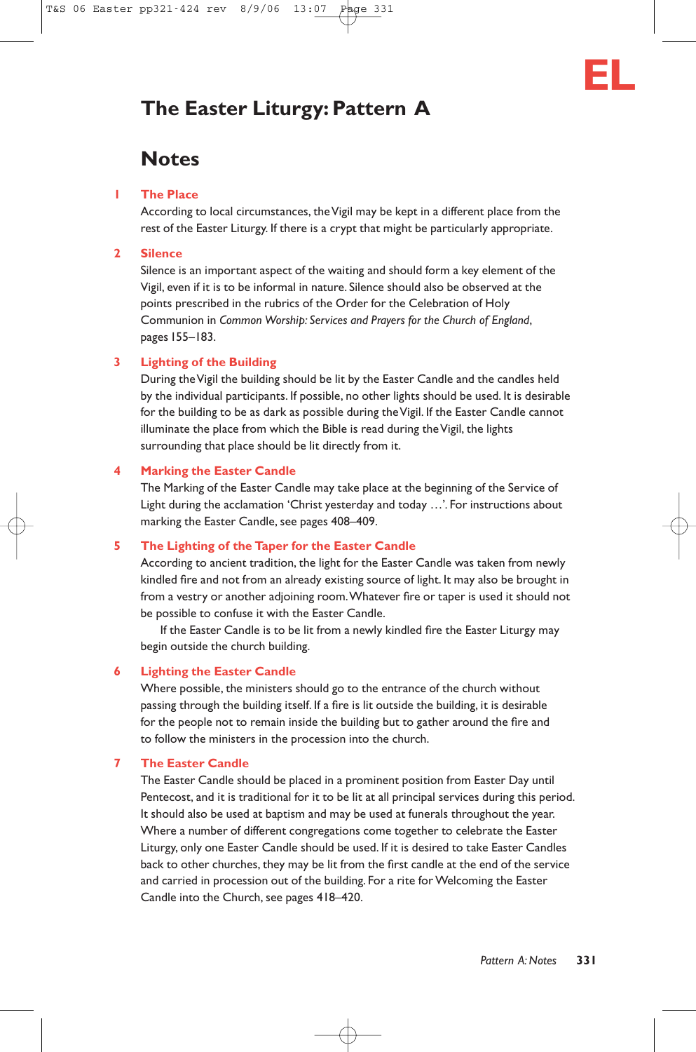# The Easter Liturgy: Pattern A

## Notes

**1 The Place**

According to local circumstances, the Vigil may be kept in a different place from the rest of the Easter Liturgy. If there is a crypt that might be particularly appropriate.

**2 Silence**

Silence is an important aspect of the waiting and should form a key element of the Vigil, even if it is to be informal in nature. Silence should also be observed at the points prescribed in the rubrics of the Order for the Celebration of Holy Communion in *Common Worship: Services and Prayers for the Church of England*, pages 155–183.

**3 Lighting of the Building**

During the Vigil the building should be lit by the Easter Candle and the candles held by the individual participants. If possible, no other lights should be used. It is desirable for the building to be as dark as possible during the Vigil. If the Easter Candle cannot illuminate the place from which the Bible is read during the Vigil, the lights surrounding that place should be lit directly from it.

**4 Marking the Easter Candle**

The Marking of the Easter Candle may take place at the beginning of the Service of Light during the acclamation 'Christ yesterday and today …'. For instructions about marking the Easter Candle, see pages 408–409.

**5 The Lighting of the Taper for the Easter Candle**

According to ancient tradition, the light for the Easter Candle was taken from newly kindled fire and not from an already existing source of light. It may also be brought in from a vestry or another adjoining room. Whatever fire or taper is used it should not be possible to confuse it with the Easter Candle.

If the Easter Candle is to be lit from a newly kindled fire the Easter Liturgy may begin outside the church building.

**6 Lighting the Easter Candle**

Where possible, the ministers should go to the entrance of the church without passing through the building itself. If a fire is lit outside the building, it is desirable for the people not to remain inside the building but to gather around the fire and to follow the ministers in the procession into the church.

**7 The Easter Candle**

The Easter Candle should be placed in a prominent position from Easter Day until Pentecost, and it is traditional for it to be lit at all principal services during this period. It should also be used at baptism and may be used at funerals throughout the year. Where a number of different congregations come together to celebrate the Easter Liturgy, only one Easter Candle should be used. If it is desired to take Easter Candles back to other churches, they may be lit from the first candle at the end of the service and carried in procession out of the building. For a rite for Welcoming the Easter Candle into the Church, see pages 418–420.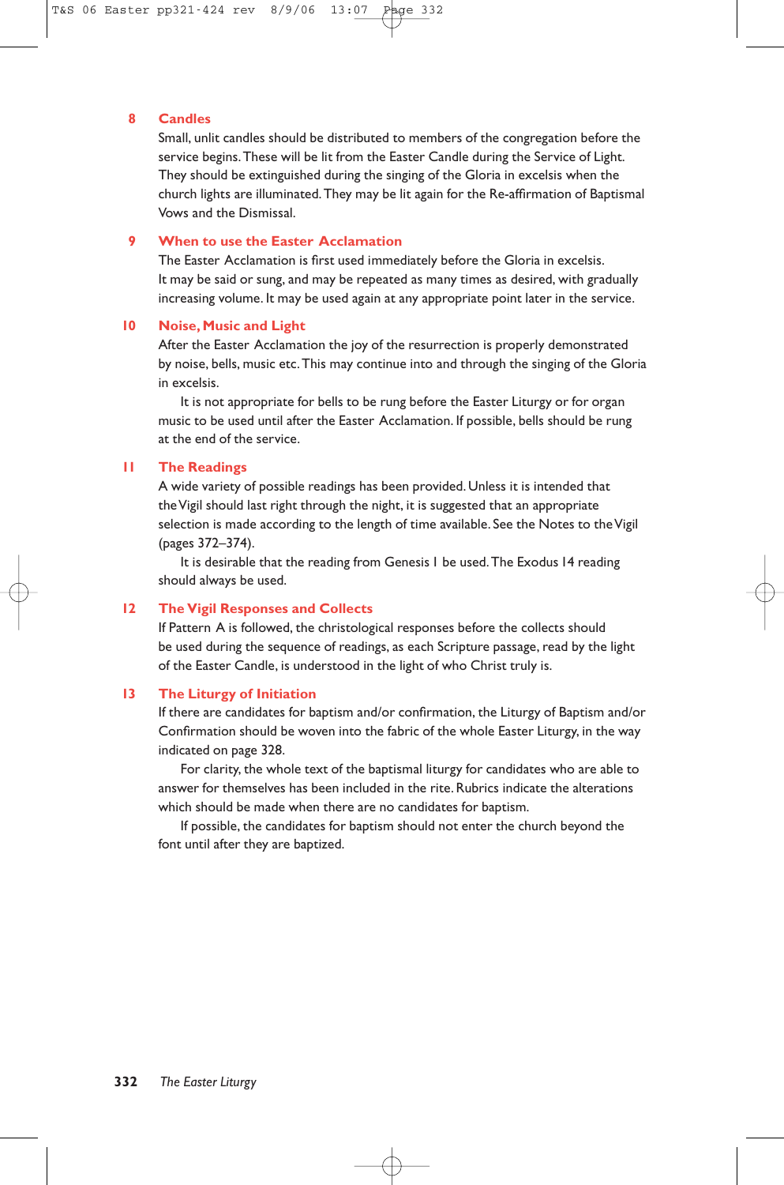## 8 Candles

Small, unlit candles should be distributed to members of the congregation before the service begins. These will be lit from the Easter Candle during the Service of Light. They should be extinguished during the singing of the Gloria in excelsis when the church lights are illuminated. They may be lit again for the Re-affirmation of Baptismal Vows and the Dismissal.

## 9 When to use the Easter Acclamation

The Easter Acclamation is first used immediately before the Gloria in excelsis. It may be said or sung, and may be repeated as many times as desired, with gradually increasing volume. It may be used again at any appropriate point later in the service.

## 10 Noise, Music and Light

After the Easter Acclamation the joy of the resurrection is properly demonstrated by noise, bells, music etc. This may continue into and through the singing of the Gloria in excelsis.

It is not appropriate for bells to be rung before the Easter Liturgy or for organ music to be used until after the Easter Acclamation. If possible, bells should be rung at the end of the service.

## 11 The Readings

A wide variety of possible readings has been provided. Unless it is intended that the Vigil should last right through the night, it is suggested that an appropriate selection is made according to the length of time available. See the Notes to the Vigil (pages 372–374).

It is desirable that the reading from Genesis 1 be used. The Exodus 14 reading should always be used.

## 12 The Vigil Responses and Collects

If Pattern A is followed, the christological responses before the collects should be used during the sequence of readings, as each Scripture passage, read by the light of the Easter Candle, is understood in the light of who Christ truly is.

## 13 The Liturgy of Initiation

If there are candidates for baptism and/or confirmation, the Liturgy of Baptism and/or Confirmation should be woven into the fabric of the whole Easter Liturgy, in the way indicated on page 328.

For clarity, the whole text of the baptismal liturgy for candidates who are able to answer for themselves has been included in the rite. Rubrics indicate the alterations which should be made when there are no candidates for baptism.

If possible, the candidates for baptism should not enter the church beyond the font until after they are baptized.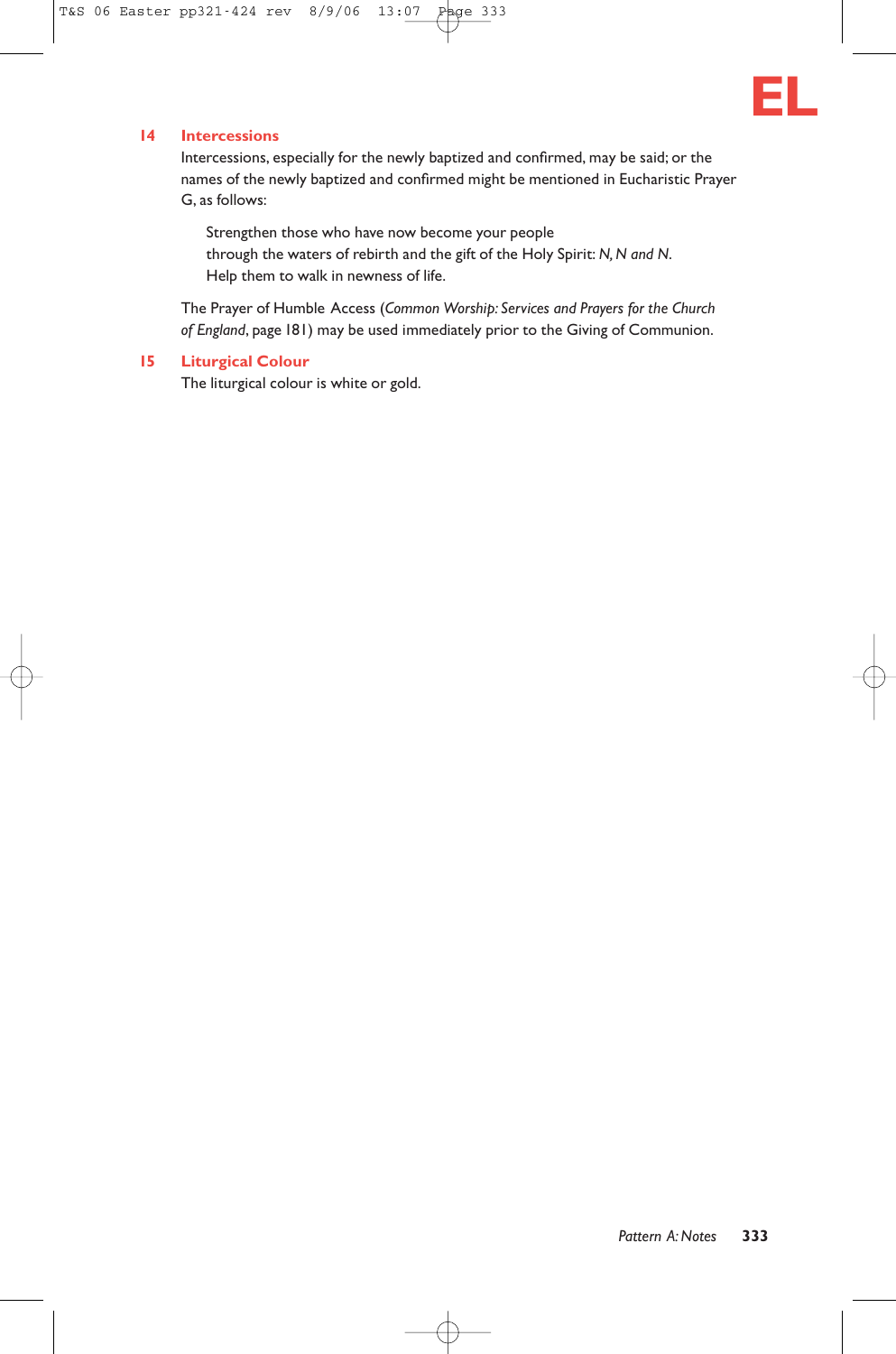## 14 Intercessions

Intercessions, especially for the newly baptized and confirmed, may be said; or the names of the newly baptized and confirmed might be mentioned in Eucharistic Prayer G, as follows:

> Strengthen those who have now become your people
> through the waters of rebirth and the gift of the Holy Spirit: *N, N and N.*
> Help them to walk in newness of life.

The Prayer of Humble Access (*Common Worship: Services and Prayers for the Church of England*, page 181) may be used immediately prior to the Giving of Communion.

## 15 Liturgical Colour

The liturgical colour is white or gold.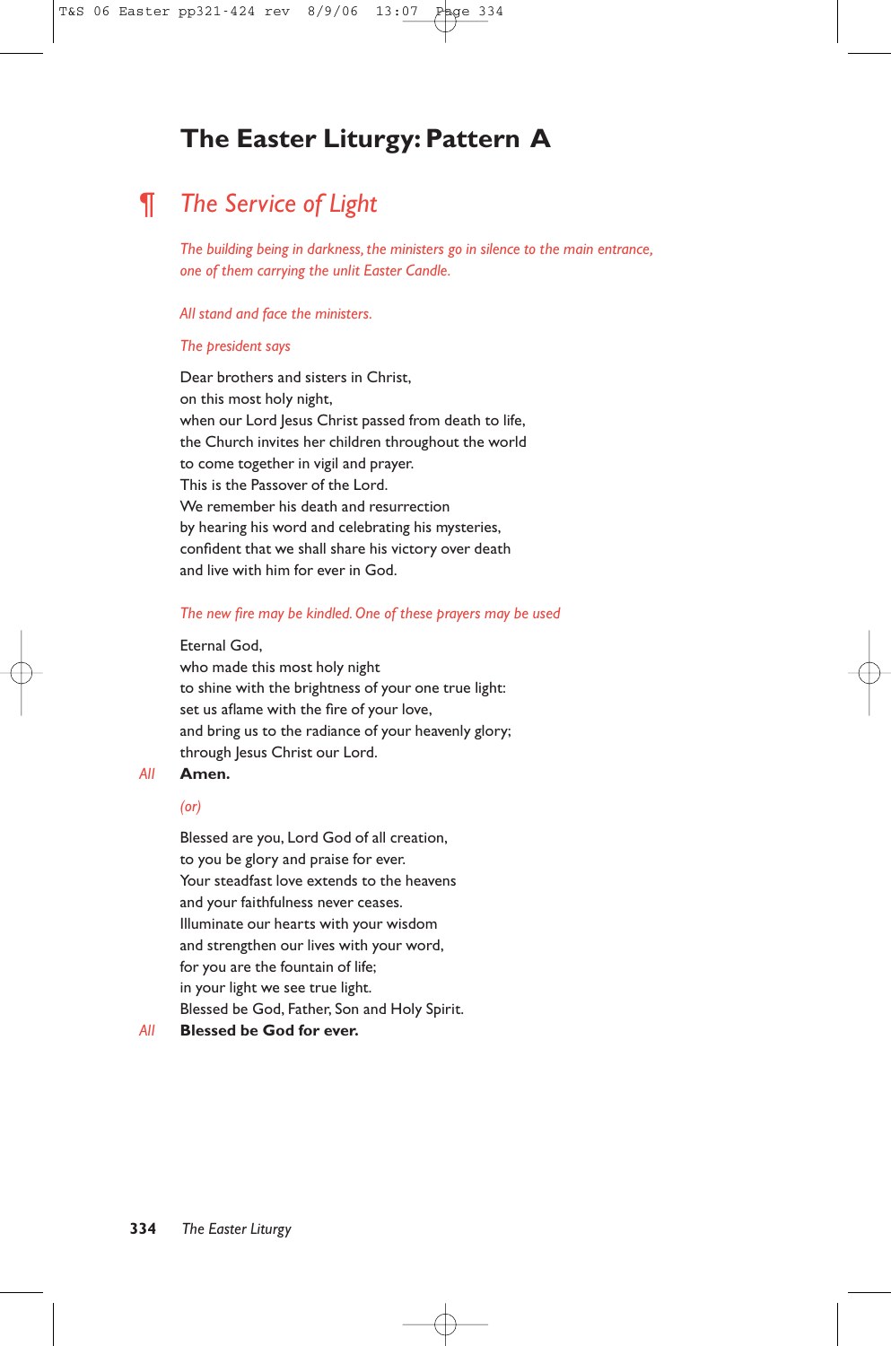# The Easter Liturgy: Pattern A

## ¶ *The Service of Light*

*The building being in darkness, the ministers go in silence to the main entrance, one of them carrying the unlit Easter Candle.*

*All stand and face the ministers.*

*The president says*

Dear brothers and sisters in Christ,
on this most holy night,
when our Lord Jesus Christ passed from death to life,
the Church invites her children throughout the world
to come together in vigil and prayer.
This is the Passover of the Lord.
We remember his death and resurrection
by hearing his word and celebrating his mysteries,
confident that we shall share his victory over death
and live with him for ever in God.

*The new fire may be kindled. One of these prayers may be used*

Eternal God,
who made this most holy night
to shine with the brightness of your one true light:
set us aflame with the fire of your love,
and bring us to the radiance of your heavenly glory;
through Jesus Christ our Lord.

*All* **Amen.**

*(or)*

Blessed are you, Lord God of all creation,
to you be glory and praise for ever.
Your steadfast love extends to the heavens
and your faithfulness never ceases.
Illuminate our hearts with your wisdom
and strengthen our lives with your word,
for you are the fountain of life;
in your light we see true light.
Blessed be God, Father, Son and Holy Spirit.

*All* **Blessed be God for ever.**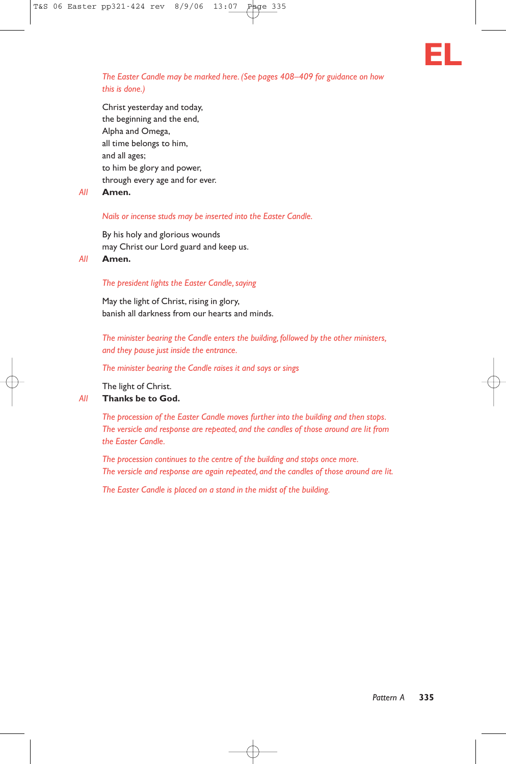*The Easter Candle may be marked here. (See pages 408–409 for guidance on how this is done.)*

Christ yesterday and today,  
the beginning and the end,  
Alpha and Omega,  
all time belongs to him,  
and all ages;  
to him be glory and power,  
through every age and for ever.

*All* **Amen.**

*Nails or incense studs may be inserted into the Easter Candle.*

By his holy and glorious wounds  
may Christ our Lord guard and keep us.

*All* **Amen.**

*The president lights the Easter Candle, saying*

May the light of Christ, rising in glory,  
banish all darkness from our hearts and minds.

*The minister bearing the Candle enters the building, followed by the other ministers, and they pause just inside the entrance.*

*The minister bearing the Candle raises it and says or sings*

The light of Christ.

*All* **Thanks be to God.**

*The procession of the Easter Candle moves further into the building and then stops. The versicle and response are repeated, and the candles of those around are lit from the Easter Candle.*

*The procession continues to the centre of the building and stops once more. The versicle and response are again repeated, and the candles of those around are lit.*

*The Easter Candle is placed on a stand in the midst of the building.*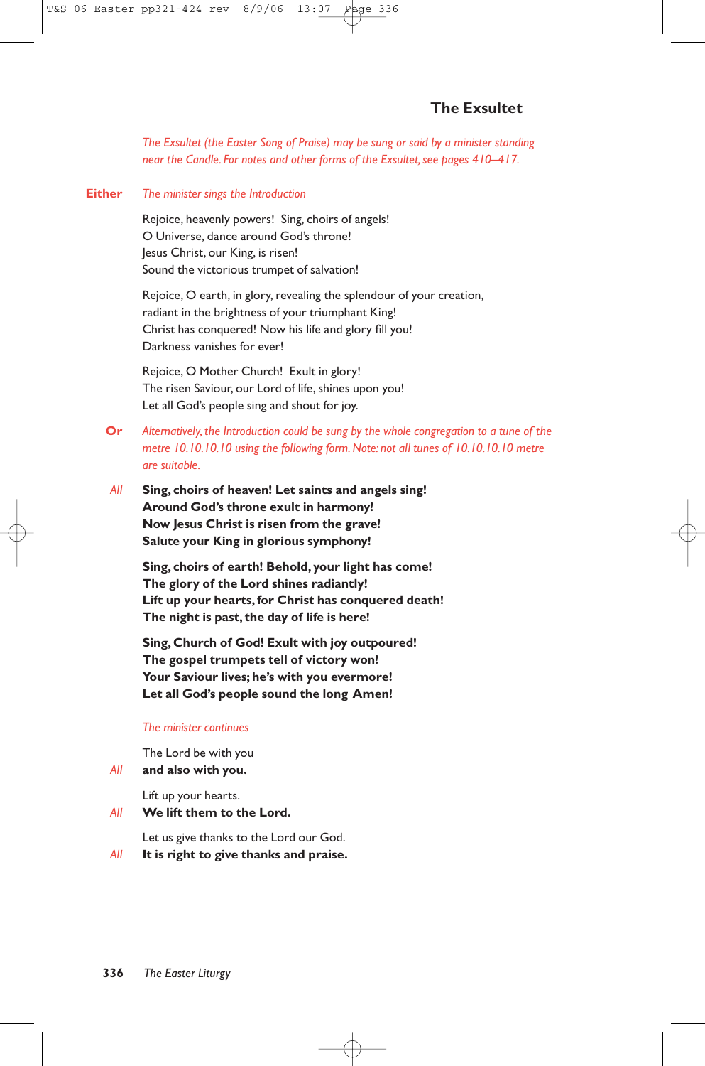## The Exsultet

*The Exsultet (the Easter Song of Praise) may be sung or said by a minister standing near the Candle. For notes and other forms of the Exsultet, see pages 410–417.*

**Either** *The minister sings the Introduction*

Rejoice, heavenly powers! Sing, choirs of angels!
O Universe, dance around God's throne!
Jesus Christ, our King, is risen!
Sound the victorious trumpet of salvation!

Rejoice, O earth, in glory, revealing the splendour of your creation,
radiant in the brightness of your triumphant King!
Christ has conquered! Now his life and glory fill you!
Darkness vanishes for ever!

Rejoice, O Mother Church! Exult in glory!
The risen Saviour, our Lord of life, shines upon you!
Let all God's people sing and shout for joy.

**Or** *Alternatively, the Introduction could be sung by the whole congregation to a tune of the metre 10.10.10.10 using the following form. Note: not all tunes of 10.10.10.10 metre are suitable.*

*All* **Sing, choirs of heaven! Let saints and angels sing!**
**Around God's throne exult in harmony!**
**Now Jesus Christ is risen from the grave!**
**Salute your King in glorious symphony!**

**Sing, choirs of earth! Behold, your light has come!**
**The glory of the Lord shines radiantly!**
**Lift up your hearts, for Christ has conquered death!**
**The night is past, the day of life is here!**

**Sing, Church of God! Exult with joy outpoured!**
**The gospel trumpets tell of victory won!**
**Your Saviour lives; he's with you evermore!**
**Let all God's people sound the long Amen!**

*The minister continues*

The Lord be with you
*All* **and also with you.**

Lift up your hearts.
*All* **We lift them to the Lord.**

Let us give thanks to the Lord our God.
*All* **It is right to give thanks and praise.**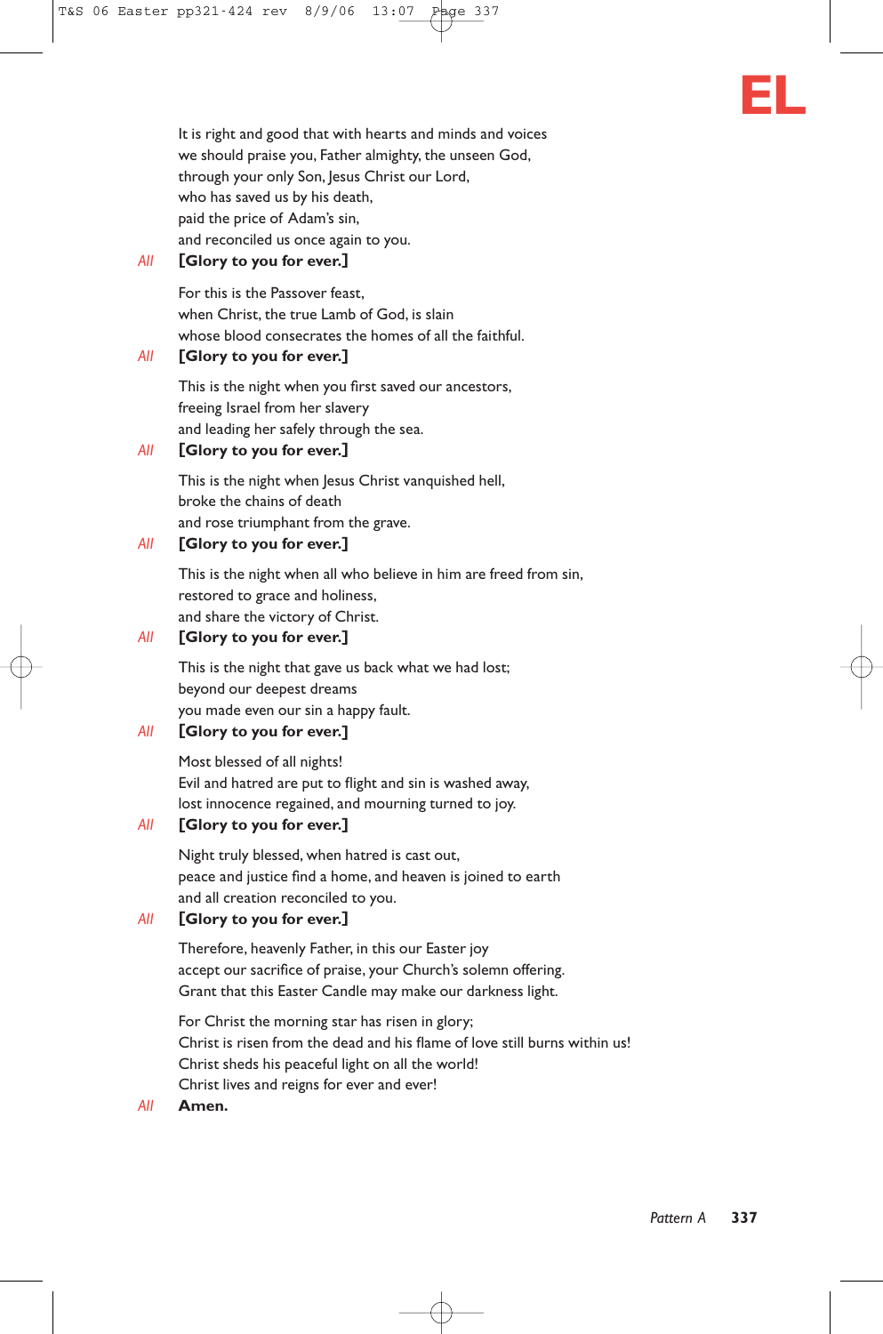It is right and good that with hearts and minds and voices
we should praise you, Father almighty, the unseen God,
through your only Son, Jesus Christ our Lord,
who has saved us by his death,
paid the price of Adam's sin,
and reconciled us once again to you.

*All* **[Glory to you for ever.]**

For this is the Passover feast,
when Christ, the true Lamb of God, is slain
whose blood consecrates the homes of all the faithful.

*All* **[Glory to you for ever.]**

This is the night when you first saved our ancestors,
freeing Israel from her slavery
and leading her safely through the sea.

*All* **[Glory to you for ever.]**

This is the night when Jesus Christ vanquished hell,
broke the chains of death
and rose triumphant from the grave.

*All* **[Glory to you for ever.]**

This is the night when all who believe in him are freed from sin,
restored to grace and holiness,
and share the victory of Christ.

*All* **[Glory to you for ever.]**

This is the night that gave us back what we had lost;
beyond our deepest dreams
you made even our sin a happy fault.

*All* **[Glory to you for ever.]**

Most blessed of all nights!
Evil and hatred are put to flight and sin is washed away,
lost innocence regained, and mourning turned to joy.

*All* **[Glory to you for ever.]**

Night truly blessed, when hatred is cast out,
peace and justice find a home, and heaven is joined to earth
and all creation reconciled to you.

*All* **[Glory to you for ever.]**

Therefore, heavenly Father, in this our Easter joy
accept our sacrifice of praise, your Church's solemn offering.
Grant that this Easter Candle may make our darkness light.

For Christ the morning star has risen in glory;
Christ is risen from the dead and his flame of love still burns within us!
Christ sheds his peaceful light on all the world!
Christ lives and reigns for ever and ever!

*All* **Amen.**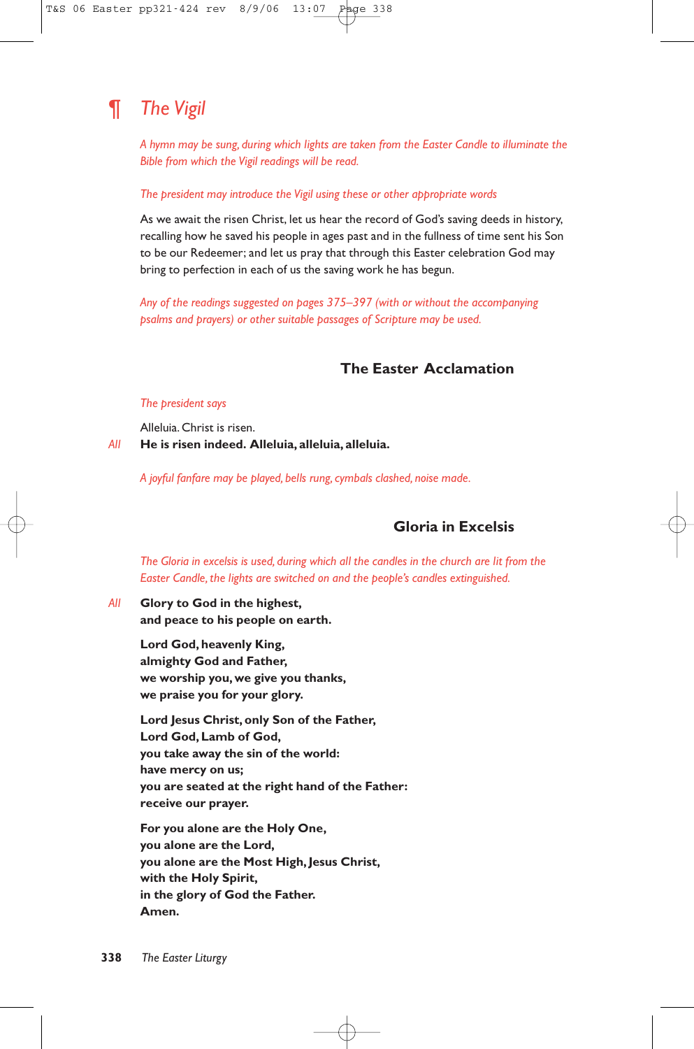## ¶ The Vigil

*A hymn may be sung, during which lights are taken from the Easter Candle to illuminate the Bible from which the Vigil readings will be read.*

*The president may introduce the Vigil using these or other appropriate words*

As we await the risen Christ, let us hear the record of God's saving deeds in history, recalling how he saved his people in ages past and in the fullness of time sent his Son to be our Redeemer; and let us pray that through this Easter celebration God may bring to perfection in each of us the saving work he has begun.

*Any of the readings suggested on pages 375–397 (with or without the accompanying psalms and prayers) or other suitable passages of Scripture may be used.*

### The Easter Acclamation

*The president says*

Alleluia. Christ is risen.

*All* **He is risen indeed. Alleluia, alleluia, alleluia.**

*A joyful fanfare may be played, bells rung, cymbals clashed, noise made.*

### Gloria in Excelsis

*The Gloria in excelsis is used, during which all the candles in the church are lit from the Easter Candle, the lights are switched on and the people's candles extinguished.*

*All* **Glory to God in the highest,**
**and peace to his people on earth.**

**Lord God, heavenly King,**
**almighty God and Father,**
**we worship you, we give you thanks,**
**we praise you for your glory.**

**Lord Jesus Christ, only Son of the Father,**
**Lord God, Lamb of God,**
**you take away the sin of the world:**
**have mercy on us;**
**you are seated at the right hand of the Father:**
**receive our prayer.**

**For you alone are the Holy One,**
**you alone are the Lord,**
**you alone are the Most High, Jesus Christ,**
**with the Holy Spirit,**
**in the glory of God the Father.**
**Amen.**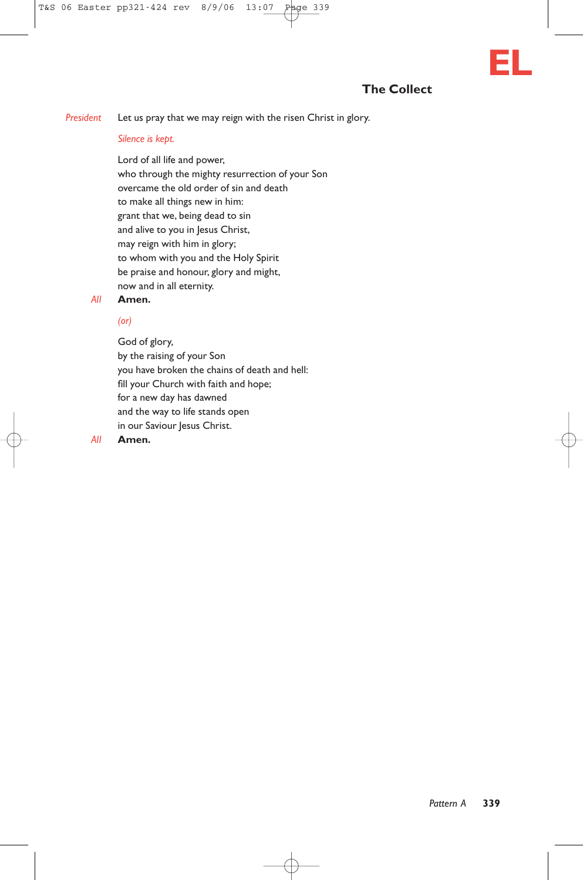EL

## The Collect

*President* Let us pray that we may reign with the risen Christ in glory.

*Silence is kept.*

Lord of all life and power,
who through the mighty resurrection of your Son
overcame the old order of sin and death
to make all things new in him:
grant that we, being dead to sin
and alive to you in Jesus Christ,
may reign with him in glory;
to whom with you and the Holy Spirit
be praise and honour, glory and might,
now and in all eternity.

*All* **Amen.**

*(or)*

God of glory,
by the raising of your Son
you have broken the chains of death and hell:
fill your Church with faith and hope;
for a new day has dawned
and the way to life stands open
in our Saviour Jesus Christ.

*All* **Amen.**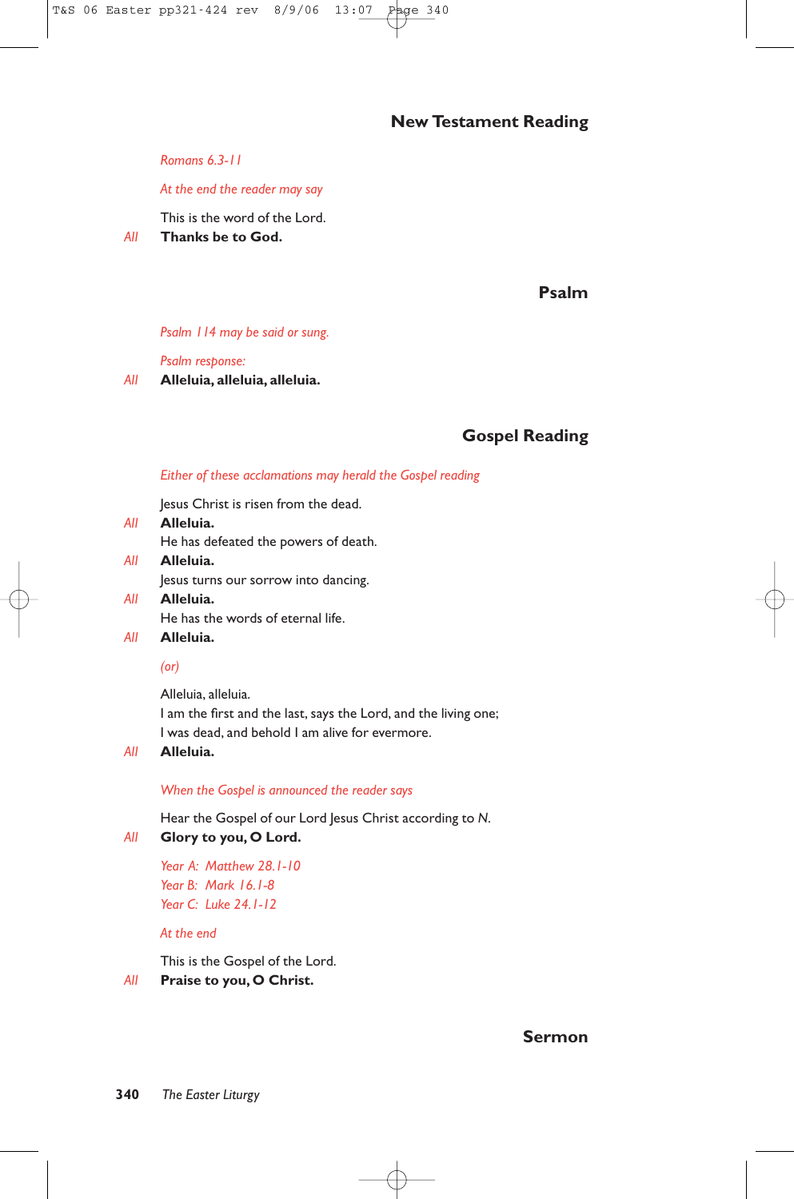## New Testament Reading

*Romans 6.3-11*

*At the end the reader may say*

This is the word of the Lord.

*All* **Thanks be to God.**

## Psalm

*Psalm 114 may be said or sung.*

*Psalm response:*

*All* **Alleluia, alleluia, alleluia.**

## Gospel Reading

*Either of these acclamations may herald the Gospel reading*

Jesus Christ is risen from the dead.

*All* **Alleluia.**

He has defeated the powers of death.

*All* **Alleluia.**

Jesus turns our sorrow into dancing.

*All* **Alleluia.**

He has the words of eternal life.

*All* **Alleluia.**

*(or)*

Alleluia, alleluia.
I am the first and the last, says the Lord, and the living one;
I was dead, and behold I am alive for evermore.

*All* **Alleluia.**

*When the Gospel is announced the reader says*

Hear the Gospel of our Lord Jesus Christ according to *N*.

*All* **Glory to you, O Lord.**

*Year A: Matthew 28.1-10*
*Year B: Mark 16.1-8*
*Year C: Luke 24.1-12*

*At the end*

This is the Gospel of the Lord.

*All* **Praise to you, O Christ.**

## Sermon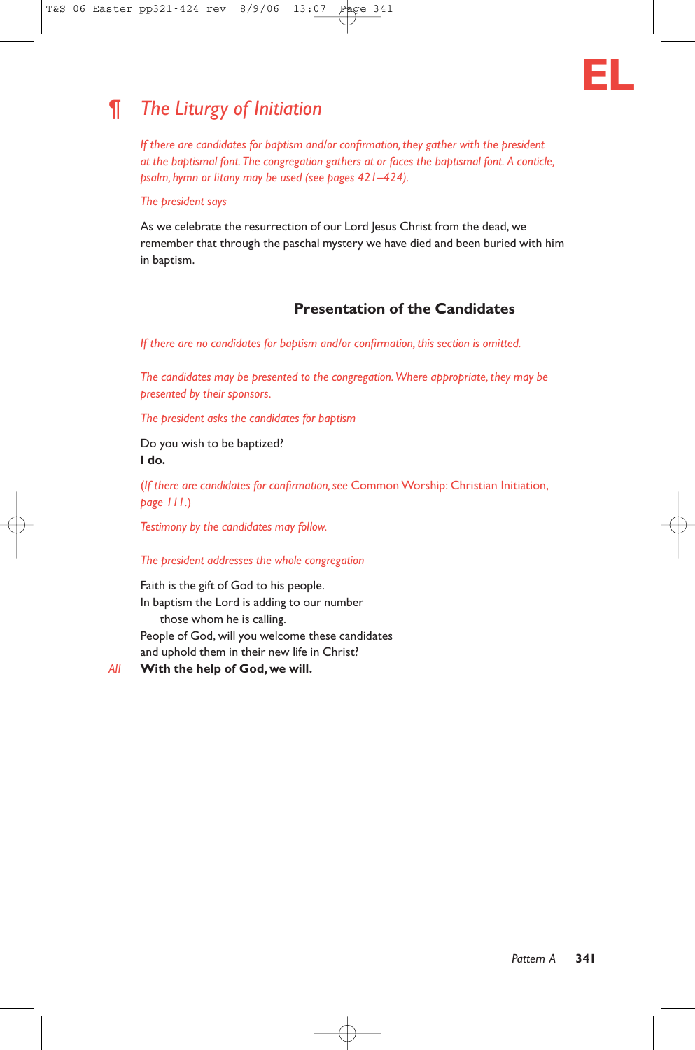## ¶ *The Liturgy of Initiation*

*If there are candidates for baptism and/or confirmation, they gather with the president at the baptismal font. The congregation gathers at or faces the baptismal font. A canticle, psalm, hymn or litany may be used (see pages 421–424).*

*The president says*

As we celebrate the resurrection of our Lord Jesus Christ from the dead, we remember that through the paschal mystery we have died and been buried with him in baptism.

### Presentation of the Candidates

*If there are no candidates for baptism and/or confirmation, this section is omitted.*

*The candidates may be presented to the congregation. Where appropriate, they may be presented by their sponsors.*

*The president asks the candidates for baptism*

Do you wish to be baptized?
**I do.**

*(If there are candidates for confirmation, see* Common Worship: Christian Initiation, *page 111.)*

*Testimony by the candidates may follow.*

*The president addresses the whole congregation*

Faith is the gift of God to his people.
In baptism the Lord is adding to our number
  those whom he is calling.
People of God, will you welcome these candidates
and uphold them in their new life in Christ?

*All* **With the help of God, we will.**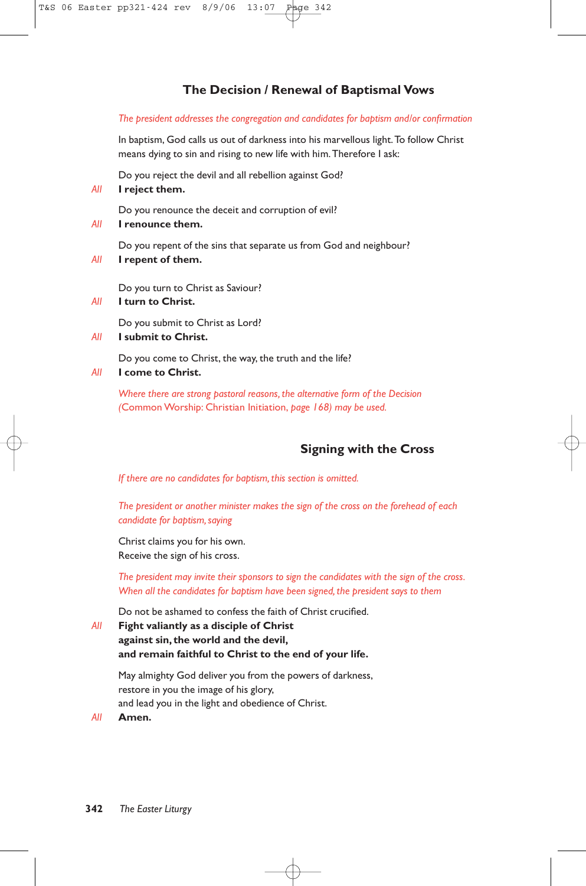## The Decision / Renewal of Baptismal Vows

*The president addresses the congregation and candidates for baptism and/or confirmation*

In baptism, God calls us out of darkness into his marvellous light. To follow Christ means dying to sin and rising to new life with him. Therefore I ask:

Do you reject the devil and all rebellion against God?

*All* **I reject them.**

Do you renounce the deceit and corruption of evil?

*All* **I renounce them.**

Do you repent of the sins that separate us from God and neighbour?

*All* **I repent of them.**

Do you turn to Christ as Saviour?

*All* **I turn to Christ.**

Do you submit to Christ as Lord?

*All* **I submit to Christ.**

Do you come to Christ, the way, the truth and the life?

*All* **I come to Christ.**

*Where there are strong pastoral reasons, the alternative form of the Decision (*Common Worship: Christian Initiation*, page 168) may be used.*

## Signing with the Cross

*If there are no candidates for baptism, this section is omitted.*

*The president or another minister makes the sign of the cross on the forehead of each candidate for baptism, saying*

Christ claims you for his own.
Receive the sign of his cross.

*The president may invite their sponsors to sign the candidates with the sign of the cross. When all the candidates for baptism have been signed, the president says to them*

Do not be ashamed to confess the faith of Christ crucified.

*All* **Fight valiantly as a disciple of Christ**
**against sin, the world and the devil,**
**and remain faithful to Christ to the end of your life.**

May almighty God deliver you from the powers of darkness,
restore in you the image of his glory,
and lead you in the light and obedience of Christ.

*All* **Amen.**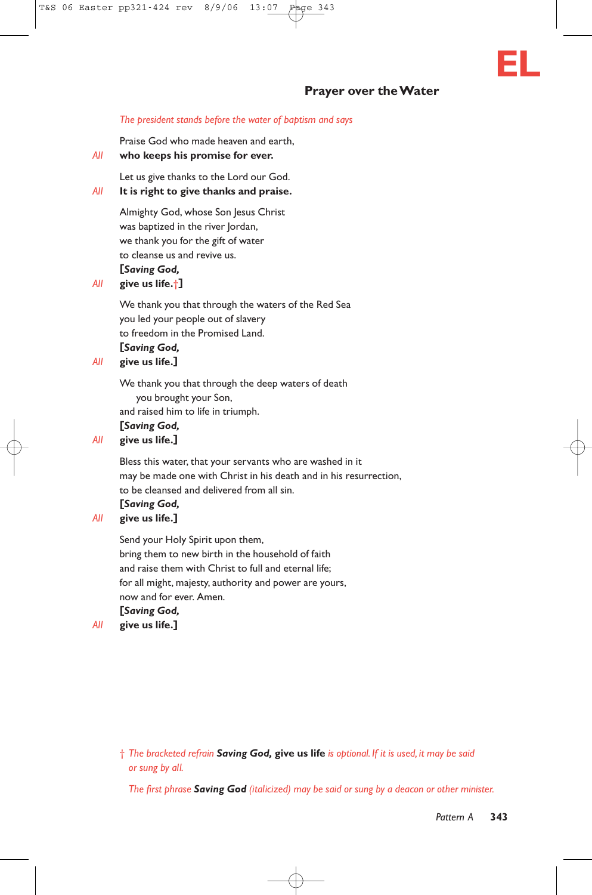EL

## Prayer over the Water

*The president stands before the water of baptism and says*

Praise God who made heaven and earth,
*All* **who keeps his promise for ever.**

Let us give thanks to the Lord our God.
*All* **It is right to give thanks and praise.**

Almighty God, whose Son Jesus Christ
was baptized in the river Jordan,
we thank you for the gift of water
to cleanse us and revive us.
**[*Saving God,***
*All* **give us life.**†**]**

We thank you that through the waters of the Red Sea
you led your people out of slavery
to freedom in the Promised Land.
**[*Saving God,***
*All* **give us life.]**

We thank you that through the deep waters of death
you brought your Son,
and raised him to life in triumph.
**[*Saving God,***
*All* **give us life.]**

Bless this water, that your servants who are washed in it
may be made one with Christ in his death and in his resurrection,
to be cleansed and delivered from all sin.
**[*Saving God,***
*All* **give us life.]**

Send your Holy Spirit upon them,
bring them to new birth in the household of faith
and raise them with Christ to full and eternal life;
for all might, majesty, authority and power are yours,
now and for ever. Amen.
**[*Saving God,***
*All* **give us life.]**

† *The bracketed refrain* ***Saving God,*** **give us life** *is optional. If it is used, it may be said or sung by all.*

*The first phrase* ***Saving God*** *(italicized) may be said or sung by a deacon or other minister.*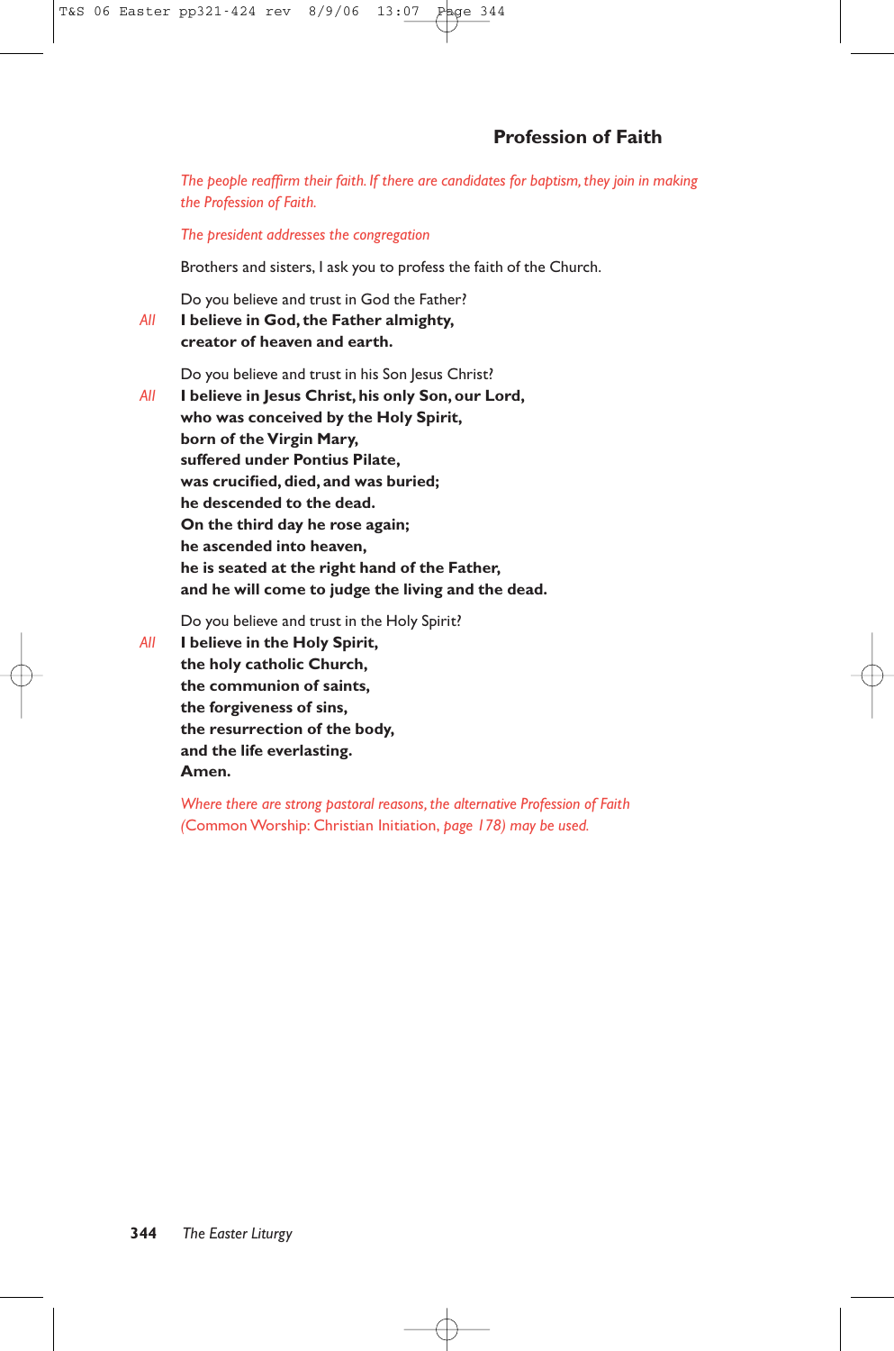## Profession of Faith

*The people reaffirm their faith. If there are candidates for baptism, they join in making the Profession of Faith.*

*The president addresses the congregation*

Brothers and sisters, I ask you to profess the faith of the Church.

Do you believe and trust in God the Father?

*All* **I believe in God, the Father almighty,**
**creator of heaven and earth.**

Do you believe and trust in his Son Jesus Christ?

*All* **I believe in Jesus Christ, his only Son, our Lord,**
**who was conceived by the Holy Spirit,**
**born of the Virgin Mary,**
**suffered under Pontius Pilate,**
**was crucified, died, and was buried;**
**he descended to the dead.**
**On the third day he rose again;**
**he ascended into heaven,**
**he is seated at the right hand of the Father,**
**and he will come to judge the living and the dead.**

Do you believe and trust in the Holy Spirit?

*All* **I believe in the Holy Spirit,**
**the holy catholic Church,**
**the communion of saints,**
**the forgiveness of sins,**
**the resurrection of the body,**
**and the life everlasting.**
**Amen.**

*Where there are strong pastoral reasons, the alternative Profession of Faith* (Common Worship: Christian Initiation, *page 178) may be used.*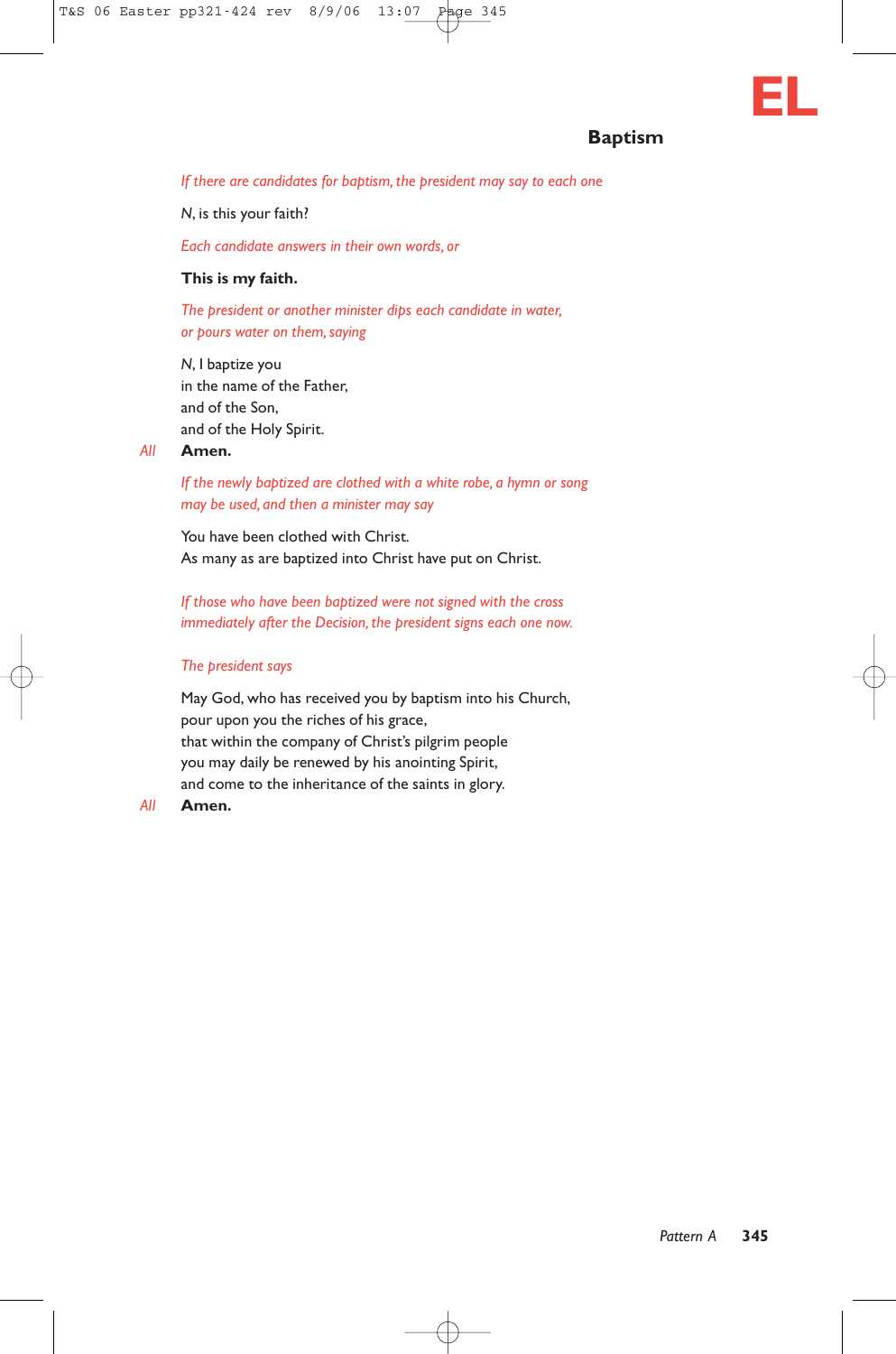**EL**

## Baptism

*If there are candidates for baptism, the president may say to each one*

*N*, is this your faith?

*Each candidate answers in their own words, or*

**This is my faith.**

*The president or another minister dips each candidate in water, or pours water on them, saying*

*N*, I baptize you
in the name of the Father,
and of the Son,
and of the Holy Spirit.

*All* **Amen.**

*If the newly baptized are clothed with a white robe, a hymn or song may be used, and then a minister may say*

You have been clothed with Christ.
As many as are baptized into Christ have put on Christ.

*If those who have been baptized were not signed with the cross immediately after the Decision, the president signs each one now.*

*The president says*

May God, who has received you by baptism into his Church,
pour upon you the riches of his grace,
that within the company of Christ's pilgrim people
you may daily be renewed by his anointing Spirit,
and come to the inheritance of the saints in glory.

*All* **Amen.**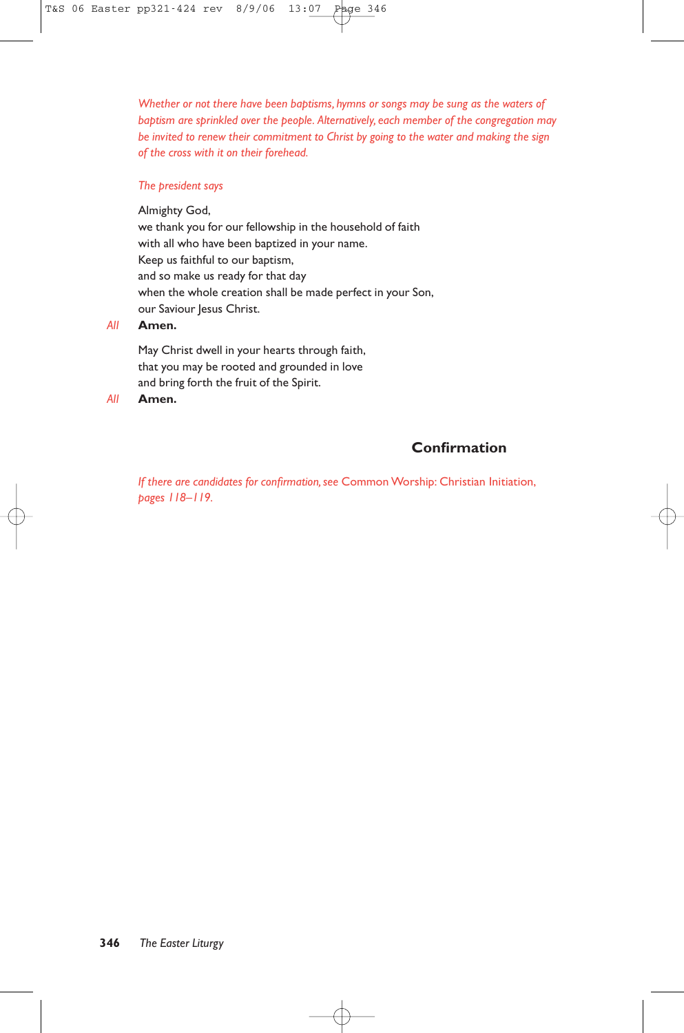*Whether or not there have been baptisms, hymns or songs may be sung as the waters of baptism are sprinkled over the people. Alternatively, each member of the congregation may be invited to renew their commitment to Christ by going to the water and making the sign of the cross with it on their forehead.*

*The president says*

Almighty God,
we thank you for our fellowship in the household of faith
with all who have been baptized in your name.
Keep us faithful to our baptism,
and so make us ready for that day
when the whole creation shall be made perfect in your Son,
our Saviour Jesus Christ.

*All* **Amen.**

May Christ dwell in your hearts through faith,
that you may be rooted and grounded in love
and bring forth the fruit of the Spirit.

*All* **Amen.**

## Confirmation

*If there are candidates for confirmation, see* Common Worship: Christian Initiation, *pages 118–119.*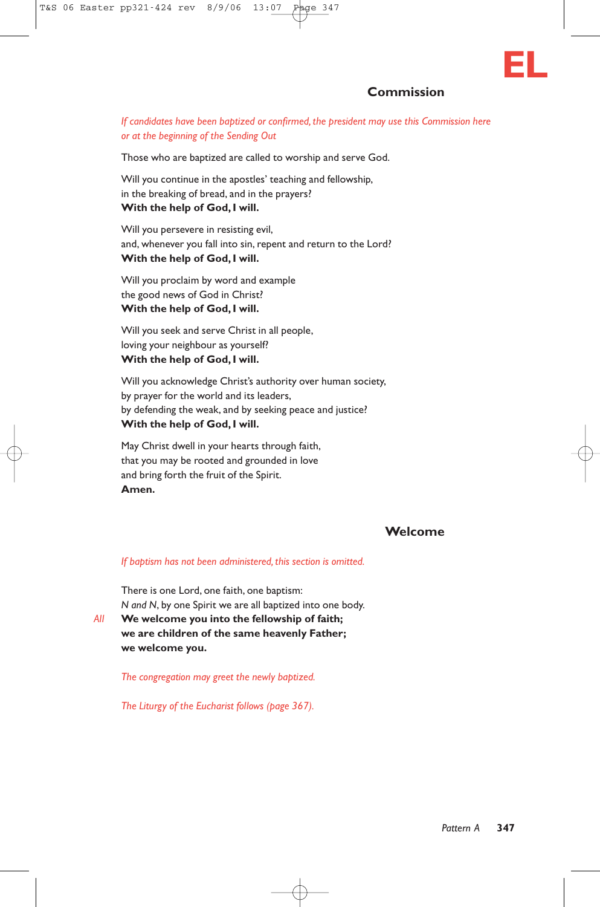## Commission

*If candidates have been baptized or confirmed, the president may use this Commission here or at the beginning of the Sending Out*

Those who are baptized are called to worship and serve God.

Will you continue in the apostles' teaching and fellowship,
in the breaking of bread, and in the prayers?
**With the help of God, I will.**

Will you persevere in resisting evil,
and, whenever you fall into sin, repent and return to the Lord?
**With the help of God, I will.**

Will you proclaim by word and example
the good news of God in Christ?
**With the help of God, I will.**

Will you seek and serve Christ in all people,
loving your neighbour as yourself?
**With the help of God, I will.**

Will you acknowledge Christ's authority over human society,
by prayer for the world and its leaders,
by defending the weak, and by seeking peace and justice?
**With the help of God, I will.**

May Christ dwell in your hearts through faith,
that you may be rooted and grounded in love
and bring forth the fruit of the Spirit.
**Amen.**

## Welcome

*If baptism has not been administered, this section is omitted.*

There is one Lord, one faith, one baptism:
*N and N*, by one Spirit we are all baptized into one body.

*All* **We welcome you into the fellowship of faith;
we are children of the same heavenly Father;
we welcome you.**

*The congregation may greet the newly baptized.*

*The Liturgy of the Eucharist follows (page 367).*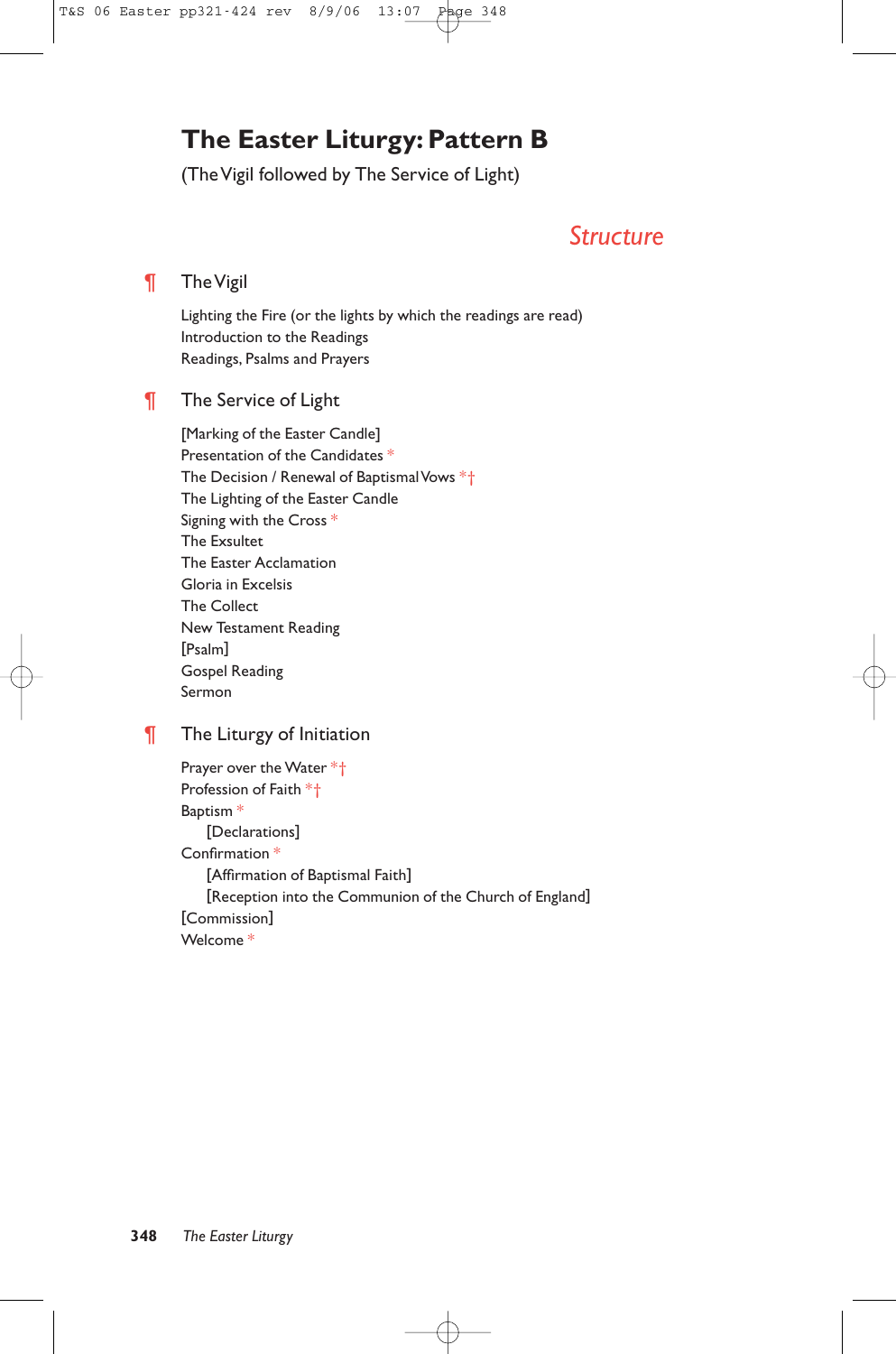# The Easter Liturgy: Pattern B

(The Vigil followed by The Service of Light)

## *Structure*

¶ The Vigil

Lighting the Fire (or the lights by which the readings are read)
Introduction to the Readings
Readings, Psalms and Prayers

¶ The Service of Light

[Marking of the Easter Candle]
Presentation of the Candidates *
The Decision / Renewal of Baptismal Vows *†
The Lighting of the Easter Candle
Signing with the Cross *
The Exsultet
The Easter Acclamation
Gloria in Excelsis
The Collect
New Testament Reading
[Psalm]
Gospel Reading
Sermon

¶ The Liturgy of Initiation

Prayer over the Water *†
Profession of Faith *†
Baptism *
  [Declarations]
Confirmation *
  [Affirmation of Baptismal Faith]
  [Reception into the Communion of the Church of England]
[Commission]
Welcome *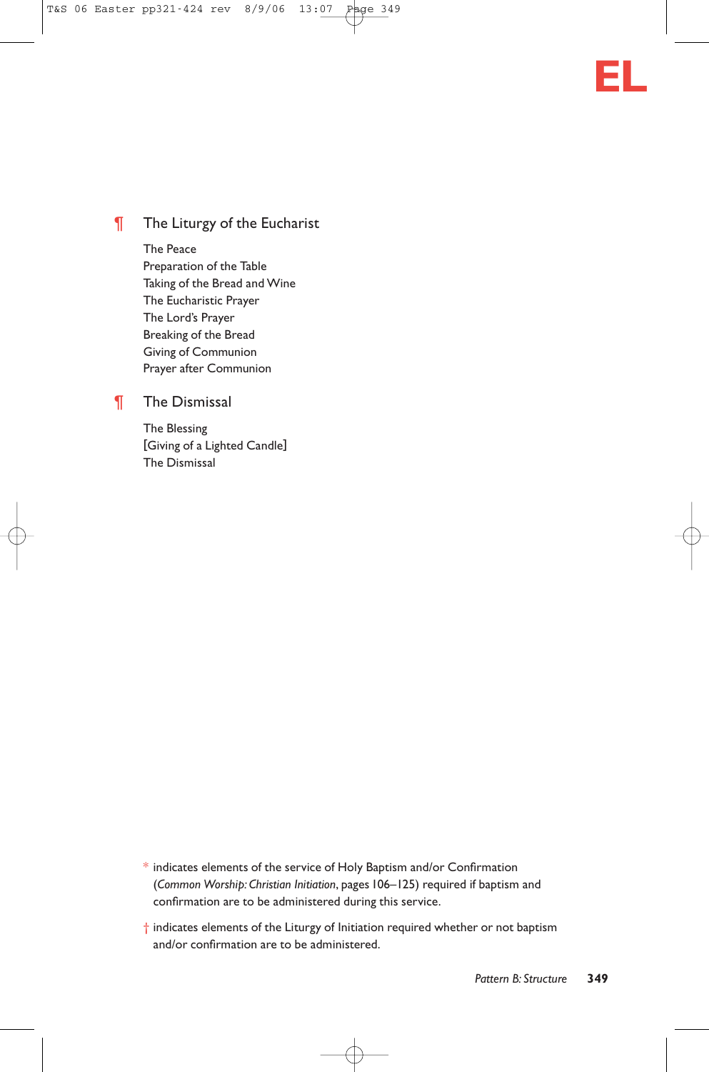EL

## ¶ The Liturgy of the Eucharist

The Peace
Preparation of the Table
Taking of the Bread and Wine
The Eucharistic Prayer
The Lord's Prayer
Breaking of the Bread
Giving of Communion
Prayer after Communion

## ¶ The Dismissal

The Blessing
[Giving of a Lighted Candle]
The Dismissal

\* indicates elements of the service of Holy Baptism and/or Confirmation (*Common Worship: Christian Initiation*, pages 106–125) required if baptism and confirmation are to be administered during this service.

† indicates elements of the Liturgy of Initiation required whether or not baptism and/or confirmation are to be administered.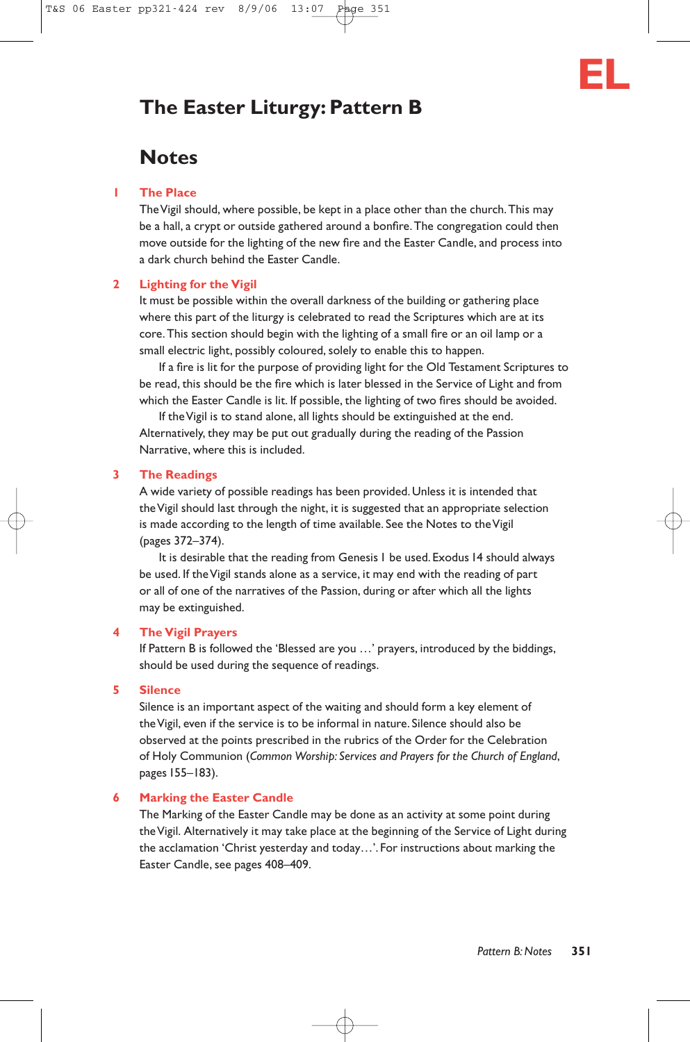# The Easter Liturgy: Pattern B

## Notes

### 1 The Place

The Vigil should, where possible, be kept in a place other than the church. This may be a hall, a crypt or outside gathered around a bonfire. The congregation could then move outside for the lighting of the new fire and the Easter Candle, and process into a dark church behind the Easter Candle.

### 2 Lighting for the Vigil

It must be possible within the overall darkness of the building or gathering place where this part of the liturgy is celebrated to read the Scriptures which are at its core. This section should begin with the lighting of a small fire or an oil lamp or a small electric light, possibly coloured, solely to enable this to happen.

If a fire is lit for the purpose of providing light for the Old Testament Scriptures to be read, this should be the fire which is later blessed in the Service of Light and from which the Easter Candle is lit. If possible, the lighting of two fires should be avoided.

If the Vigil is to stand alone, all lights should be extinguished at the end. Alternatively, they may be put out gradually during the reading of the Passion Narrative, where this is included.

### 3 The Readings

A wide variety of possible readings has been provided. Unless it is intended that the Vigil should last through the night, it is suggested that an appropriate selection is made according to the length of time available. See the Notes to the Vigil (pages 372–374).

It is desirable that the reading from Genesis 1 be used. Exodus 14 should always be used. If the Vigil stands alone as a service, it may end with the reading of part or all of one of the narratives of the Passion, during or after which all the lights may be extinguished.

### 4 The Vigil Prayers

If Pattern B is followed the 'Blessed are you …' prayers, introduced by the biddings, should be used during the sequence of readings.

### 5 Silence

Silence is an important aspect of the waiting and should form a key element of the Vigil, even if the service is to be informal in nature. Silence should also be observed at the points prescribed in the rubrics of the Order for the Celebration of Holy Communion (*Common Worship: Services and Prayers for the Church of England*, pages 155–183).

### 6 Marking the Easter Candle

The Marking of the Easter Candle may be done as an activity at some point during the Vigil. Alternatively it may take place at the beginning of the Service of Light during the acclamation 'Christ yesterday and today…'. For instructions about marking the Easter Candle, see pages 408–409.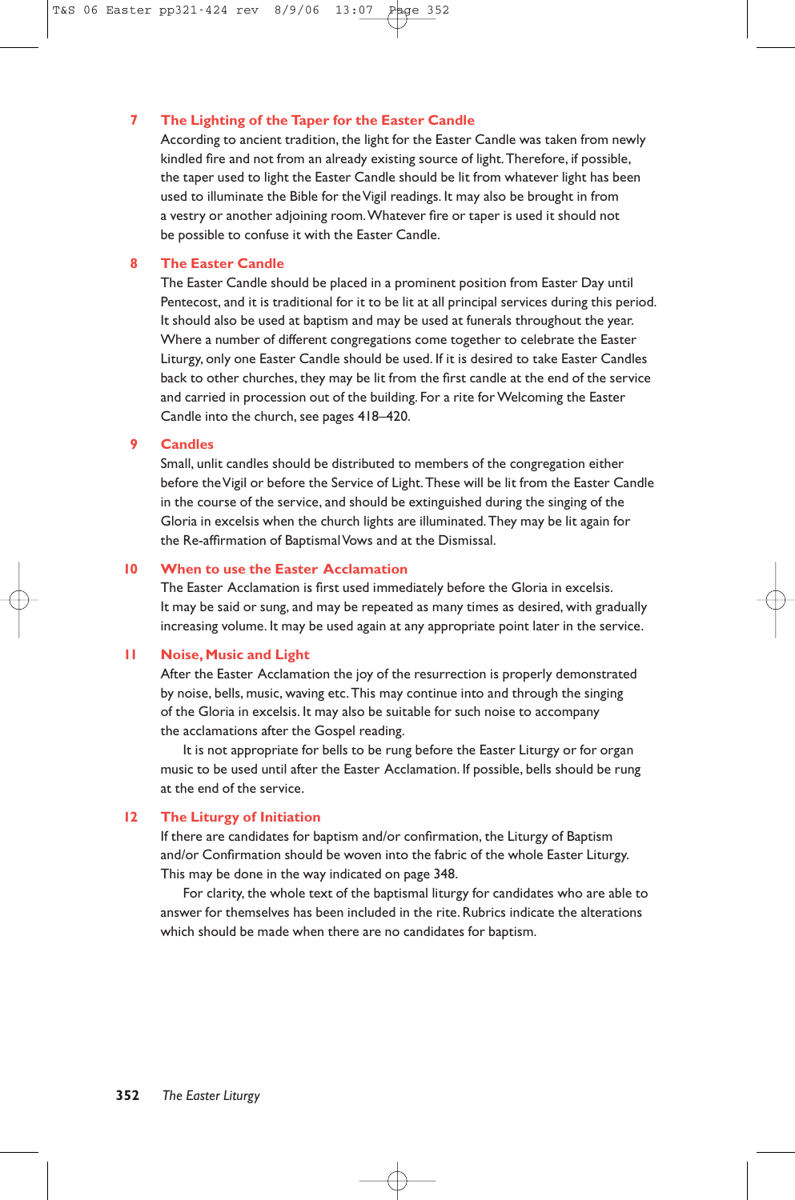## 7 The Lighting of the Taper for the Easter Candle

According to ancient tradition, the light for the Easter Candle was taken from newly kindled fire and not from an already existing source of light. Therefore, if possible, the taper used to light the Easter Candle should be lit from whatever light has been used to illuminate the Bible for the Vigil readings. It may also be brought in from a vestry or another adjoining room. Whatever fire or taper is used it should not be possible to confuse it with the Easter Candle.

## 8 The Easter Candle

The Easter Candle should be placed in a prominent position from Easter Day until Pentecost, and it is traditional for it to be lit at all principal services during this period. It should also be used at baptism and may be used at funerals throughout the year. Where a number of different congregations come together to celebrate the Easter Liturgy, only one Easter Candle should be used. If it is desired to take Easter Candles back to other churches, they may be lit from the first candle at the end of the service and carried in procession out of the building. For a rite for Welcoming the Easter Candle into the church, see pages 418–420.

## 9 Candles

Small, unlit candles should be distributed to members of the congregation either before the Vigil or before the Service of Light. These will be lit from the Easter Candle in the course of the service, and should be extinguished during the singing of the Gloria in excelsis when the church lights are illuminated. They may be lit again for the Re-affirmation of Baptismal Vows and at the Dismissal.

## 10 When to use the Easter Acclamation

The Easter Acclamation is first used immediately before the Gloria in excelsis. It may be said or sung, and may be repeated as many times as desired, with gradually increasing volume. It may be used again at any appropriate point later in the service.

## 11 Noise, Music and Light

After the Easter Acclamation the joy of the resurrection is properly demonstrated by noise, bells, music, waving etc. This may continue into and through the singing of the Gloria in excelsis. It may also be suitable for such noise to accompany the acclamations after the Gospel reading.

It is not appropriate for bells to be rung before the Easter Liturgy or for organ music to be used until after the Easter Acclamation. If possible, bells should be rung at the end of the service.

## 12 The Liturgy of Initiation

If there are candidates for baptism and/or confirmation, the Liturgy of Baptism and/or Confirmation should be woven into the fabric of the whole Easter Liturgy. This may be done in the way indicated on page 348.

For clarity, the whole text of the baptismal liturgy for candidates who are able to answer for themselves has been included in the rite. Rubrics indicate the alterations which should be made when there are no candidates for baptism.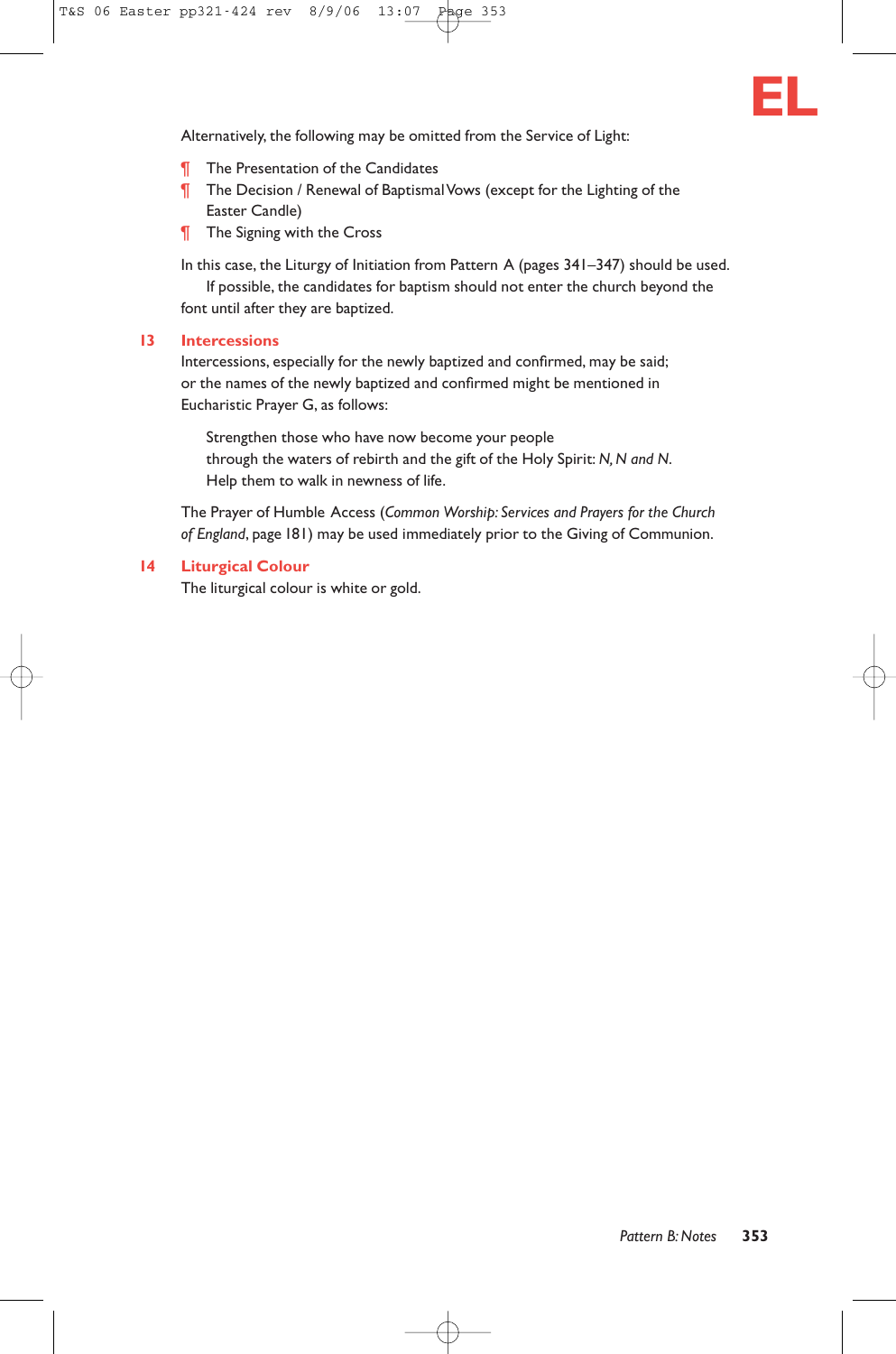Alternatively, the following may be omitted from the Service of Light:

¶ The Presentation of the Candidates
¶ The Decision / Renewal of Baptismal Vows (except for the Lighting of the Easter Candle)
¶ The Signing with the Cross

In this case, the Liturgy of Initiation from Pattern A (pages 341–347) should be used.

If possible, the candidates for baptism should not enter the church beyond the font until after they are baptized.

## 13 Intercessions

Intercessions, especially for the newly baptized and confirmed, may be said; or the names of the newly baptized and confirmed might be mentioned in Eucharistic Prayer G, as follows:

> Strengthen those who have now become your people
> through the waters of rebirth and the gift of the Holy Spirit: *N, N and N*.
> Help them to walk in newness of life.

The Prayer of Humble Access (*Common Worship: Services and Prayers for the Church of England*, page 181) may be used immediately prior to the Giving of Communion.

## 14 Liturgical Colour

The liturgical colour is white or gold.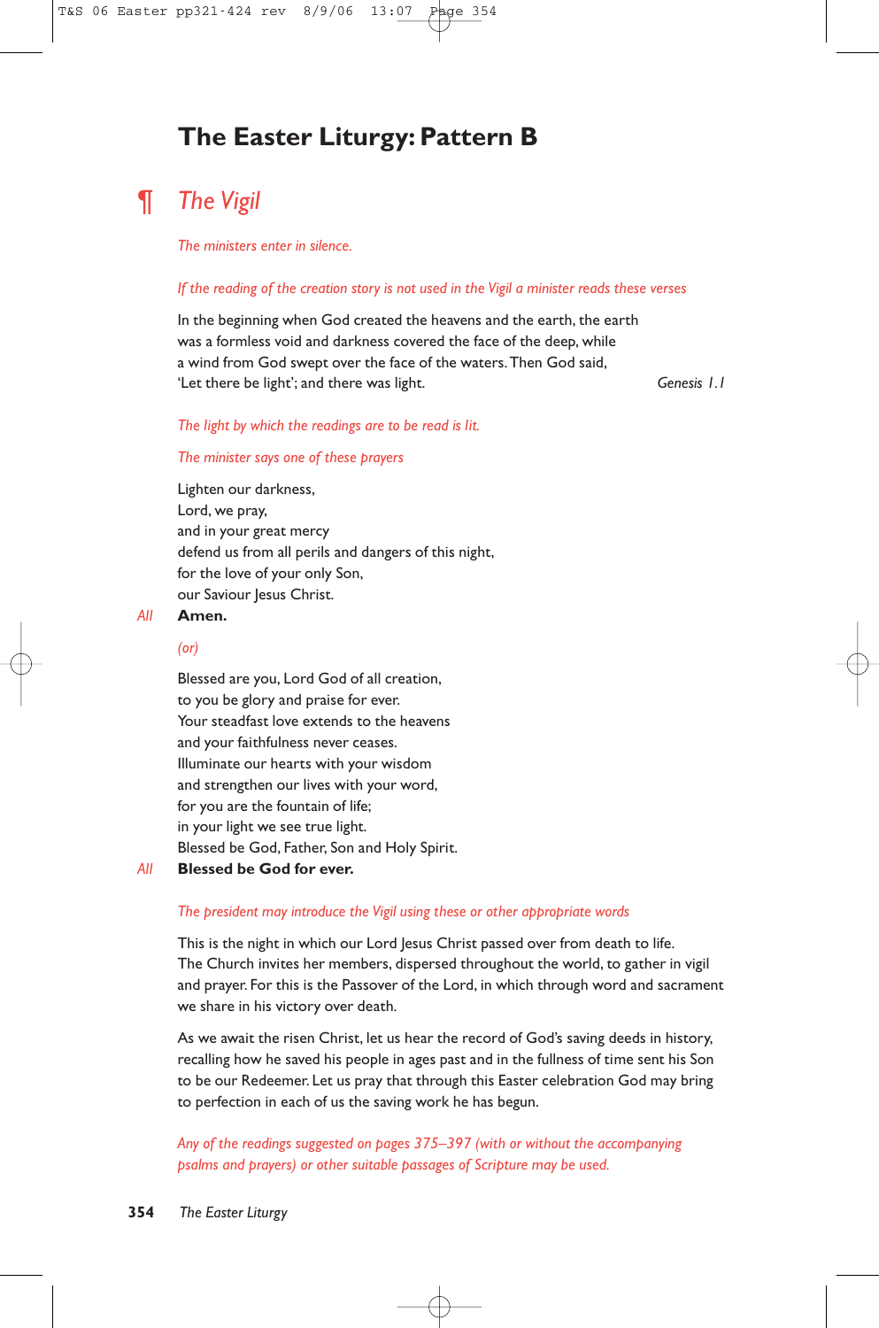# The Easter Liturgy: Pattern B

## ¶ *The Vigil*

*The ministers enter in silence.*

*If the reading of the creation story is not used in the Vigil a minister reads these verses*

In the beginning when God created the heavens and the earth, the earth was a formless void and darkness covered the face of the deep, while a wind from God swept over the face of the waters. Then God said, 'Let there be light'; and there was light. *Genesis 1.1*

*The light by which the readings are to be read is lit.*

*The minister says one of these prayers*

Lighten our darkness,
Lord, we pray,
and in your great mercy
defend us from all perils and dangers of this night,
for the love of your only Son,
our Saviour Jesus Christ.

*All* **Amen.**

*(or)*

Blessed are you, Lord God of all creation,
to you be glory and praise for ever.
Your steadfast love extends to the heavens
and your faithfulness never ceases.
Illuminate our hearts with your wisdom
and strengthen our lives with your word,
for you are the fountain of life;
in your light we see true light.
Blessed be God, Father, Son and Holy Spirit.

*All* **Blessed be God for ever.**

*The president may introduce the Vigil using these or other appropriate words*

This is the night in which our Lord Jesus Christ passed over from death to life. The Church invites her members, dispersed throughout the world, to gather in vigil and prayer. For this is the Passover of the Lord, in which through word and sacrament we share in his victory over death.

As we await the risen Christ, let us hear the record of God's saving deeds in history, recalling how he saved his people in ages past and in the fullness of time sent his Son to be our Redeemer. Let us pray that through this Easter celebration God may bring to perfection in each of us the saving work he has begun.

*Any of the readings suggested on pages 375–397 (with or without the accompanying psalms and prayers) or other suitable passages of Scripture may be used.*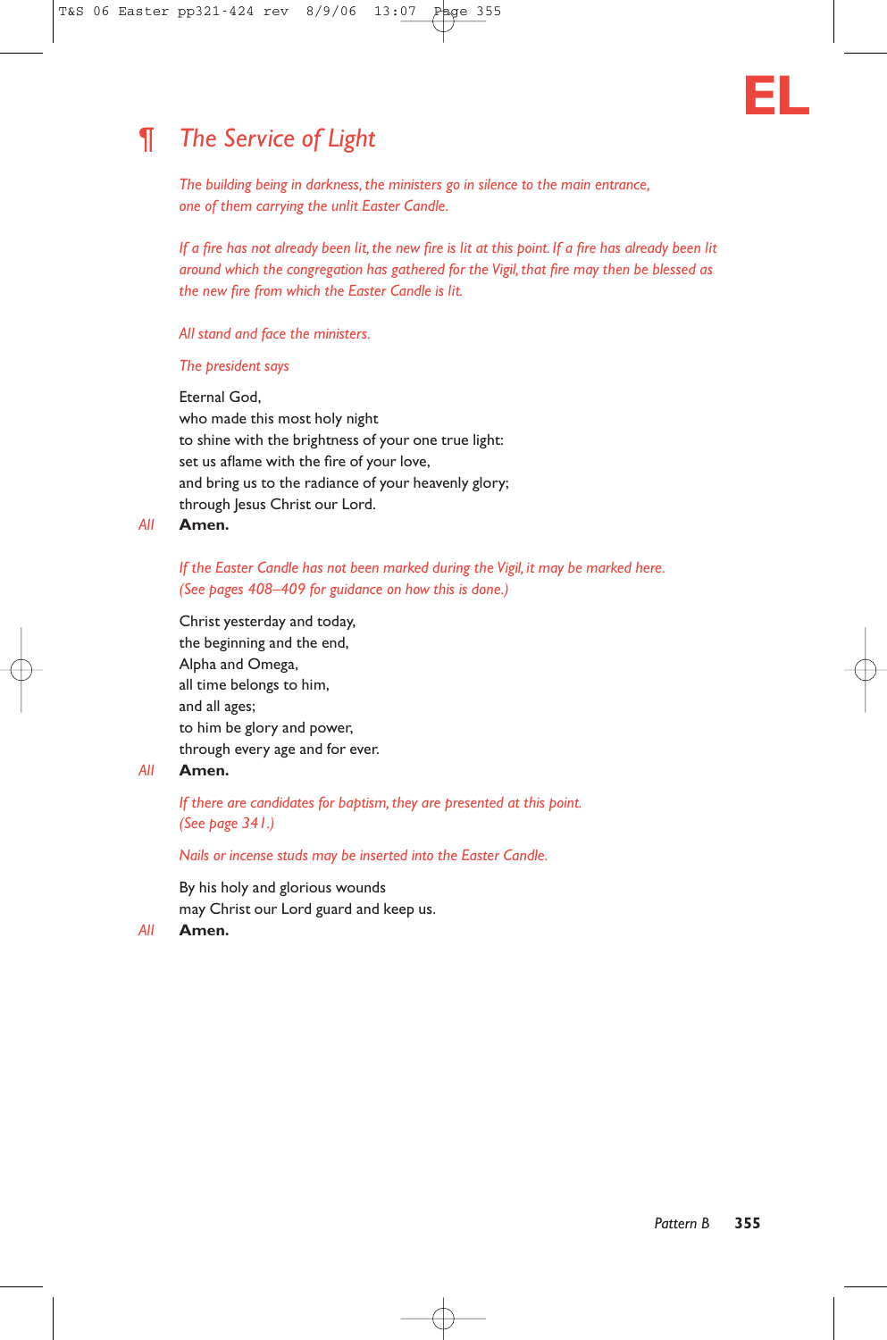# ¶ *The Service of Light*

*The building being in darkness, the ministers go in silence to the main entrance, one of them carrying the unlit Easter Candle.*

*If a fire has not already been lit, the new fire is lit at this point. If a fire has already been lit around which the congregation has gathered for the Vigil, that fire may then be blessed as the new fire from which the Easter Candle is lit.*

*All stand and face the ministers.*

*The president says*

Eternal God,
who made this most holy night
to shine with the brightness of your one true light:
set us aflame with the fire of your love,
and bring us to the radiance of your heavenly glory;
through Jesus Christ our Lord.

*All* **Amen.**

*If the Easter Candle has not been marked during the Vigil, it may be marked here. (See pages 408–409 for guidance on how this is done.)*

Christ yesterday and today,
the beginning and the end,
Alpha and Omega,
all time belongs to him,
and all ages;
to him be glory and power,
through every age and for ever.

*All* **Amen.**

*If there are candidates for baptism, they are presented at this point. (See page 341.)*

*Nails or incense studs may be inserted into the Easter Candle.*

By his holy and glorious wounds
may Christ our Lord guard and keep us.

*All* **Amen.**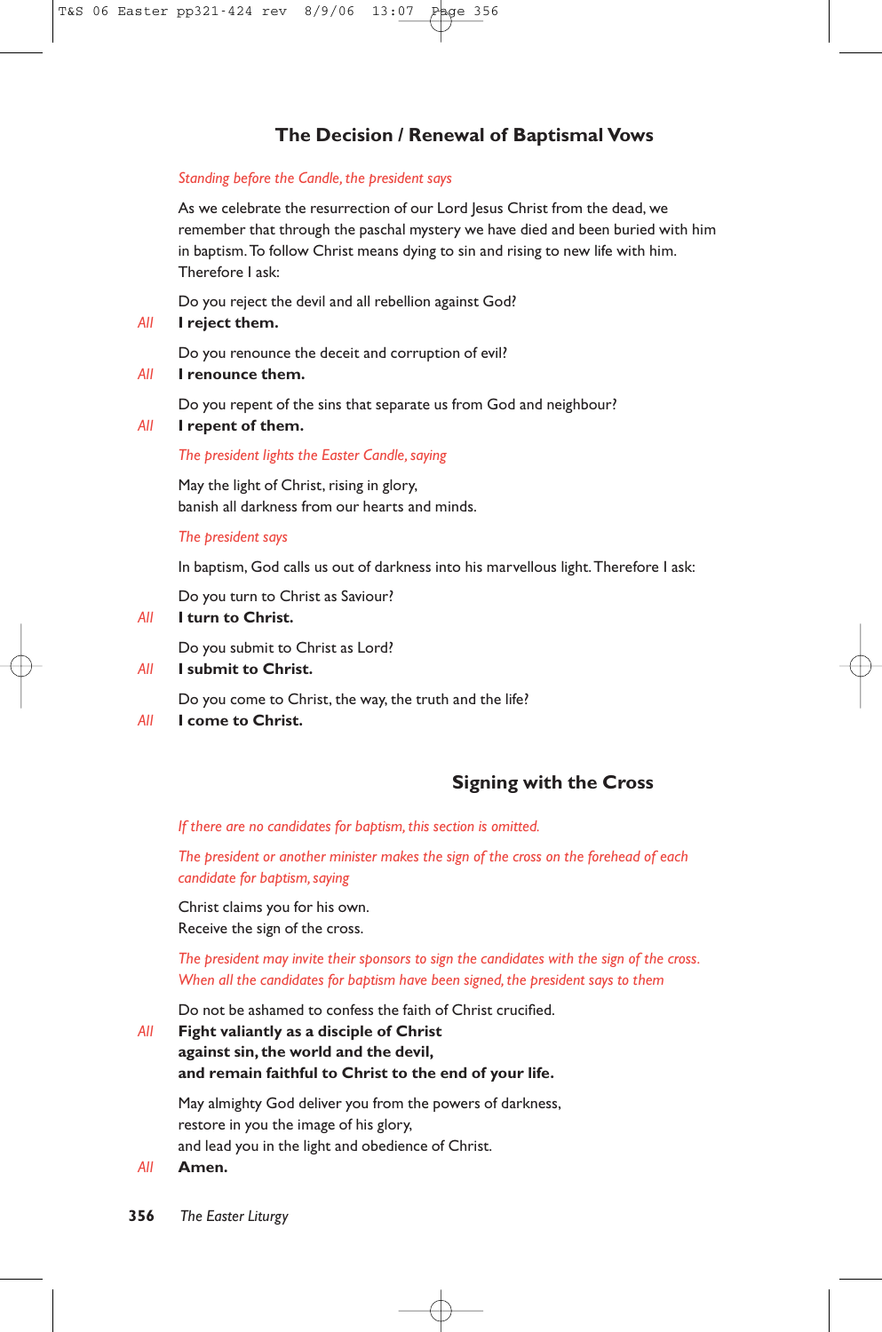## The Decision / Renewal of Baptismal Vows

*Standing before the Candle, the president says*

As we celebrate the resurrection of our Lord Jesus Christ from the dead, we remember that through the paschal mystery we have died and been buried with him in baptism. To follow Christ means dying to sin and rising to new life with him. Therefore I ask:

Do you reject the devil and all rebellion against God?

*All* **I reject them.**

Do you renounce the deceit and corruption of evil?

*All* **I renounce them.**

Do you repent of the sins that separate us from God and neighbour?

*All* **I repent of them.**

*The president lights the Easter Candle, saying*

May the light of Christ, rising in glory,
banish all darkness from our hearts and minds.

*The president says*

In baptism, God calls us out of darkness into his marvellous light. Therefore I ask:

Do you turn to Christ as Saviour?

*All* **I turn to Christ.**

Do you submit to Christ as Lord?

*All* **I submit to Christ.**

Do you come to Christ, the way, the truth and the life?

*All* **I come to Christ.**

## Signing with the Cross

*If there are no candidates for baptism, this section is omitted.*

*The president or another minister makes the sign of the cross on the forehead of each candidate for baptism, saying*

Christ claims you for his own.
Receive the sign of the cross.

*The president may invite their sponsors to sign the candidates with the sign of the cross. When all the candidates for baptism have been signed, the president says to them*

Do not be ashamed to confess the faith of Christ crucified.

*All* **Fight valiantly as a disciple of Christ
against sin, the world and the devil,
and remain faithful to Christ to the end of your life.**

May almighty God deliver you from the powers of darkness,
restore in you the image of his glory,
and lead you in the light and obedience of Christ.

*All* **Amen.**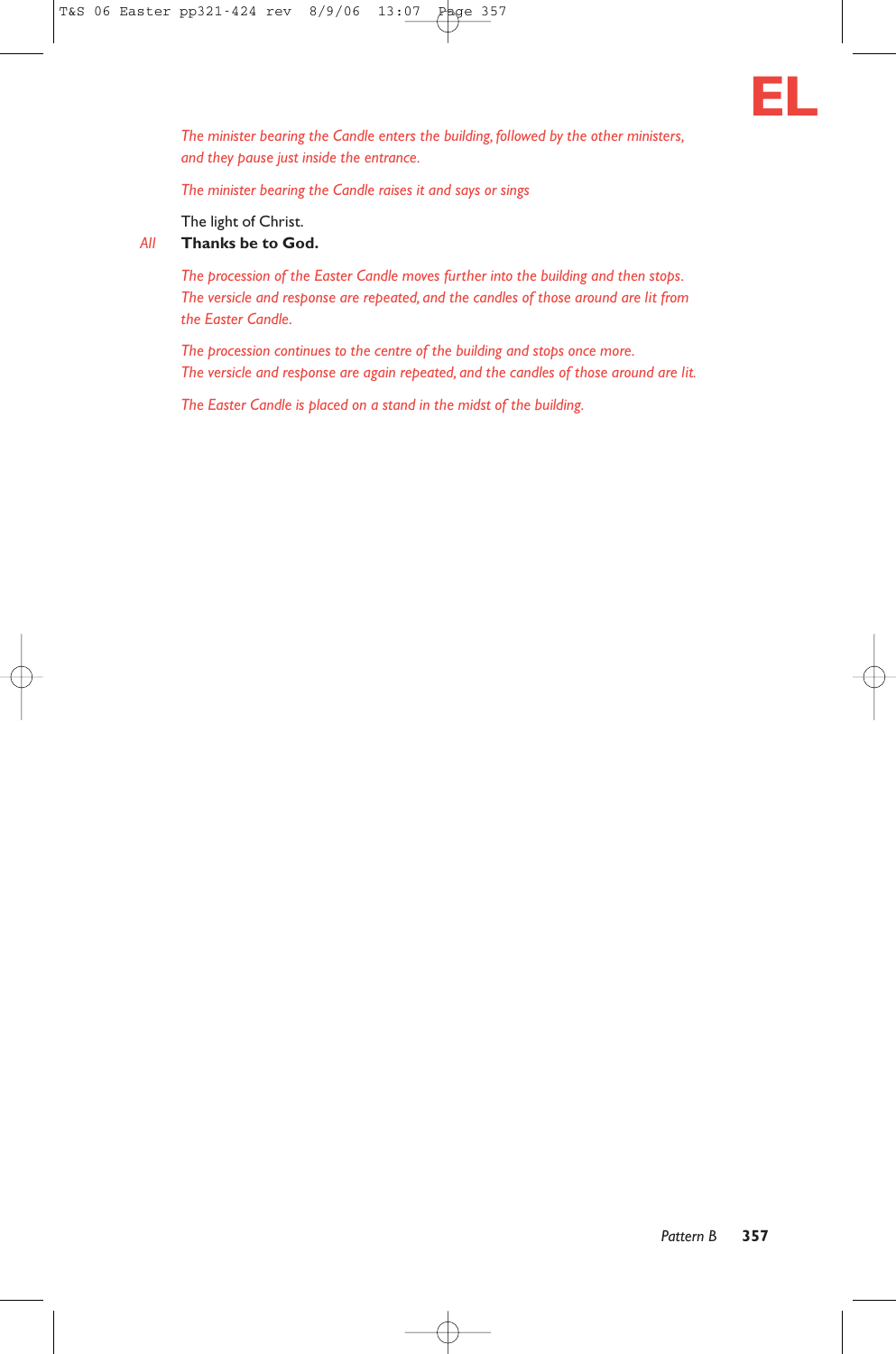*The minister bearing the Candle enters the building, followed by the other ministers, and they pause just inside the entrance.*

*The minister bearing the Candle raises it and says or sings*

The light of Christ.

*All* **Thanks be to God.**

*The procession of the Easter Candle moves further into the building and then stops. The versicle and response are repeated, and the candles of those around are lit from the Easter Candle.*

*The procession continues to the centre of the building and stops once more. The versicle and response are again repeated, and the candles of those around are lit.*

*The Easter Candle is placed on a stand in the midst of the building.*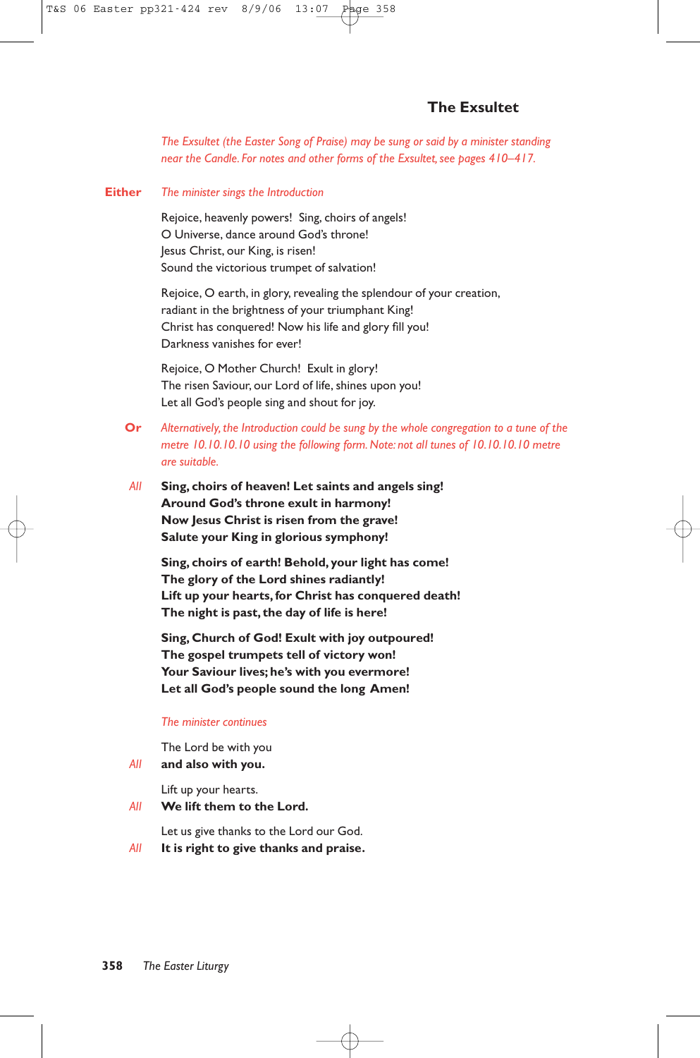## The Exsultet

*The Exsultet (the Easter Song of Praise) may be sung or said by a minister standing near the Candle. For notes and other forms of the Exsultet, see pages 410–417.*

**Either** *The minister sings the Introduction*

Rejoice, heavenly powers! Sing, choirs of angels!
O Universe, dance around God's throne!
Jesus Christ, our King, is risen!
Sound the victorious trumpet of salvation!

Rejoice, O earth, in glory, revealing the splendour of your creation,
radiant in the brightness of your triumphant King!
Christ has conquered! Now his life and glory fill you!
Darkness vanishes for ever!

Rejoice, O Mother Church! Exult in glory!
The risen Saviour, our Lord of life, shines upon you!
Let all God's people sing and shout for joy.

**Or** *Alternatively, the Introduction could be sung by the whole congregation to a tune of the metre 10.10.10.10 using the following form. Note: not all tunes of 10.10.10.10 metre are suitable.*

*All* **Sing, choirs of heaven! Let saints and angels sing!**
**Around God's throne exult in harmony!**
**Now Jesus Christ is risen from the grave!**
**Salute your King in glorious symphony!**

**Sing, choirs of earth! Behold, your light has come!**
**The glory of the Lord shines radiantly!**
**Lift up your hearts, for Christ has conquered death!**
**The night is past, the day of life is here!**

**Sing, Church of God! Exult with joy outpoured!**
**The gospel trumpets tell of victory won!**
**Your Saviour lives; he's with you evermore!**
**Let all God's people sound the long Amen!**

*The minister continues*

The Lord be with you
*All* **and also with you.**

Lift up your hearts.
*All* **We lift them to the Lord.**

Let us give thanks to the Lord our God.
*All* **It is right to give thanks and praise.**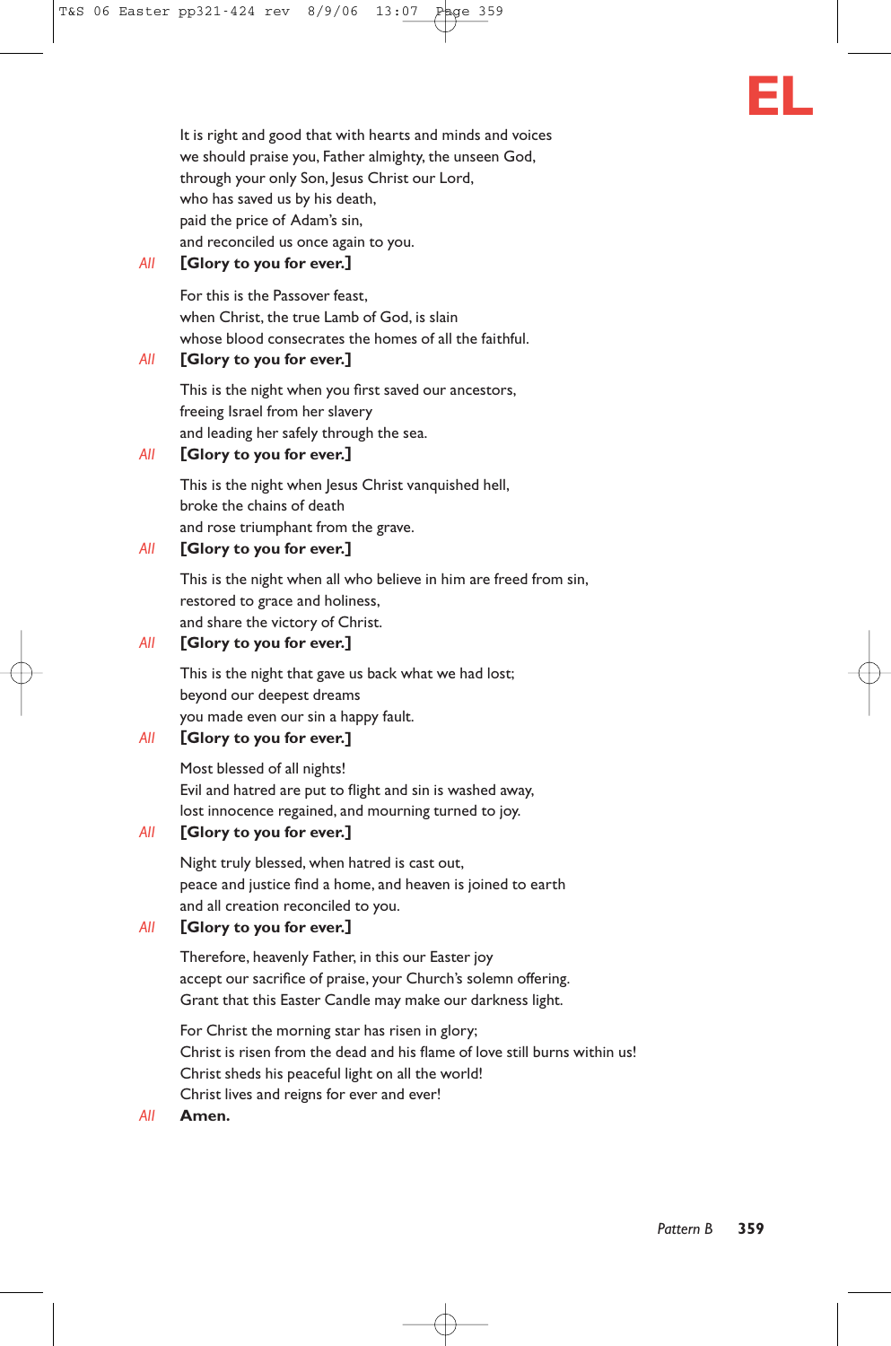It is right and good that with hearts and minds and voices
we should praise you, Father almighty, the unseen God,
through your only Son, Jesus Christ our Lord,
who has saved us by his death,
paid the price of Adam's sin,
and reconciled us once again to you.

*All* **[Glory to you for ever.]**

For this is the Passover feast,
when Christ, the true Lamb of God, is slain
whose blood consecrates the homes of all the faithful.

*All* **[Glory to you for ever.]**

This is the night when you first saved our ancestors,
freeing Israel from her slavery
and leading her safely through the sea.

*All* **[Glory to you for ever.]**

This is the night when Jesus Christ vanquished hell,
broke the chains of death
and rose triumphant from the grave.

*All* **[Glory to you for ever.]**

This is the night when all who believe in him are freed from sin,
restored to grace and holiness,
and share the victory of Christ.

*All* **[Glory to you for ever.]**

This is the night that gave us back what we had lost;
beyond our deepest dreams
you made even our sin a happy fault.

*All* **[Glory to you for ever.]**

Most blessed of all nights!
Evil and hatred are put to flight and sin is washed away,
lost innocence regained, and mourning turned to joy.

*All* **[Glory to you for ever.]**

Night truly blessed, when hatred is cast out,
peace and justice find a home, and heaven is joined to earth
and all creation reconciled to you.

*All* **[Glory to you for ever.]**

Therefore, heavenly Father, in this our Easter joy
accept our sacrifice of praise, your Church's solemn offering.
Grant that this Easter Candle may make our darkness light.

For Christ the morning star has risen in glory;
Christ is risen from the dead and his flame of love still burns within us!
Christ sheds his peaceful light on all the world!
Christ lives and reigns for ever and ever!

*All* **Amen.**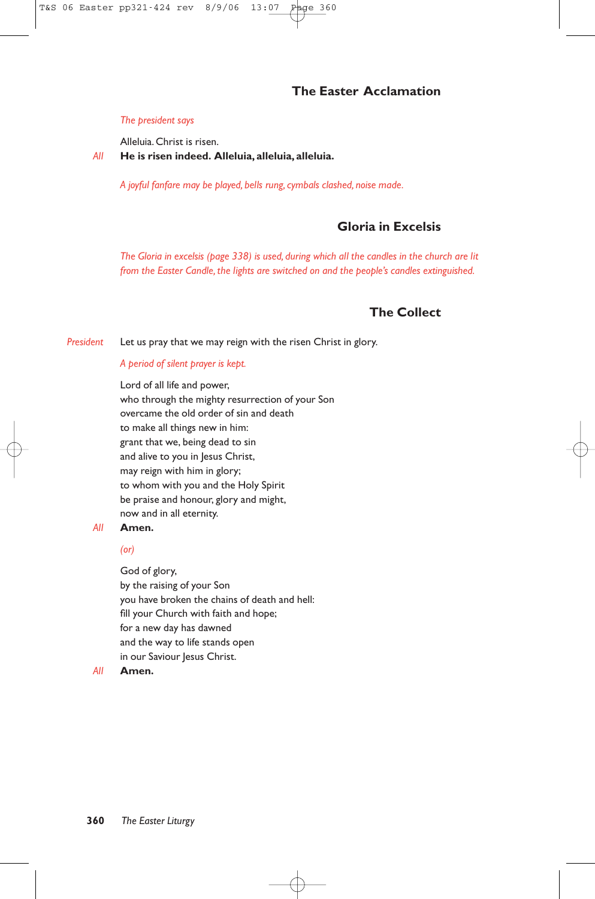## The Easter Acclamation

*The president says*

Alleluia. Christ is risen.

*All* **He is risen indeed. Alleluia, alleluia, alleluia.**

*A joyful fanfare may be played, bells rung, cymbals clashed, noise made.*

## Gloria in Excelsis

*The Gloria in excelsis (page 338) is used, during which all the candles in the church are lit from the Easter Candle, the lights are switched on and the people's candles extinguished.*

## The Collect

*President* Let us pray that we may reign with the risen Christ in glory.

*A period of silent prayer is kept.*

Lord of all life and power,
who through the mighty resurrection of your Son
overcame the old order of sin and death
to make all things new in him:
grant that we, being dead to sin
and alive to you in Jesus Christ,
may reign with him in glory;
to whom with you and the Holy Spirit
be praise and honour, glory and might,
now and in all eternity.

*All* **Amen.**

*(or)*

God of glory,
by the raising of your Son
you have broken the chains of death and hell:
fill your Church with faith and hope;
for a new day has dawned
and the way to life stands open
in our Saviour Jesus Christ.

*All* **Amen.**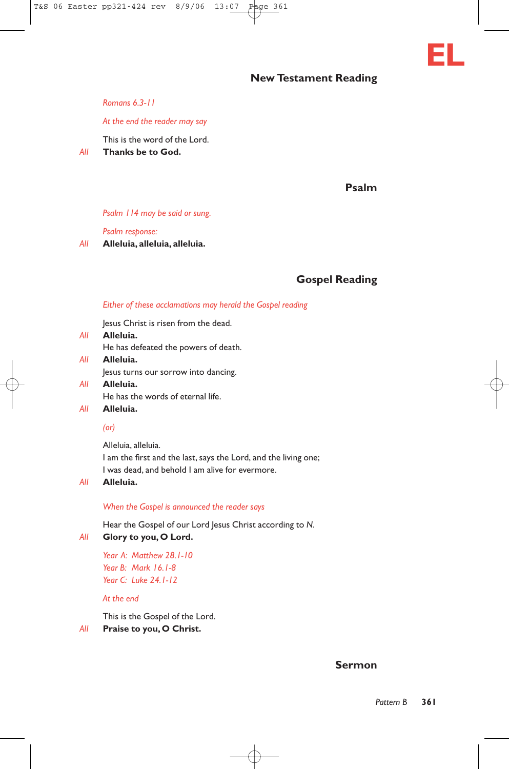EL

## New Testament Reading

*Romans 6.3-11*

*At the end the reader may say*

This is the word of the Lord.

*All* **Thanks be to God.**

## Psalm

*Psalm 114 may be said or sung.*

*Psalm response:*

*All* **Alleluia, alleluia, alleluia.**

## Gospel Reading

*Either of these acclamations may herald the Gospel reading*

Jesus Christ is risen from the dead.

*All* **Alleluia.**

He has defeated the powers of death.

*All* **Alleluia.**

Jesus turns our sorrow into dancing.

*All* **Alleluia.**

He has the words of eternal life.

*All* **Alleluia.**

*(or)*

Alleluia, alleluia.
I am the first and the last, says the Lord, and the living one;
I was dead, and behold I am alive for evermore.

*All* **Alleluia.**

*When the Gospel is announced the reader says*

Hear the Gospel of our Lord Jesus Christ according to *N*.

*All* **Glory to you, O Lord.**

*Year A: Matthew 28.1-10*
*Year B: Mark 16.1-8*
*Year C: Luke 24.1-12*

*At the end*

This is the Gospel of the Lord.

*All* **Praise to you, O Christ.**

## Sermon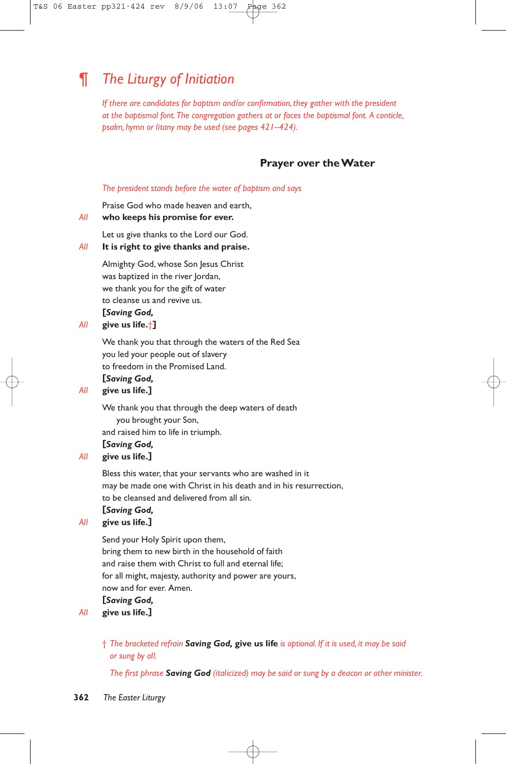# ¶ *The Liturgy of Initiation*

*If there are candidates for baptism and/or confirmation, they gather with the president at the baptismal font. The congregation gathers at or faces the baptismal font. A conticle, psalm, hymn or litany may be used (see pages 421–424).*

## Prayer over the Water

*The president stands before the water of baptism and says*

Praise God who made heaven and earth,
*All* **who keeps his promise for ever.**

Let us give thanks to the Lord our God.
*All* **It is right to give thanks and praise.**

Almighty God, whose Son Jesus Christ
was baptized in the river Jordan,
we thank you for the gift of water
to cleanse us and revive us.
**[*Saving God,***
*All* **give us life.**†**]**

We thank you that through the waters of the Red Sea
you led your people out of slavery
to freedom in the Promised Land.
**[*Saving God,***
*All* **give us life.]**

We thank you that through the deep waters of death
you brought your Son,
and raised him to life in triumph.
**[*Saving God,***
*All* **give us life.]**

Bless this water, that your servants who are washed in it
may be made one with Christ in his death and in his resurrection,
to be cleansed and delivered from all sin.
**[*Saving God,***
*All* **give us life.]**

Send your Holy Spirit upon them,
bring them to new birth in the household of faith
and raise them with Christ to full and eternal life;
for all might, majesty, authority and power are yours,
now and for ever. Amen.
**[*Saving God,***
*All* **give us life.]**

† *The bracketed refrain* ***Saving God,*** **give us life** *is optional. If it is used, it may be said or sung by all.*

*The first phrase* ***Saving God*** *(italicized) may be said or sung by a deacon or other minister.*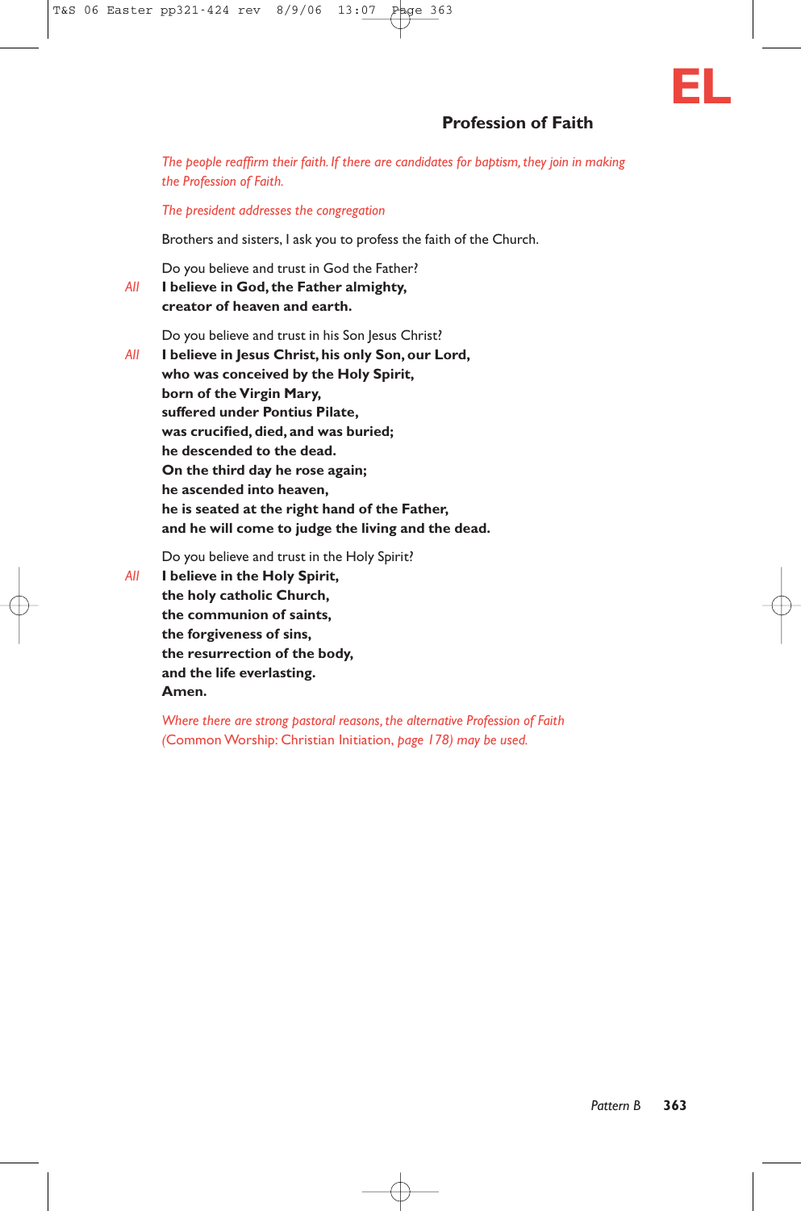**EL**

## Profession of Faith

*The people reaffirm their faith. If there are candidates for baptism, they join in making the Profession of Faith.*

*The president addresses the congregation*

Brothers and sisters, I ask you to profess the faith of the Church.

Do you believe and trust in God the Father?

*All* **I believe in God, the Father almighty,**
**creator of heaven and earth.**

Do you believe and trust in his Son Jesus Christ?

*All* **I believe in Jesus Christ, his only Son, our Lord,**
**who was conceived by the Holy Spirit,**
**born of the Virgin Mary,**
**suffered under Pontius Pilate,**
**was crucified, died, and was buried;**
**he descended to the dead.**
**On the third day he rose again;**
**he ascended into heaven,**
**he is seated at the right hand of the Father,**
**and he will come to judge the living and the dead.**

Do you believe and trust in the Holy Spirit?

*All* **I believe in the Holy Spirit,**
**the holy catholic Church,**
**the communion of saints,**
**the forgiveness of sins,**
**the resurrection of the body,**
**and the life everlasting.**
**Amen.**

*Where there are strong pastoral reasons, the alternative Profession of Faith* (Common Worship: Christian Initiation, *page 178) may be used.*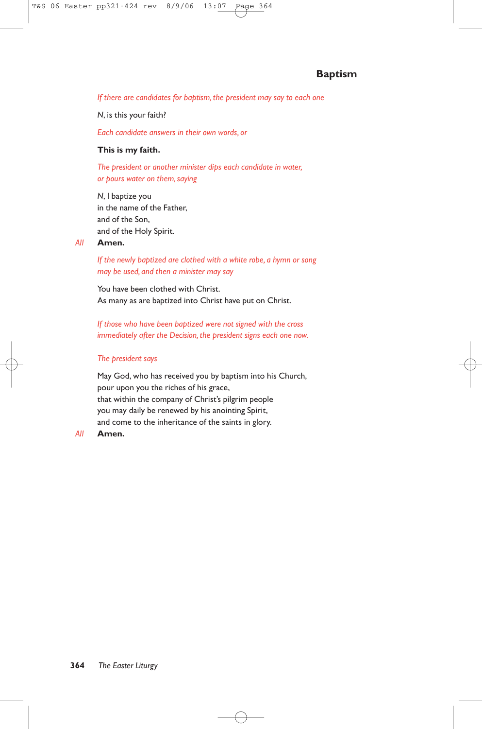## Baptism

*If there are candidates for baptism, the president may say to each one*

*N*, is this your faith?

*Each candidate answers in their own words, or*

**This is my faith.**

*The president or another minister dips each candidate in water, or pours water on them, saying*

*N*, I baptize you
in the name of the Father,
and of the Son,
and of the Holy Spirit.

*All* **Amen.**

*If the newly baptized are clothed with a white robe, a hymn or song may be used, and then a minister may say*

You have been clothed with Christ.
As many as are baptized into Christ have put on Christ.

*If those who have been baptized were not signed with the cross immediately after the Decision, the president signs each one now.*

*The president says*

May God, who has received you by baptism into his Church,
pour upon you the riches of his grace,
that within the company of Christ's pilgrim people
you may daily be renewed by his anointing Spirit,
and come to the inheritance of the saints in glory.

*All* **Amen.**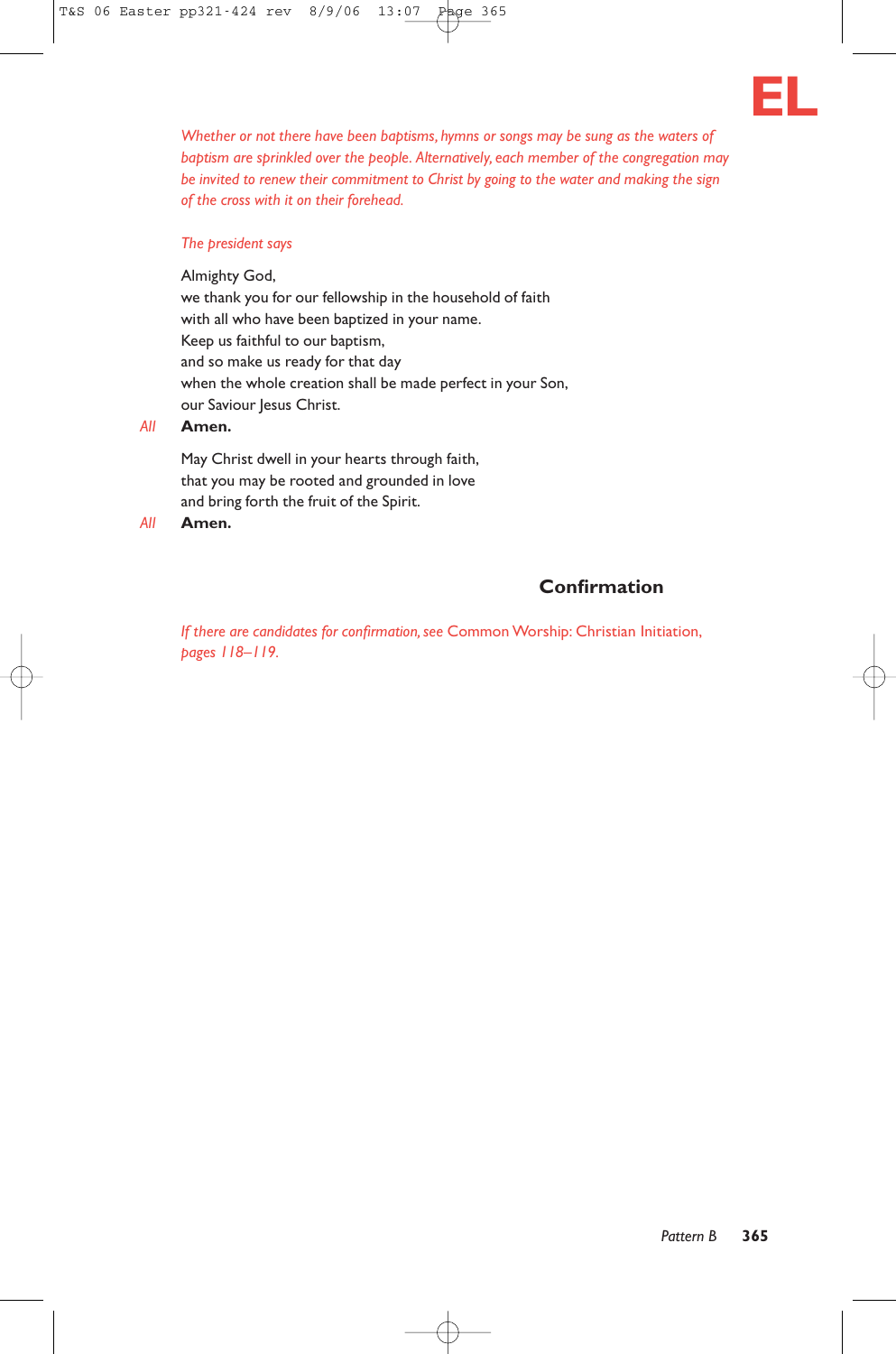*Whether or not there have been baptisms, hymns or songs may be sung as the waters of baptism are sprinkled over the people. Alternatively, each member of the congregation may be invited to renew their commitment to Christ by going to the water and making the sign of the cross with it on their forehead.*

*The president says*

Almighty God,
we thank you for our fellowship in the household of faith
with all who have been baptized in your name.
Keep us faithful to our baptism,
and so make us ready for that day
when the whole creation shall be made perfect in your Son,
our Saviour Jesus Christ.

*All* **Amen.**

May Christ dwell in your hearts through faith,
that you may be rooted and grounded in love
and bring forth the fruit of the Spirit.

*All* **Amen.**

## Confirmation

*If there are candidates for confirmation, see* Common Worship: Christian Initiation, *pages 118–119.*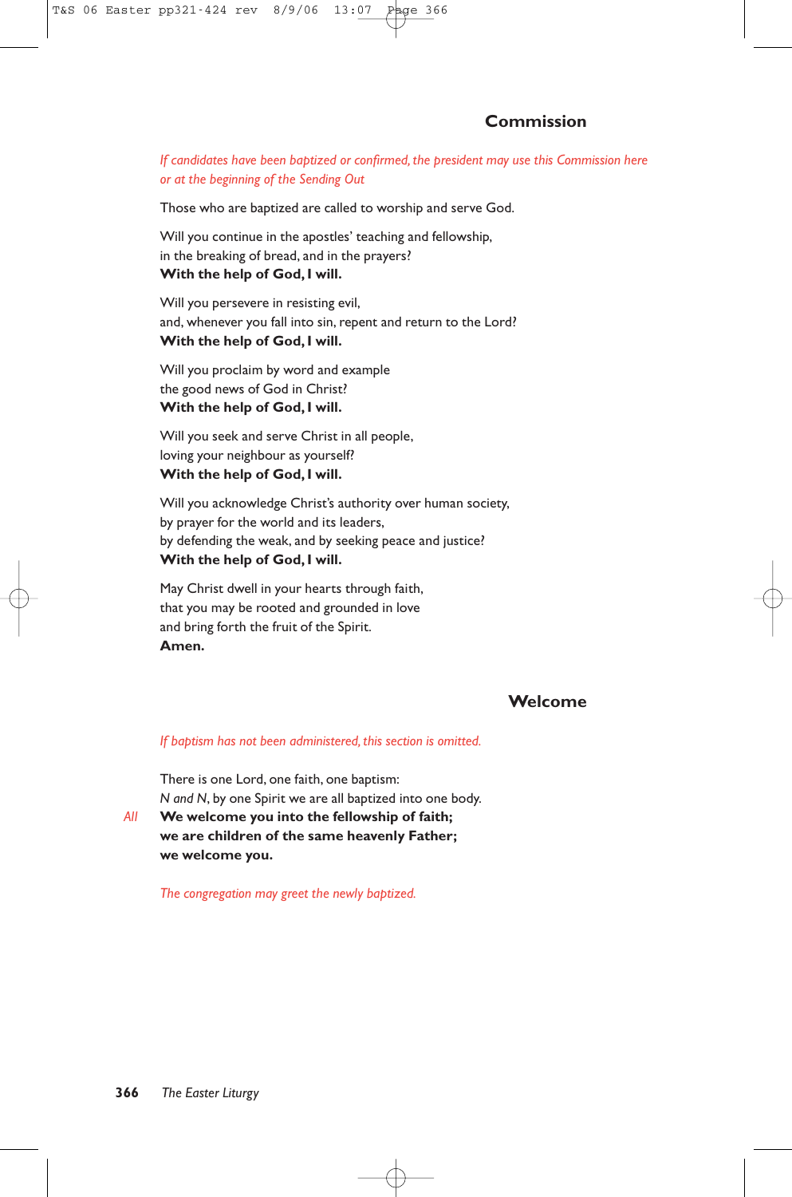## Commission

*If candidates have been baptized or confirmed, the president may use this Commission here or at the beginning of the Sending Out*

Those who are baptized are called to worship and serve God.

Will you continue in the apostles' teaching and fellowship,
in the breaking of bread, and in the prayers?
**With the help of God, I will.**

Will you persevere in resisting evil,
and, whenever you fall into sin, repent and return to the Lord?
**With the help of God, I will.**

Will you proclaim by word and example
the good news of God in Christ?
**With the help of God, I will.**

Will you seek and serve Christ in all people,
loving your neighbour as yourself?
**With the help of God, I will.**

Will you acknowledge Christ's authority over human society,
by prayer for the world and its leaders,
by defending the weak, and by seeking peace and justice?
**With the help of God, I will.**

May Christ dwell in your hearts through faith,
that you may be rooted and grounded in love
and bring forth the fruit of the Spirit.
**Amen.**

## Welcome

*If baptism has not been administered, this section is omitted.*

There is one Lord, one faith, one baptism:
*N and N*, by one Spirit we are all baptized into one body.

*All* **We welcome you into the fellowship of faith;
we are children of the same heavenly Father;
we welcome you.**

*The congregation may greet the newly baptized.*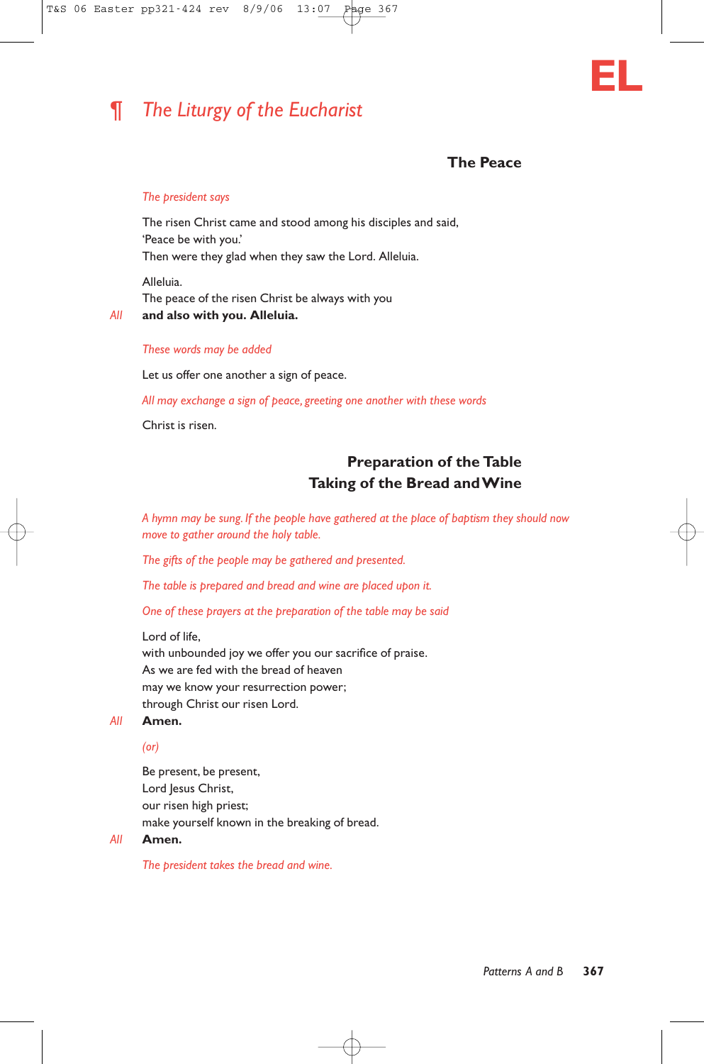# ¶ *The Liturgy of the Eucharist*

## The Peace

*The president says*

The risen Christ came and stood among his disciples and said,
'Peace be with you.'
Then were they glad when they saw the Lord. Alleluia.

Alleluia.
The peace of the risen Christ be always with you
*All* **and also with you. Alleluia.**

*These words may be added*

Let us offer one another a sign of peace.

*All may exchange a sign of peace, greeting one another with these words*

Christ is risen.

## Preparation of the Table
## Taking of the Bread and Wine

*A hymn may be sung. If the people have gathered at the place of baptism they should now move to gather around the holy table.*

*The gifts of the people may be gathered and presented.*

*The table is prepared and bread and wine are placed upon it.*

*One of these prayers at the preparation of the table may be said*

Lord of life,
with unbounded joy we offer you our sacrifice of praise.
As we are fed with the bread of heaven
may we know your resurrection power;
through Christ our risen Lord.
*All* **Amen.**

*(or)*

Be present, be present,
Lord Jesus Christ,
our risen high priest;
make yourself known in the breaking of bread.
*All* **Amen.**

*The president takes the bread and wine.*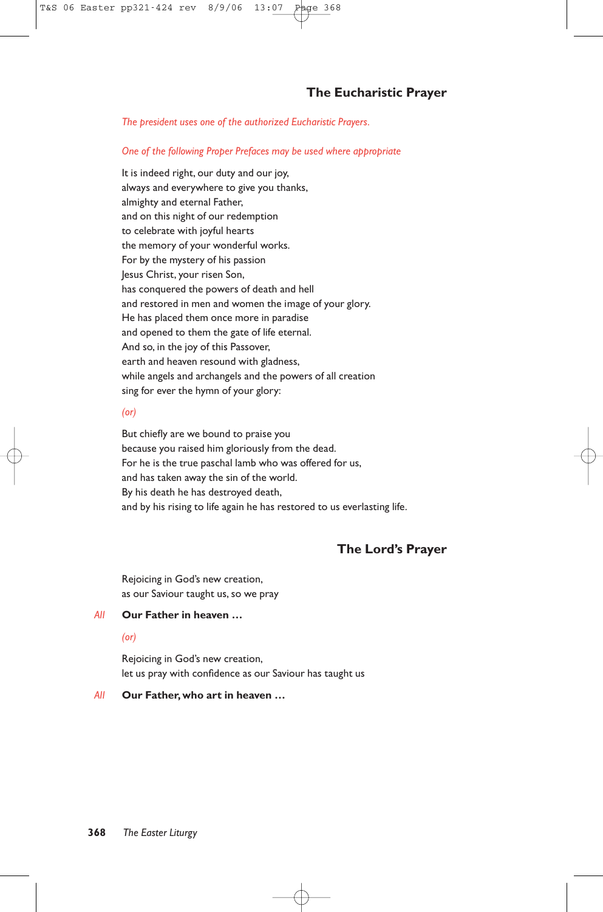## The Eucharistic Prayer

*The president uses one of the authorized Eucharistic Prayers.*

*One of the following Proper Prefaces may be used where appropriate*

It is indeed right, our duty and our joy,
always and everywhere to give you thanks,
almighty and eternal Father,
and on this night of our redemption
to celebrate with joyful hearts
the memory of your wonderful works.
For by the mystery of his passion
Jesus Christ, your risen Son,
has conquered the powers of death and hell
and restored in men and women the image of your glory.
He has placed them once more in paradise
and opened to them the gate of life eternal.
And so, in the joy of this Passover,
earth and heaven resound with gladness,
while angels and archangels and the powers of all creation
sing for ever the hymn of your glory:

*(or)*

But chiefly are we bound to praise you
because you raised him gloriously from the dead.
For he is the true paschal lamb who was offered for us,
and has taken away the sin of the world.
By his death he has destroyed death,
and by his rising to life again he has restored to us everlasting life.

## The Lord's Prayer

Rejoicing in God's new creation,
as our Saviour taught us, so we pray

*All* **Our Father in heaven …**

*(or)*

Rejoicing in God's new creation,
let us pray with confidence as our Saviour has taught us

*All* **Our Father, who art in heaven …**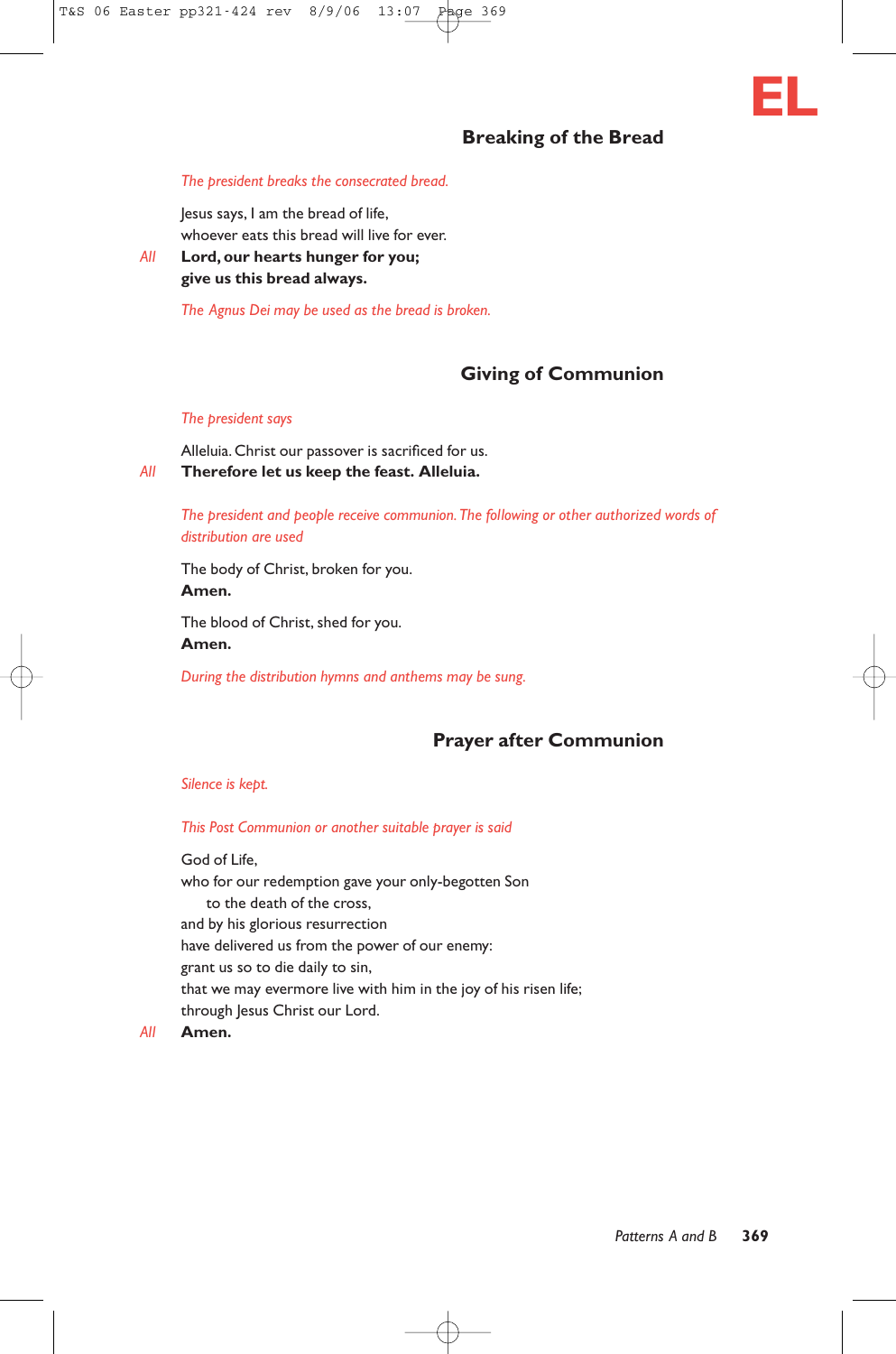EL

## Breaking of the Bread

*The president breaks the consecrated bread.*

Jesus says, I am the bread of life,
whoever eats this bread will live for ever.

*All* **Lord, our hearts hunger for you;**
**give us this bread always.**

*The Agnus Dei may be used as the bread is broken.*

## Giving of Communion

*The president says*

Alleluia. Christ our passover is sacrificed for us.

*All* **Therefore let us keep the feast. Alleluia.**

*The president and people receive communion. The following or other authorized words of distribution are used*

The body of Christ, broken for you.
**Amen.**

The blood of Christ, shed for you.
**Amen.**

*During the distribution hymns and anthems may be sung.*

## Prayer after Communion

*Silence is kept.*

*This Post Communion or another suitable prayer is said*

God of Life,
who for our redemption gave your only-begotten Son
to the death of the cross,
and by his glorious resurrection
have delivered us from the power of our enemy:
grant us so to die daily to sin,
that we may evermore live with him in the joy of his risen life;
through Jesus Christ our Lord.

*All* **Amen.**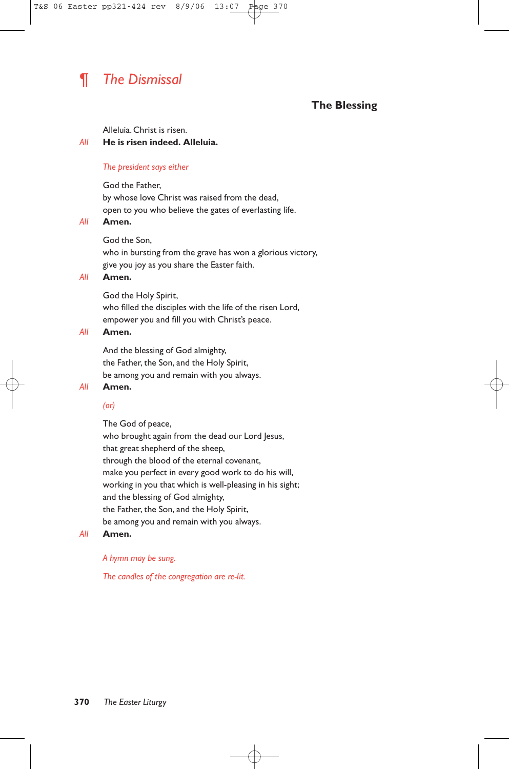## ¶ *The Dismissal*

### The Blessing

Alleluia. Christ is risen.
*All* **He is risen indeed. Alleluia.**

*The president says either*

God the Father,
by whose love Christ was raised from the dead,
open to you who believe the gates of everlasting life.
*All* **Amen.**

God the Son,
who in bursting from the grave has won a glorious victory,
give you joy as you share the Easter faith.
*All* **Amen.**

God the Holy Spirit,
who filled the disciples with the life of the risen Lord,
empower you and fill you with Christ's peace.
*All* **Amen.**

And the blessing of God almighty,
the Father, the Son, and the Holy Spirit,
be among you and remain with you always.
*All* **Amen.**

*(or)*

The God of peace,
who brought again from the dead our Lord Jesus,
that great shepherd of the sheep,
through the blood of the eternal covenant,
make you perfect in every good work to do his will,
working in you that which is well-pleasing in his sight;
and the blessing of God almighty,
the Father, the Son, and the Holy Spirit,
be among you and remain with you always.
*All* **Amen.**

*A hymn may be sung.*

*The candles of the congregation are re-lit.*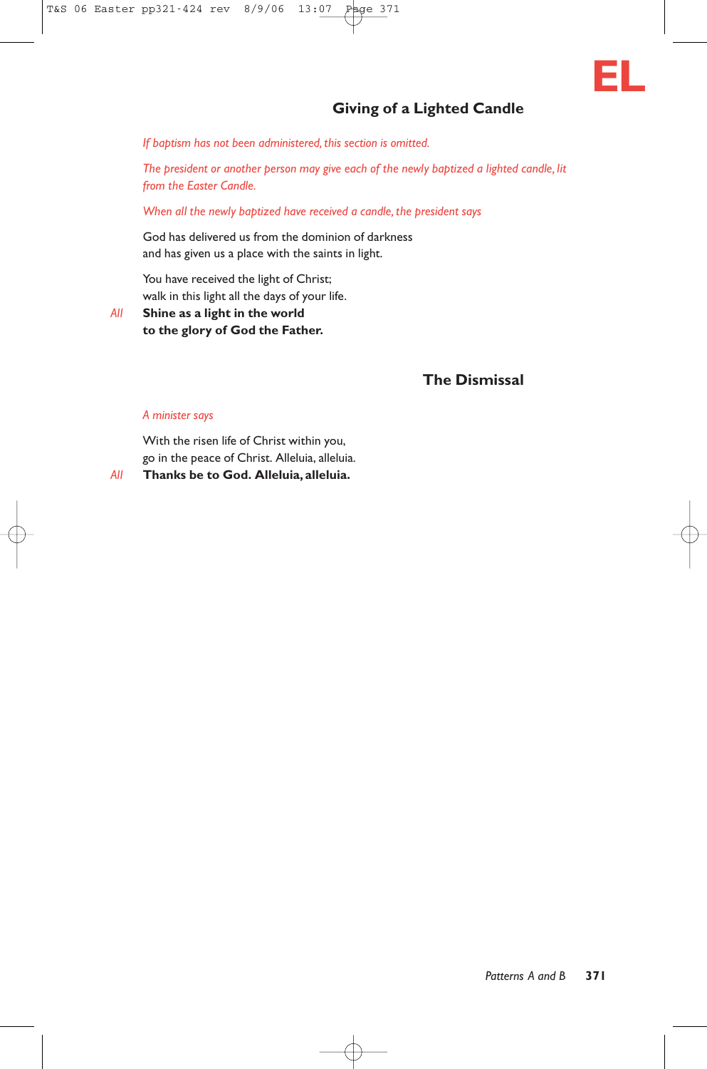EL

## Giving of a Lighted Candle

*If baptism has not been administered, this section is omitted.*

*The president or another person may give each of the newly baptized a lighted candle, lit from the Easter Candle.*

*When all the newly baptized have received a candle, the president says*

God has delivered us from the dominion of darkness
and has given us a place with the saints in light.

You have received the light of Christ;
walk in this light all the days of your life.

*All* **Shine as a light in the world**
**to the glory of God the Father.**

## The Dismissal

*A minister says*

With the risen life of Christ within you,
go in the peace of Christ. Alleluia, alleluia.

*All* **Thanks be to God. Alleluia, alleluia.**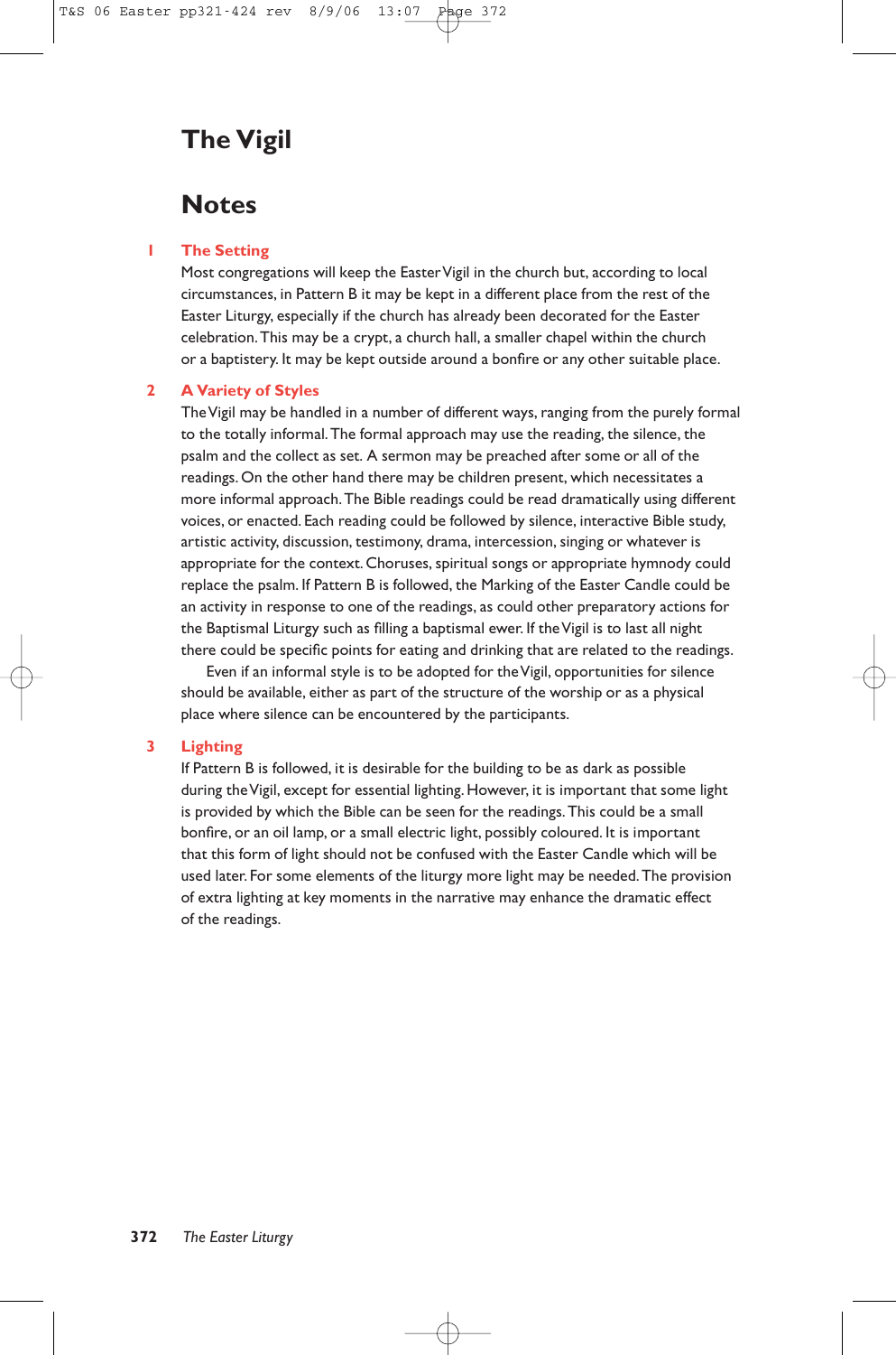# The Vigil

## Notes

**1 The Setting**

Most congregations will keep the Easter Vigil in the church but, according to local circumstances, in Pattern B it may be kept in a different place from the rest of the Easter Liturgy, especially if the church has already been decorated for the Easter celebration. This may be a crypt, a church hall, a smaller chapel within the church or a baptistery. It may be kept outside around a bonfire or any other suitable place.

**2 A Variety of Styles**

The Vigil may be handled in a number of different ways, ranging from the purely formal to the totally informal. The formal approach may use the reading, the silence, the psalm and the collect as set. A sermon may be preached after some or all of the readings. On the other hand there may be children present, which necessitates a more informal approach. The Bible readings could be read dramatically using different voices, or enacted. Each reading could be followed by silence, interactive Bible study, artistic activity, discussion, testimony, drama, intercession, singing or whatever is appropriate for the context. Choruses, spiritual songs or appropriate hymnody could replace the psalm. If Pattern B is followed, the Marking of the Easter Candle could be an activity in response to one of the readings, as could other preparatory actions for the Baptismal Liturgy such as filling a baptismal ewer. If the Vigil is to last all night there could be specific points for eating and drinking that are related to the readings.

Even if an informal style is to be adopted for the Vigil, opportunities for silence should be available, either as part of the structure of the worship or as a physical place where silence can be encountered by the participants.

**3 Lighting**

If Pattern B is followed, it is desirable for the building to be as dark as possible during the Vigil, except for essential lighting. However, it is important that some light is provided by which the Bible can be seen for the readings. This could be a small bonfire, or an oil lamp, or a small electric light, possibly coloured. It is important that this form of light should not be confused with the Easter Candle which will be used later. For some elements of the liturgy more light may be needed. The provision of extra lighting at key moments in the narrative may enhance the dramatic effect of the readings.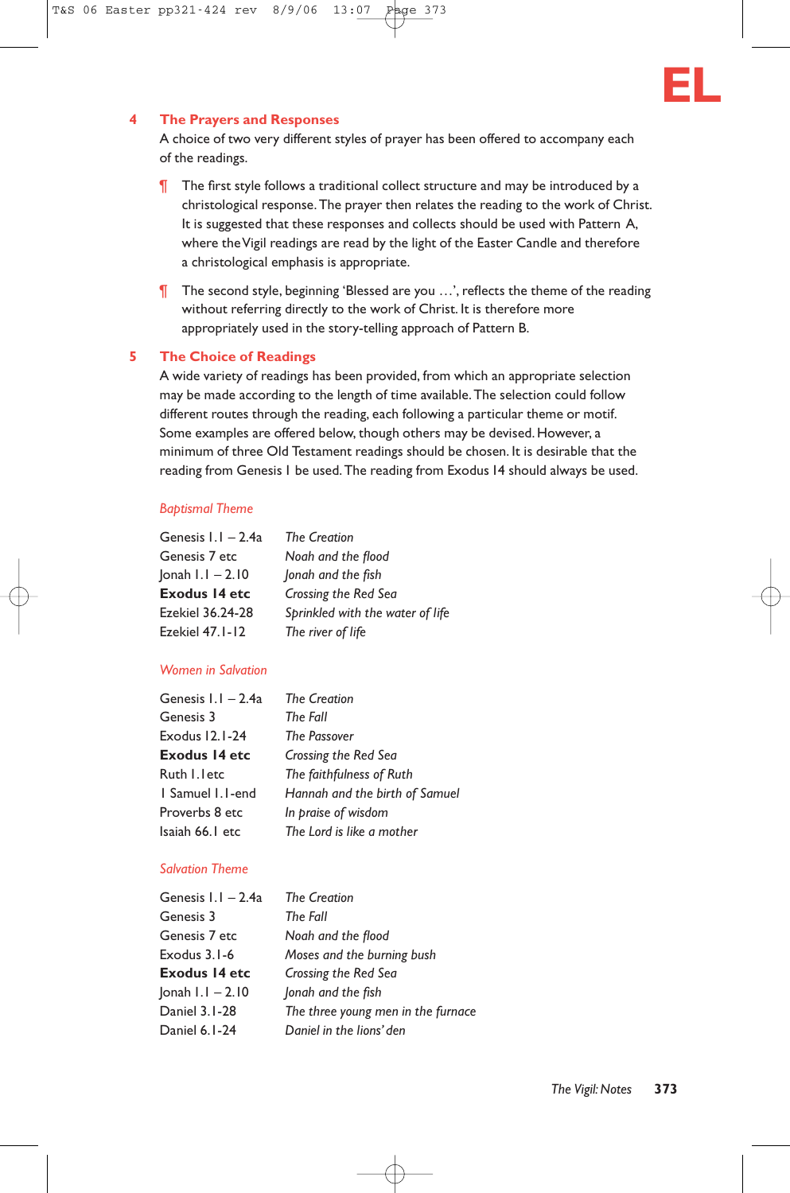## 4 The Prayers and Responses

A choice of two very different styles of prayer has been offered to accompany each of the readings.

¶ The first style follows a traditional collect structure and may be introduced by a christological response. The prayer then relates the reading to the work of Christ. It is suggested that these responses and collects should be used with Pattern A, where the Vigil readings are read by the light of the Easter Candle and therefore a christological emphasis is appropriate.

¶ The second style, beginning 'Blessed are you …', reflects the theme of the reading without referring directly to the work of Christ. It is therefore more appropriately used in the story-telling approach of Pattern B.

## 5 The Choice of Readings

A wide variety of readings has been provided, from which an appropriate selection may be made according to the length of time available. The selection could follow different routes through the reading, each following a particular theme or motif. Some examples are offered below, though others may be devised. However, a minimum of three Old Testament readings should be chosen. It is desirable that the reading from Genesis 1 be used. The reading from Exodus 14 should always be used.

*Baptismal Theme*

| | |
|---|---|
| Genesis 1.1 – 2.4a | *The Creation* |
| Genesis 7 etc | *Noah and the flood* |
| Jonah 1.1 – 2.10 | *Jonah and the fish* |
| **Exodus 14 etc** | *Crossing the Red Sea* |
| Ezekiel 36.24-28 | *Sprinkled with the water of life* |
| Ezekiel 47.1-12 | *The river of life* |

*Women in Salvation*

| | |
|---|---|
| Genesis 1.1 – 2.4a | *The Creation* |
| Genesis 3 | *The Fall* |
| Exodus 12.1-24 | *The Passover* |
| **Exodus 14 etc** | *Crossing the Red Sea* |
| Ruth 1.1etc | *The faithfulness of Ruth* |
| 1 Samuel 1.1-end | *Hannah and the birth of Samuel* |
| Proverbs 8 etc | *In praise of wisdom* |
| Isaiah 66.1 etc | *The Lord is like a mother* |

*Salvation Theme*

| | |
|---|---|
| Genesis 1.1 – 2.4a | *The Creation* |
| Genesis 3 | *The Fall* |
| Genesis 7 etc | *Noah and the flood* |
| Exodus 3.1-6 | *Moses and the burning bush* |
| **Exodus 14 etc** | *Crossing the Red Sea* |
| Jonah 1.1 – 2.10 | *Jonah and the fish* |
| Daniel 3.1-28 | *The three young men in the furnace* |
| Daniel 6.1-24 | *Daniel in the lions' den* |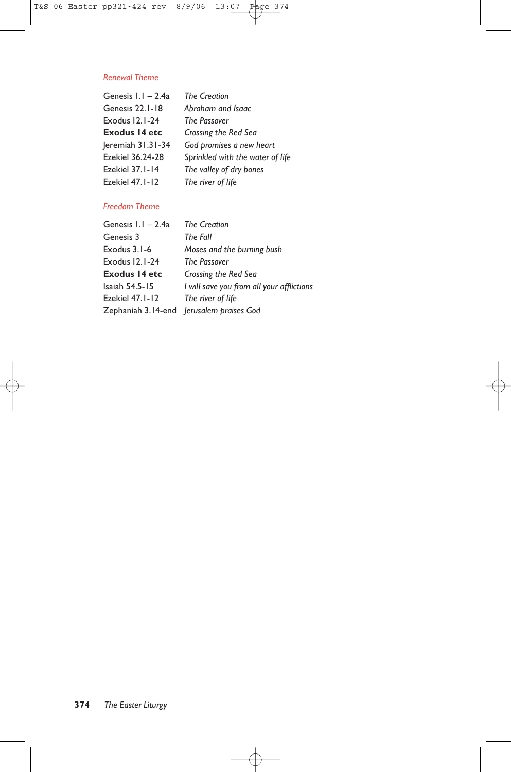### *Renewal Theme*

| | |
|---|---|
| Genesis 1.1 – 2.4a | *The Creation* |
| Genesis 22.1-18 | *Abraham and Isaac* |
| Exodus 12.1-24 | *The Passover* |
| **Exodus 14 etc** | *Crossing the Red Sea* |
| Jeremiah 31.31-34 | *God promises a new heart* |
| Ezekiel 36.24-28 | *Sprinkled with the water of life* |
| Ezekiel 37.1-14 | *The valley of dry bones* |
| Ezekiel 47.1-12 | *The river of life* |

### *Freedom Theme*

| | |
|---|---|
| Genesis 1.1 – 2.4a | *The Creation* |
| Genesis 3 | *The Fall* |
| Exodus 3.1-6 | *Moses and the burning bush* |
| Exodus 12.1-24 | *The Passover* |
| **Exodus 14 etc** | *Crossing the Red Sea* |
| Isaiah 54.5-15 | *I will save you from all your afflictions* |
| Ezekiel 47.1-12 | *The river of life* |
| Zephaniah 3.14-end | *Jerusalem praises God* |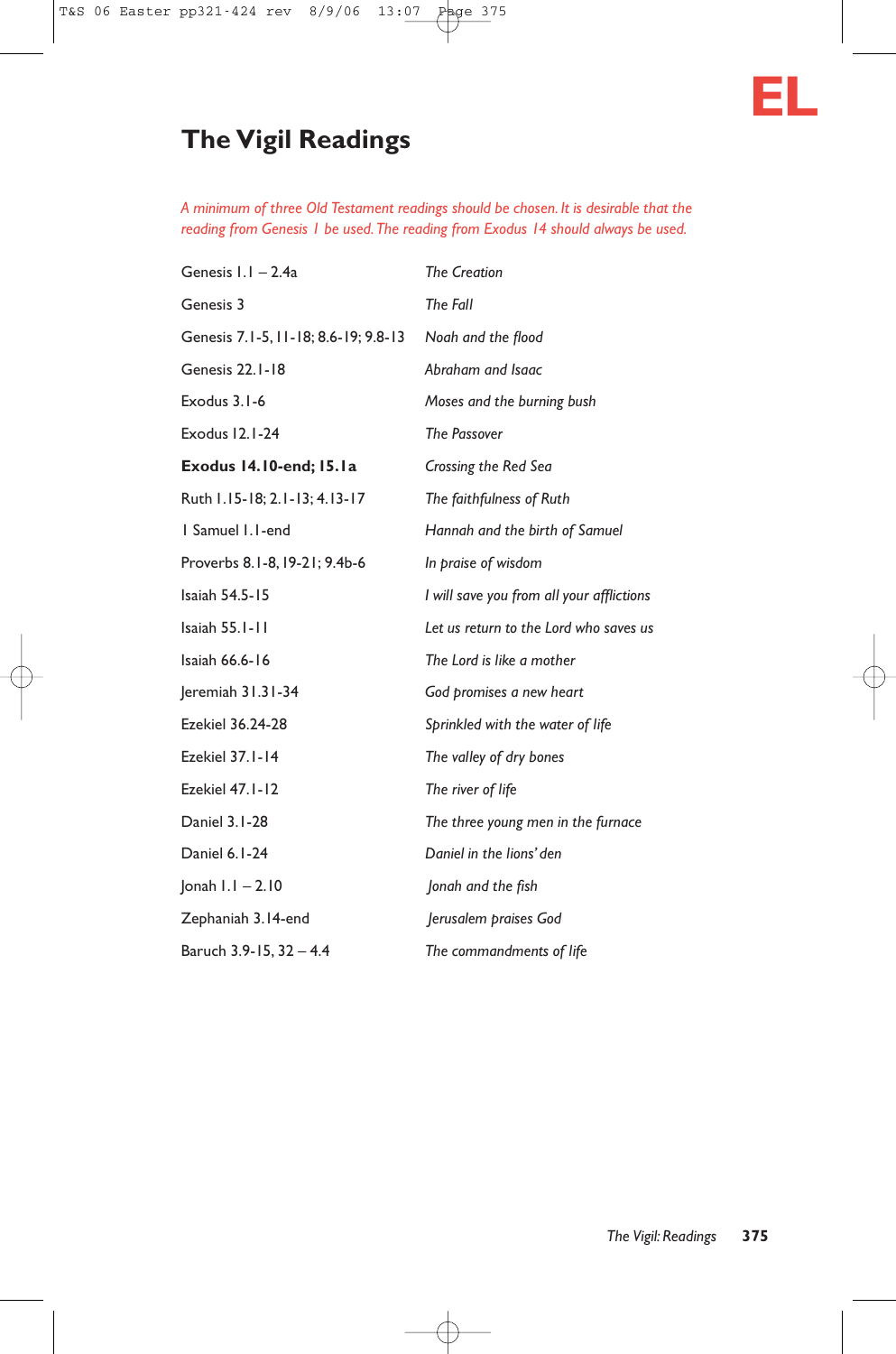EL

# The Vigil Readings

*A minimum of three Old Testament readings should be chosen. It is desirable that the reading from Genesis 1 be used. The reading from Exodus 14 should always be used.*

| | |
|---|---|
| Genesis 1.1 – 2.4a | *The Creation* |
| Genesis 3 | *The Fall* |
| Genesis 7.1-5, 11-18; 8.6-19; 9.8-13 | *Noah and the flood* |
| Genesis 22.1-18 | *Abraham and Isaac* |
| Exodus 3.1-6 | *Moses and the burning bush* |
| Exodus 12.1-24 | *The Passover* |
| **Exodus 14.10-end; 15.1a** | *Crossing the Red Sea* |
| Ruth 1.15-18; 2.1-13; 4.13-17 | *The faithfulness of Ruth* |
| 1 Samuel 1.1-end | *Hannah and the birth of Samuel* |
| Proverbs 8.1-8, 19-21; 9.4b-6 | *In praise of wisdom* |
| Isaiah 54.5-15 | *I will save you from all your afflictions* |
| Isaiah 55.1-11 | *Let us return to the Lord who saves us* |
| Isaiah 66.6-16 | *The Lord is like a mother* |
| Jeremiah 31.31-34 | *God promises a new heart* |
| Ezekiel 36.24-28 | *Sprinkled with the water of life* |
| Ezekiel 37.1-14 | *The valley of dry bones* |
| Ezekiel 47.1-12 | *The river of life* |
| Daniel 3.1-28 | *The three young men in the furnace* |
| Daniel 6.1-24 | *Daniel in the lions' den* |
| Jonah 1.1 – 2.10 | *Jonah and the fish* |
| Zephaniah 3.14-end | *Jerusalem praises God* |
| Baruch 3.9-15, 32 – 4.4 | *The commandments of life* |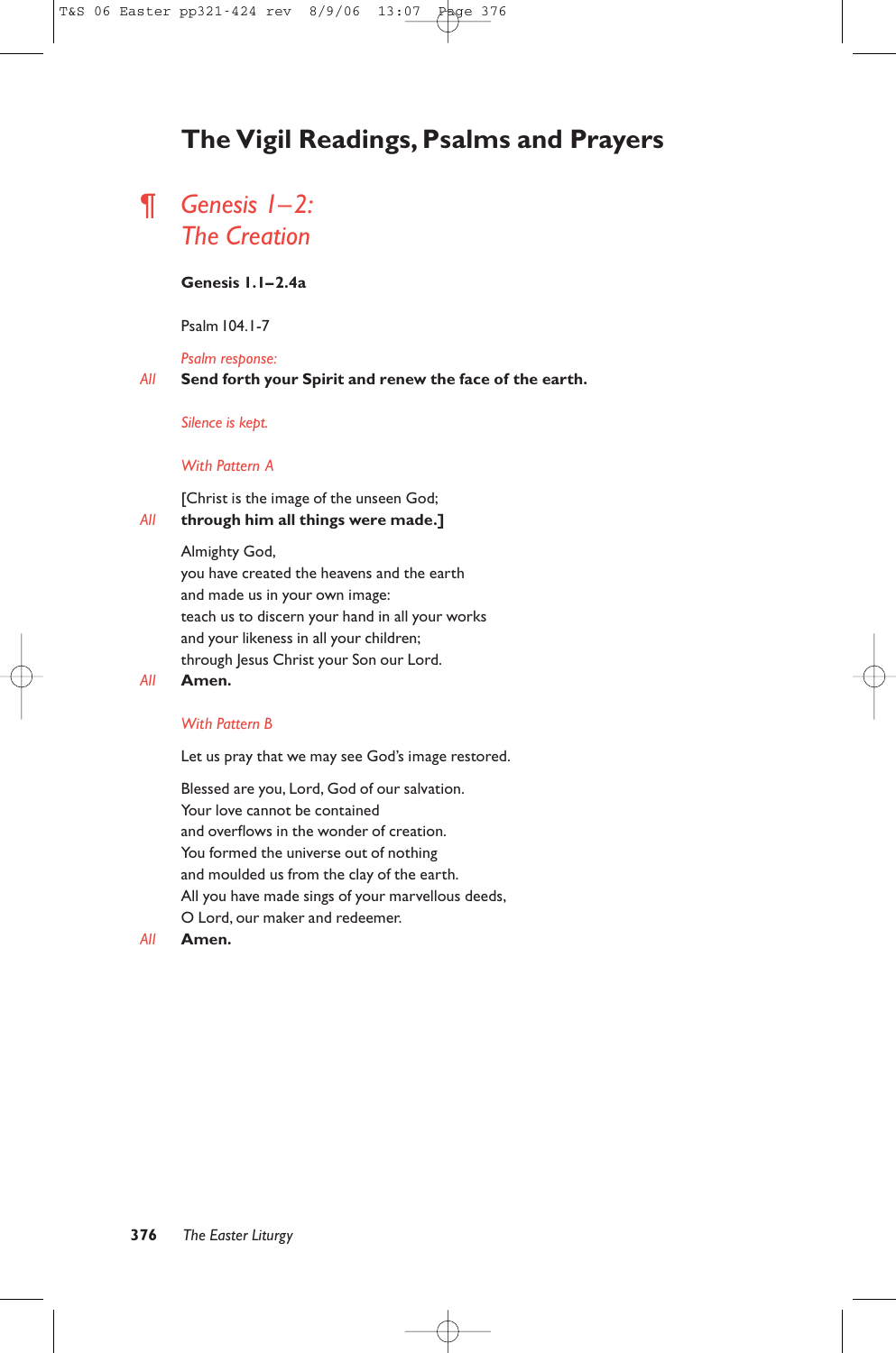# The Vigil Readings, Psalms and Prayers

## ¶ *Genesis 1–2: The Creation*

**Genesis 1.1–2.4a**

Psalm 104.1-7

*Psalm response:*

*All* **Send forth your Spirit and renew the face of the earth.**

*Silence is kept.*

*With Pattern A*

[Christ is the image of the unseen God;
*All* **through him all things were made.]**

Almighty God,
you have created the heavens and the earth
and made us in your own image:
teach us to discern your hand in all your works
and your likeness in all your children;
through Jesus Christ your Son our Lord.
*All* **Amen.**

*With Pattern B*

Let us pray that we may see God's image restored.

Blessed are you, Lord, God of our salvation.
Your love cannot be contained
and overflows in the wonder of creation.
You formed the universe out of nothing
and moulded us from the clay of the earth.
All you have made sings of your marvellous deeds,
O Lord, our maker and redeemer.
*All* **Amen.**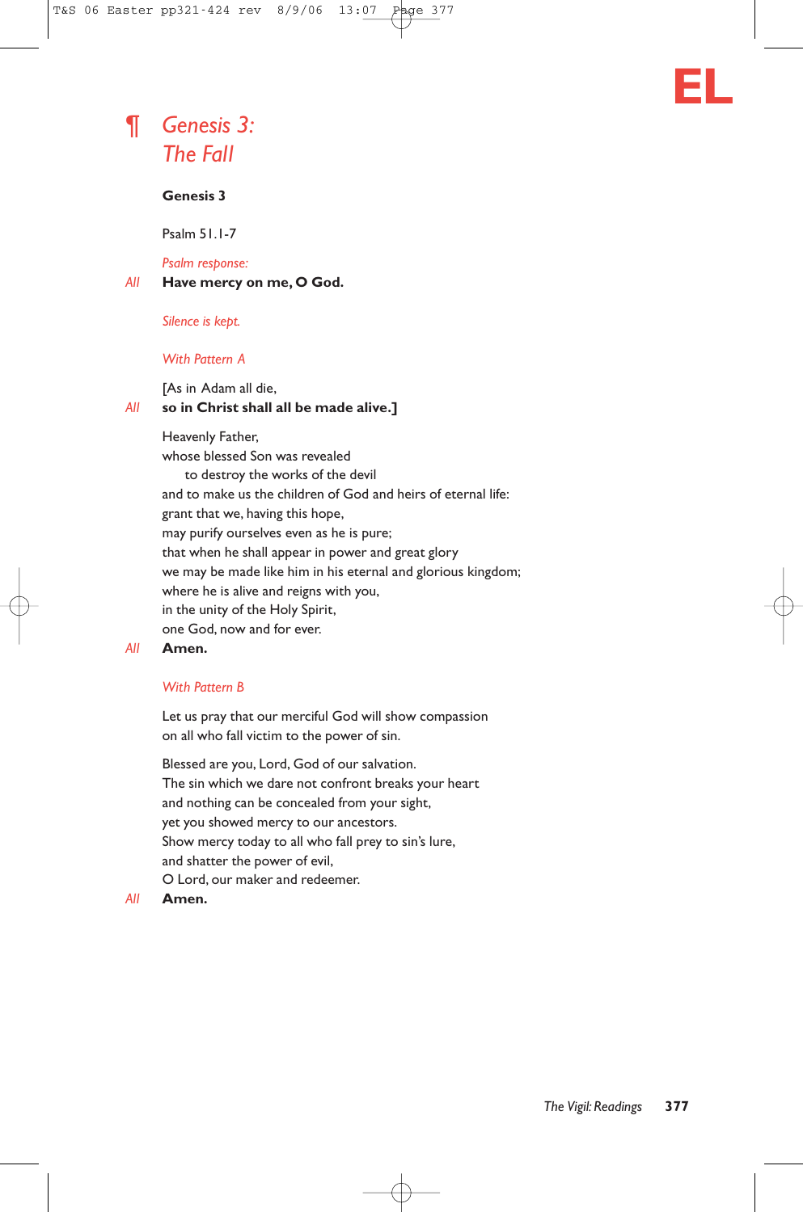EL

## ¶ *Genesis 3: The Fall*

**Genesis 3**

Psalm 51.1-7

*Psalm response:*

*All* **Have mercy on me, O God.**

*Silence is kept.*

*With Pattern A*

[As in Adam all die,
*All* **so in Christ shall all be made alive.]**

Heavenly Father,
whose blessed Son was revealed
  to destroy the works of the devil
and to make us the children of God and heirs of eternal life:
grant that we, having this hope,
may purify ourselves even as he is pure;
that when he shall appear in power and great glory
we may be made like him in his eternal and glorious kingdom;
where he is alive and reigns with you,
in the unity of the Holy Spirit,
one God, now and for ever.
*All* **Amen.**

*With Pattern B*

Let us pray that our merciful God will show compassion
on all who fall victim to the power of sin.

Blessed are you, Lord, God of our salvation.
The sin which we dare not confront breaks your heart
and nothing can be concealed from your sight,
yet you showed mercy to our ancestors.
Show mercy today to all who fall prey to sin's lure,
and shatter the power of evil,
O Lord, our maker and redeemer.
*All* **Amen.**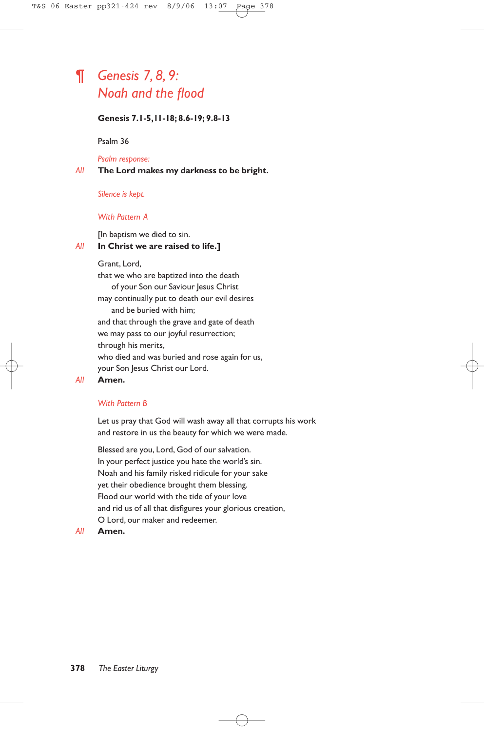## ¶ *Genesis 7, 8, 9: Noah and the flood*

**Genesis 7.1-5,11-18; 8.6-19; 9.8-13**

Psalm 36

*Psalm response:*

*All* **The Lord makes my darkness to be bright.**

*Silence is kept.*

*With Pattern A*

[In baptism we died to sin.

*All* **In Christ we are raised to life.]**

Grant, Lord,
that we who are baptized into the death
  of your Son our Saviour Jesus Christ
may continually put to death our evil desires
  and be buried with him;
and that through the grave and gate of death
we may pass to our joyful resurrection;
through his merits,
who died and was buried and rose again for us,
your Son Jesus Christ our Lord.

*All* **Amen.**

*With Pattern B*

Let us pray that God will wash away all that corrupts his work
and restore in us the beauty for which we were made.

Blessed are you, Lord, God of our salvation.
In your perfect justice you hate the world's sin.
Noah and his family risked ridicule for your sake
yet their obedience brought them blessing.
Flood our world with the tide of your love
and rid us of all that disfigures your glorious creation,
O Lord, our maker and redeemer.

*All* **Amen.**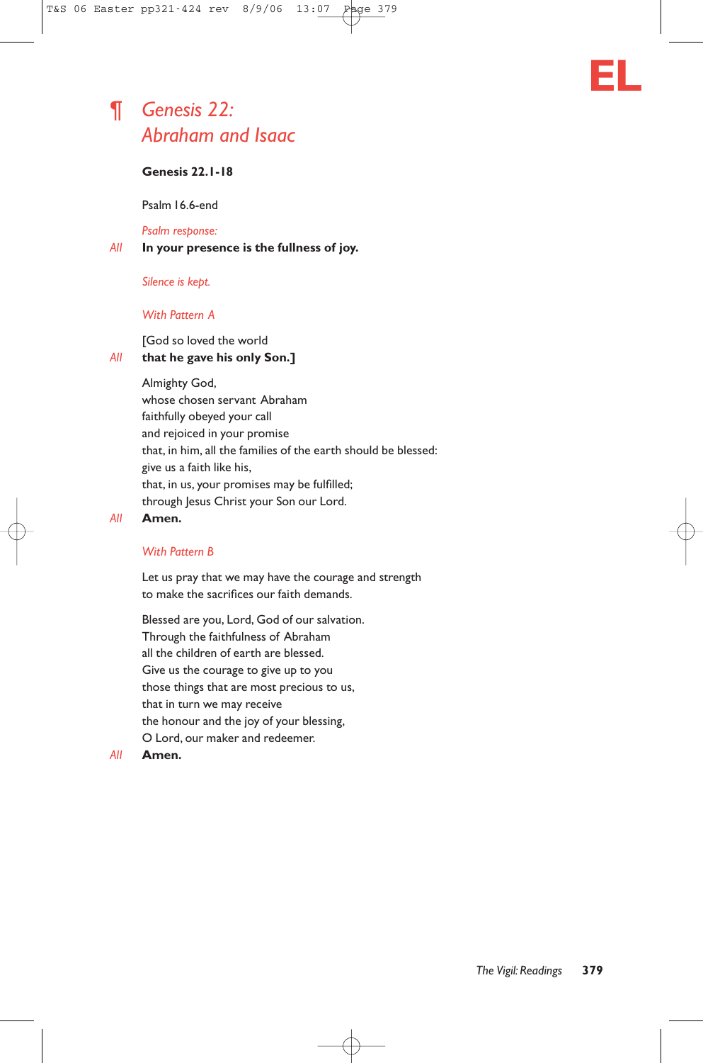EL

## ¶ *Genesis 22: Abraham and Isaac*

**Genesis 22.1-18**

Psalm 16.6-end

*Psalm response:*

*All* **In your presence is the fullness of joy.**

*Silence is kept.*

*With Pattern A*

[God so loved the world
*All* **that he gave his only Son.]**

Almighty God,
whose chosen servant Abraham
faithfully obeyed your call
and rejoiced in your promise
that, in him, all the families of the earth should be blessed:
give us a faith like his,
that, in us, your promises may be fulfilled;
through Jesus Christ your Son our Lord.
*All* **Amen.**

*With Pattern B*

Let us pray that we may have the courage and strength
to make the sacrifices our faith demands.

Blessed are you, Lord, God of our salvation.
Through the faithfulness of Abraham
all the children of earth are blessed.
Give us the courage to give up to you
those things that are most precious to us,
that in turn we may receive
the honour and the joy of your blessing,
O Lord, our maker and redeemer.
*All* **Amen.**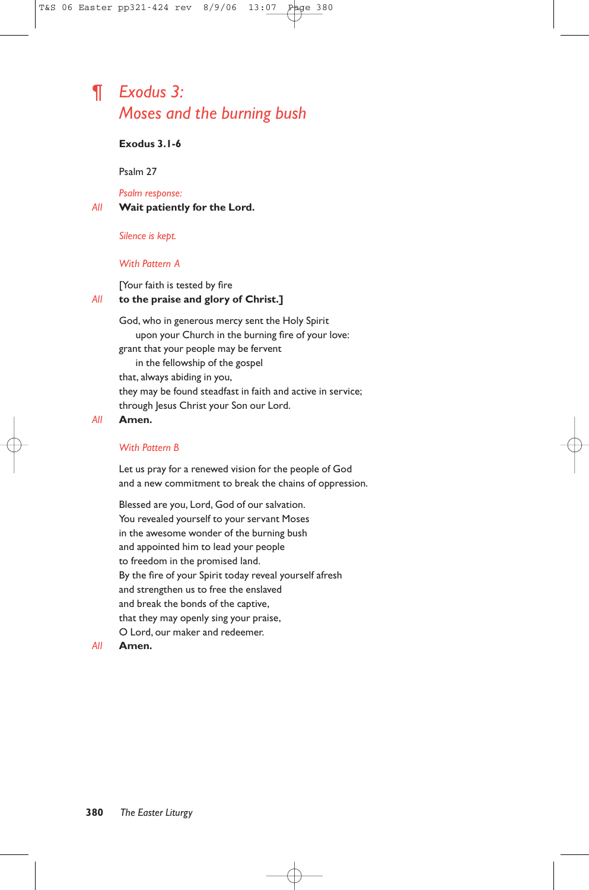# ¶ *Exodus 3: Moses and the burning bush*

**Exodus 3.1-6**

Psalm 27

*Psalm response:*

*All* **Wait patiently for the Lord.**

*Silence is kept.*

*With Pattern A*

[Your faith is tested by fire

*All* **to the praise and glory of Christ.]**

God, who in generous mercy sent the Holy Spirit
  upon your Church in the burning fire of your love:
grant that your people may be fervent
  in the fellowship of the gospel
that, always abiding in you,
they may be found steadfast in faith and active in service;
through Jesus Christ your Son our Lord.

*All* **Amen.**

*With Pattern B*

Let us pray for a renewed vision for the people of God
and a new commitment to break the chains of oppression.

Blessed are you, Lord, God of our salvation.
You revealed yourself to your servant Moses
in the awesome wonder of the burning bush
and appointed him to lead your people
to freedom in the promised land.
By the fire of your Spirit today reveal yourself afresh
and strengthen us to free the enslaved
and break the bonds of the captive,
that they may openly sing your praise,
O Lord, our maker and redeemer.

*All* **Amen.**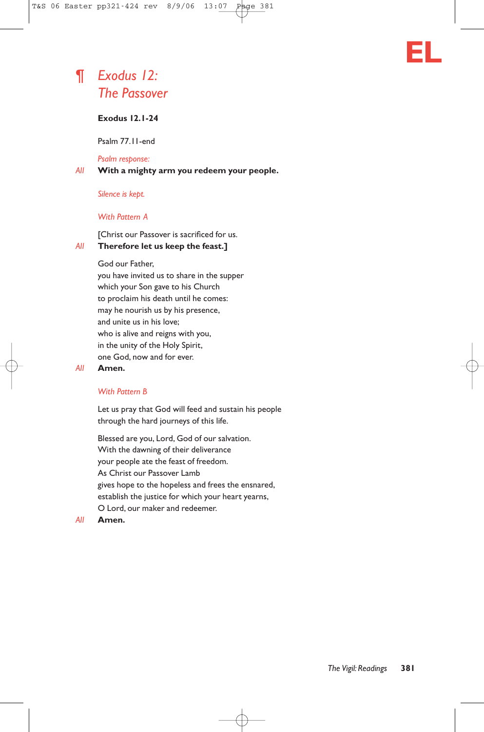EL

# ¶ *Exodus 12: The Passover*

**Exodus 12.1-24**

Psalm 77.11-end

*Psalm response:*

*All* **With a mighty arm you redeem your people.**

*Silence is kept.*

*With Pattern A*

[Christ our Passover is sacrificed for us.

*All* **Therefore let us keep the feast.]**

God our Father,
you have invited us to share in the supper
which your Son gave to his Church
to proclaim his death until he comes:
may he nourish us by his presence,
and unite us in his love;
who is alive and reigns with you,
in the unity of the Holy Spirit,
one God, now and for ever.

*All* **Amen.**

*With Pattern B*

Let us pray that God will feed and sustain his people
through the hard journeys of this life.

Blessed are you, Lord, God of our salvation.
With the dawning of their deliverance
your people ate the feast of freedom.
As Christ our Passover Lamb
gives hope to the hopeless and frees the ensnared,
establish the justice for which your heart yearns,
O Lord, our maker and redeemer.

*All* **Amen.**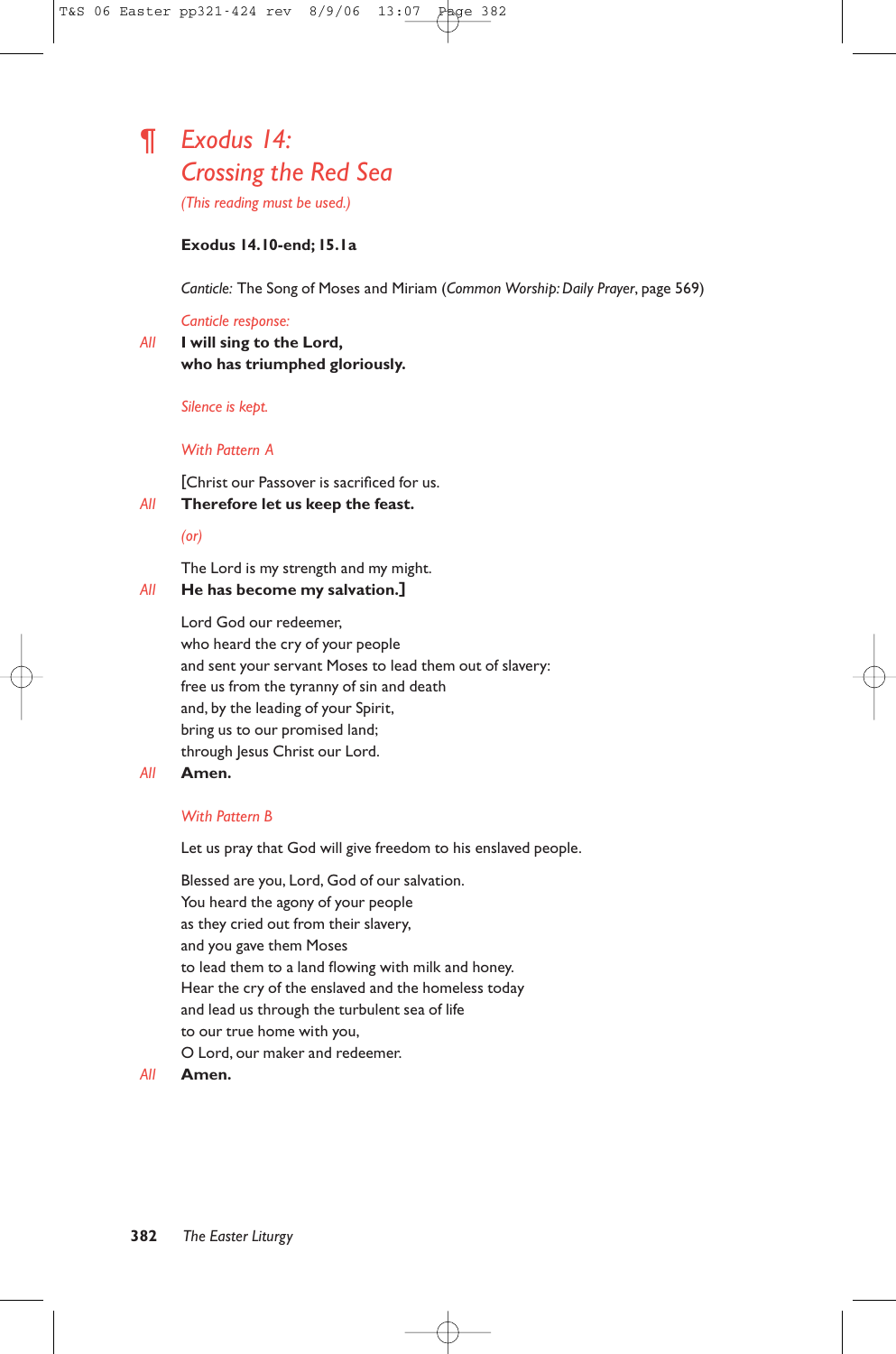# ¶ *Exodus 14: Crossing the Red Sea*

*(This reading must be used.)*

**Exodus 14.10-end; 15.1a**

*Canticle:* The Song of Moses and Miriam (*Common Worship: Daily Prayer*, page 569)

*Canticle response:*

*All* **I will sing to the Lord,
who has triumphed gloriously.**

*Silence is kept.*

*With Pattern A*

[Christ our Passover is sacrificed for us.
*All* **Therefore let us keep the feast.**

*(or)*

The Lord is my strength and my might.
*All* **He has become my salvation.]**

Lord God our redeemer,
who heard the cry of your people
and sent your servant Moses to lead them out of slavery:
free us from the tyranny of sin and death
and, by the leading of your Spirit,
bring us to our promised land;
through Jesus Christ our Lord.
*All* **Amen.**

*With Pattern B*

Let us pray that God will give freedom to his enslaved people.

Blessed are you, Lord, God of our salvation.
You heard the agony of your people
as they cried out from their slavery,
and you gave them Moses
to lead them to a land flowing with milk and honey.
Hear the cry of the enslaved and the homeless today
and lead us through the turbulent sea of life
to our true home with you,
O Lord, our maker and redeemer.
*All* **Amen.**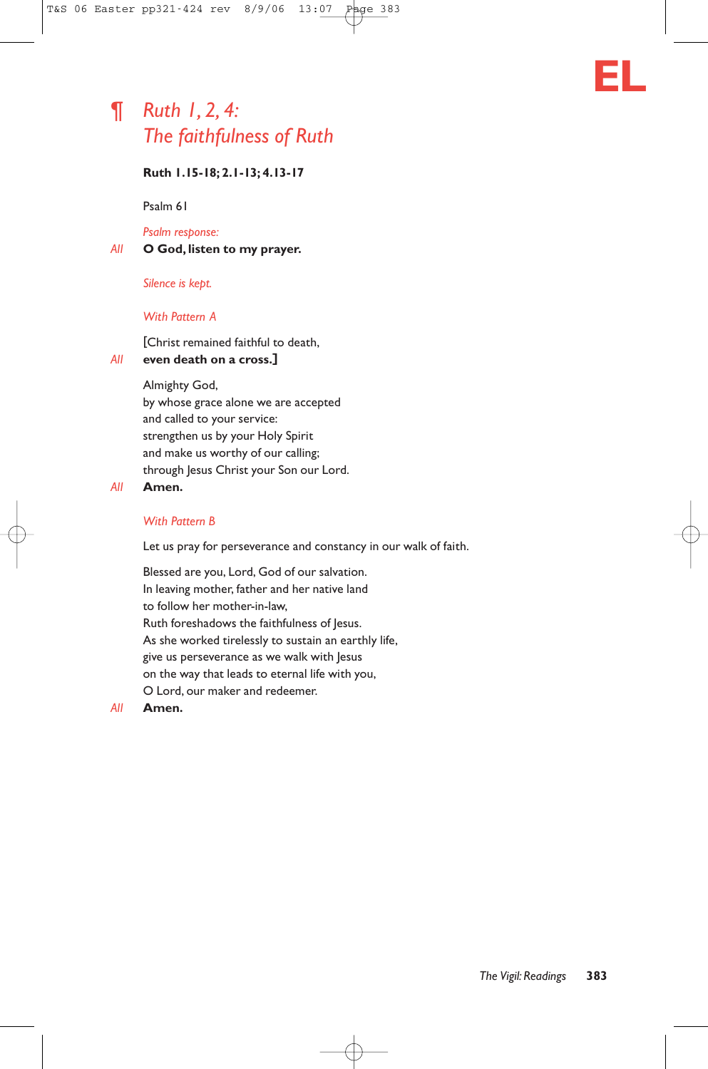**EL**

## ¶ *Ruth 1, 2, 4: The faithfulness of Ruth*

**Ruth 1.15-18; 2.1-13; 4.13-17**

Psalm 61

*Psalm response:*

*All* **O God, listen to my prayer.**

*Silence is kept.*

*With Pattern A*

[Christ remained faithful to death,

*All* **even death on a cross.]**

Almighty God,
by whose grace alone we are accepted
and called to your service:
strengthen us by your Holy Spirit
and make us worthy of our calling;
through Jesus Christ your Son our Lord.

*All* **Amen.**

*With Pattern B*

Let us pray for perseverance and constancy in our walk of faith.

Blessed are you, Lord, God of our salvation.
In leaving mother, father and her native land
to follow her mother-in-law,
Ruth foreshadows the faithfulness of Jesus.
As she worked tirelessly to sustain an earthly life,
give us perseverance as we walk with Jesus
on the way that leads to eternal life with you,
O Lord, our maker and redeemer.

*All* **Amen.**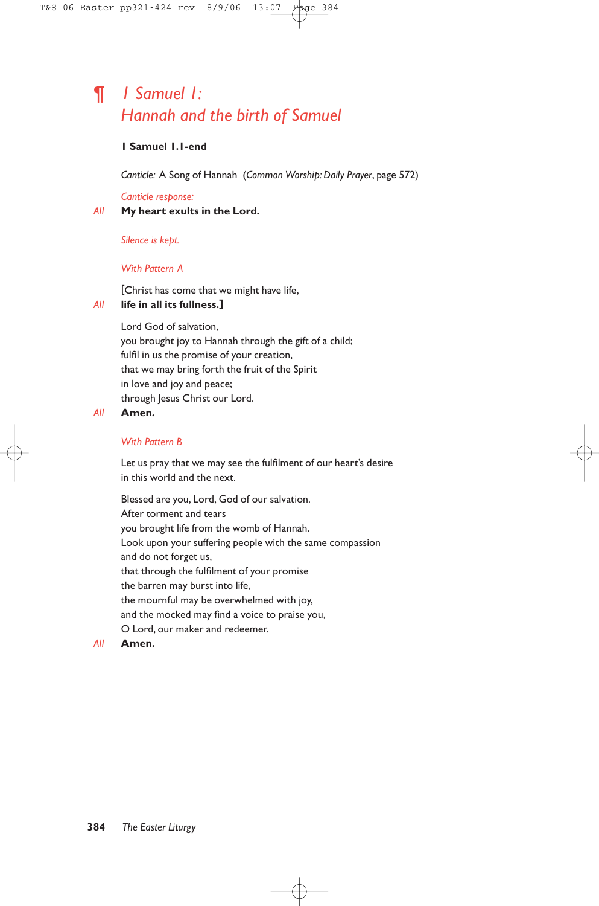## ¶ *1 Samuel 1: Hannah and the birth of Samuel*

**1 Samuel 1.1-end**

*Canticle:* A Song of Hannah (*Common Worship: Daily Prayer*, page 572)

*Canticle response:*

*All* **My heart exults in the Lord.**

*Silence is kept.*

*With Pattern A*

[Christ has come that we might have life,
*All* **life in all its fullness.]**

Lord God of salvation,
you brought joy to Hannah through the gift of a child;
fulfil in us the promise of your creation,
that we may bring forth the fruit of the Spirit
in love and joy and peace;
through Jesus Christ our Lord.
*All* **Amen.**

*With Pattern B*

Let us pray that we may see the fulfilment of our heart's desire
in this world and the next.

Blessed are you, Lord, God of our salvation.
After torment and tears
you brought life from the womb of Hannah.
Look upon your suffering people with the same compassion
and do not forget us,
that through the fulfilment of your promise
the barren may burst into life,
the mournful may be overwhelmed with joy,
and the mocked may find a voice to praise you,
O Lord, our maker and redeemer.
*All* **Amen.**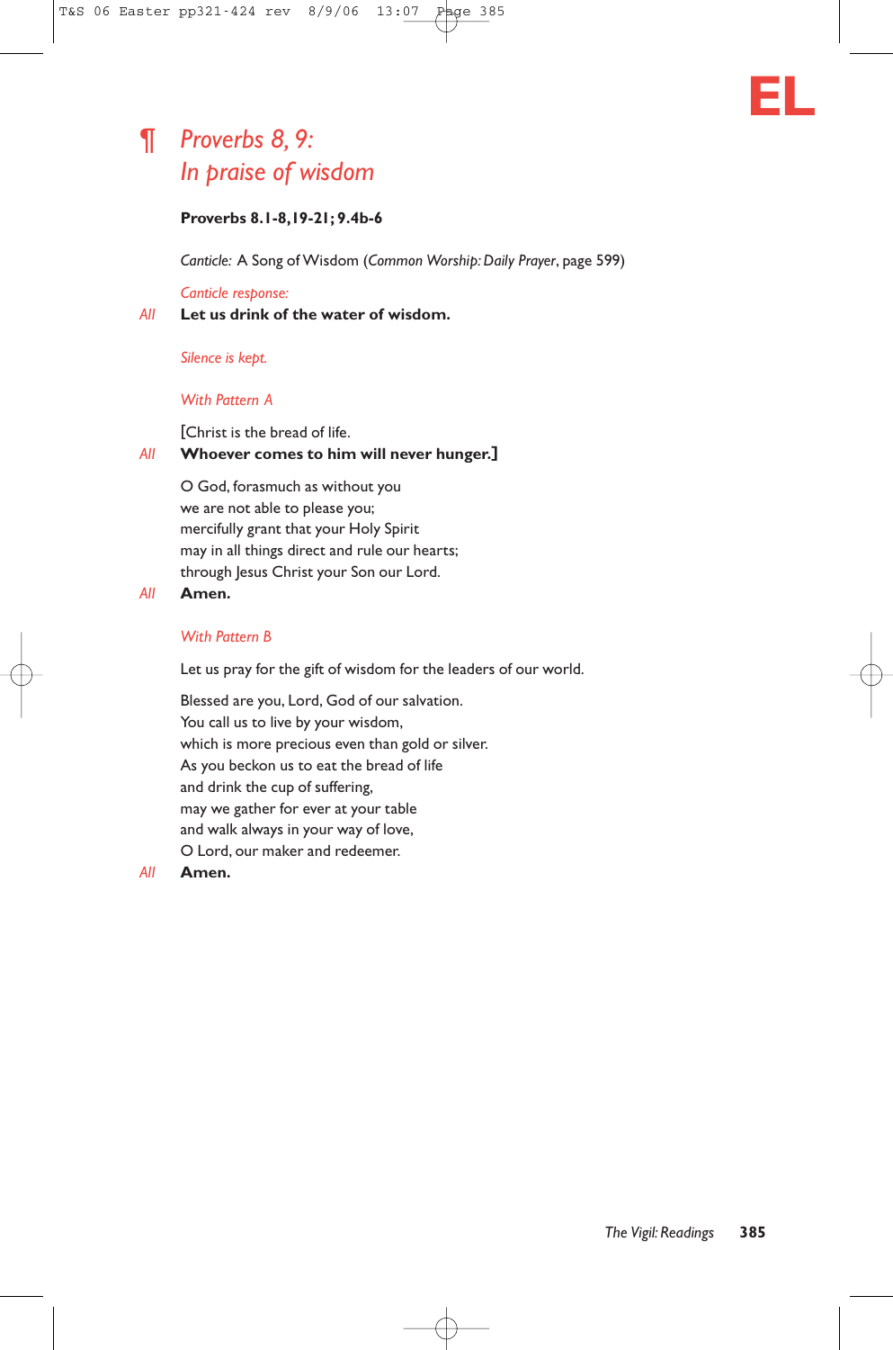**EL**

## ¶ *Proverbs 8, 9:*
## *In praise of wisdom*

**Proverbs 8.1-8,19-21; 9.4b-6**

*Canticle:* A Song of Wisdom (*Common Worship: Daily Prayer*, page 599)

*Canticle response:*

*All* **Let us drink of the water of wisdom.**

*Silence is kept.*

*With Pattern A*

[Christ is the bread of life.

*All* **Whoever comes to him will never hunger.]**

O God, forasmuch as without you
we are not able to please you;
mercifully grant that your Holy Spirit
may in all things direct and rule our hearts;
through Jesus Christ your Son our Lord.

*All* **Amen.**

*With Pattern B*

Let us pray for the gift of wisdom for the leaders of our world.

Blessed are you, Lord, God of our salvation.
You call us to live by your wisdom,
which is more precious even than gold or silver.
As you beckon us to eat the bread of life
and drink the cup of suffering,
may we gather for ever at your table
and walk always in your way of love,
O Lord, our maker and redeemer.

*All* **Amen.**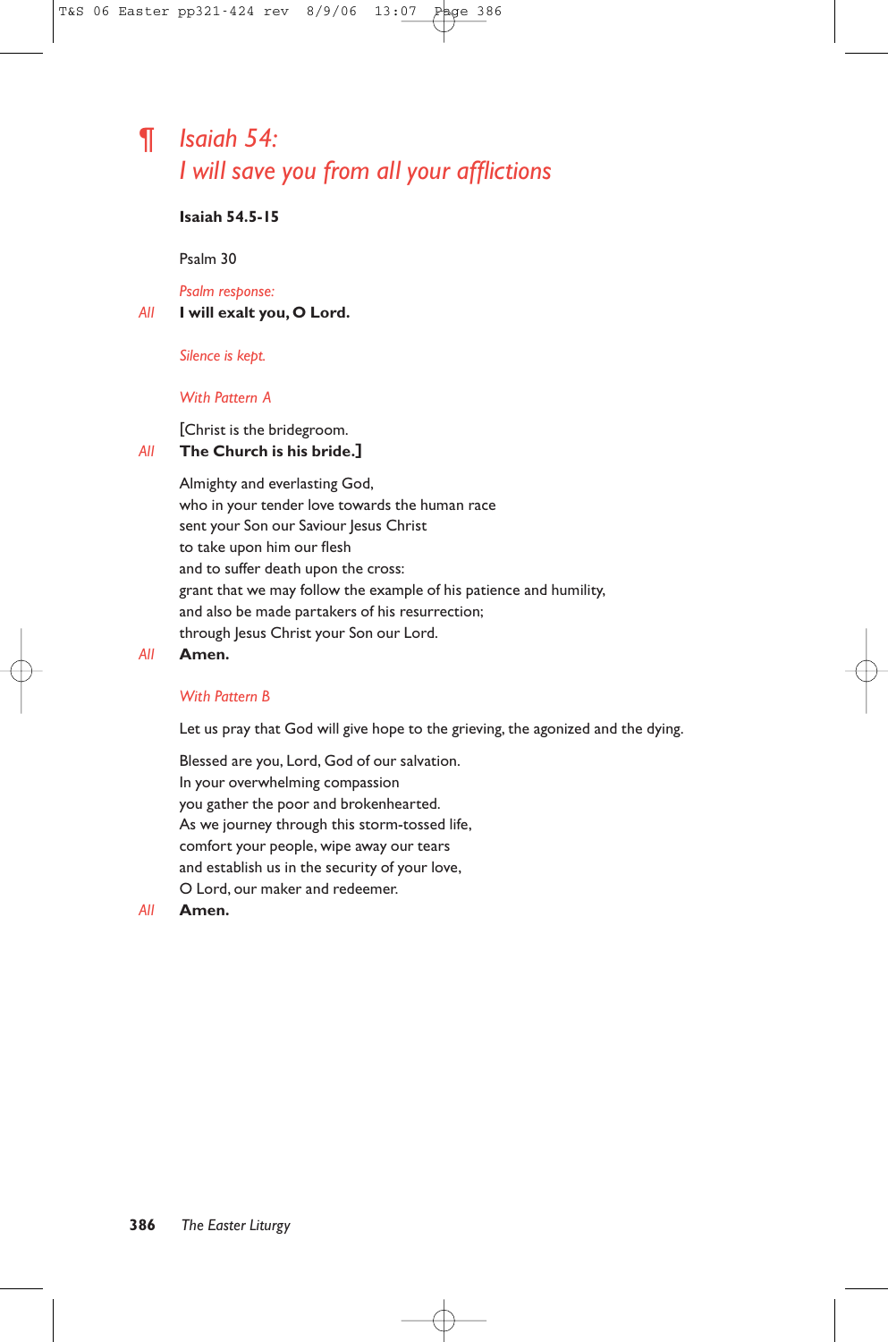## ¶ *Isaiah 54: I will save you from all your afflictions*

**Isaiah 54.5-15**

Psalm 30

*Psalm response:*

*All* **I will exalt you, O Lord.**

*Silence is kept.*

*With Pattern A*

[Christ is the bridegroom.
*All* **The Church is his bride.]**

Almighty and everlasting God,
who in your tender love towards the human race
sent your Son our Saviour Jesus Christ
to take upon him our flesh
and to suffer death upon the cross:
grant that we may follow the example of his patience and humility,
and also be made partakers of his resurrection;
through Jesus Christ your Son our Lord.
*All* **Amen.**

*With Pattern B*

Let us pray that God will give hope to the grieving, the agonized and the dying.

Blessed are you, Lord, God of our salvation.
In your overwhelming compassion
you gather the poor and brokenhearted.
As we journey through this storm-tossed life,
comfort your people, wipe away our tears
and establish us in the security of your love,
O Lord, our maker and redeemer.
*All* **Amen.**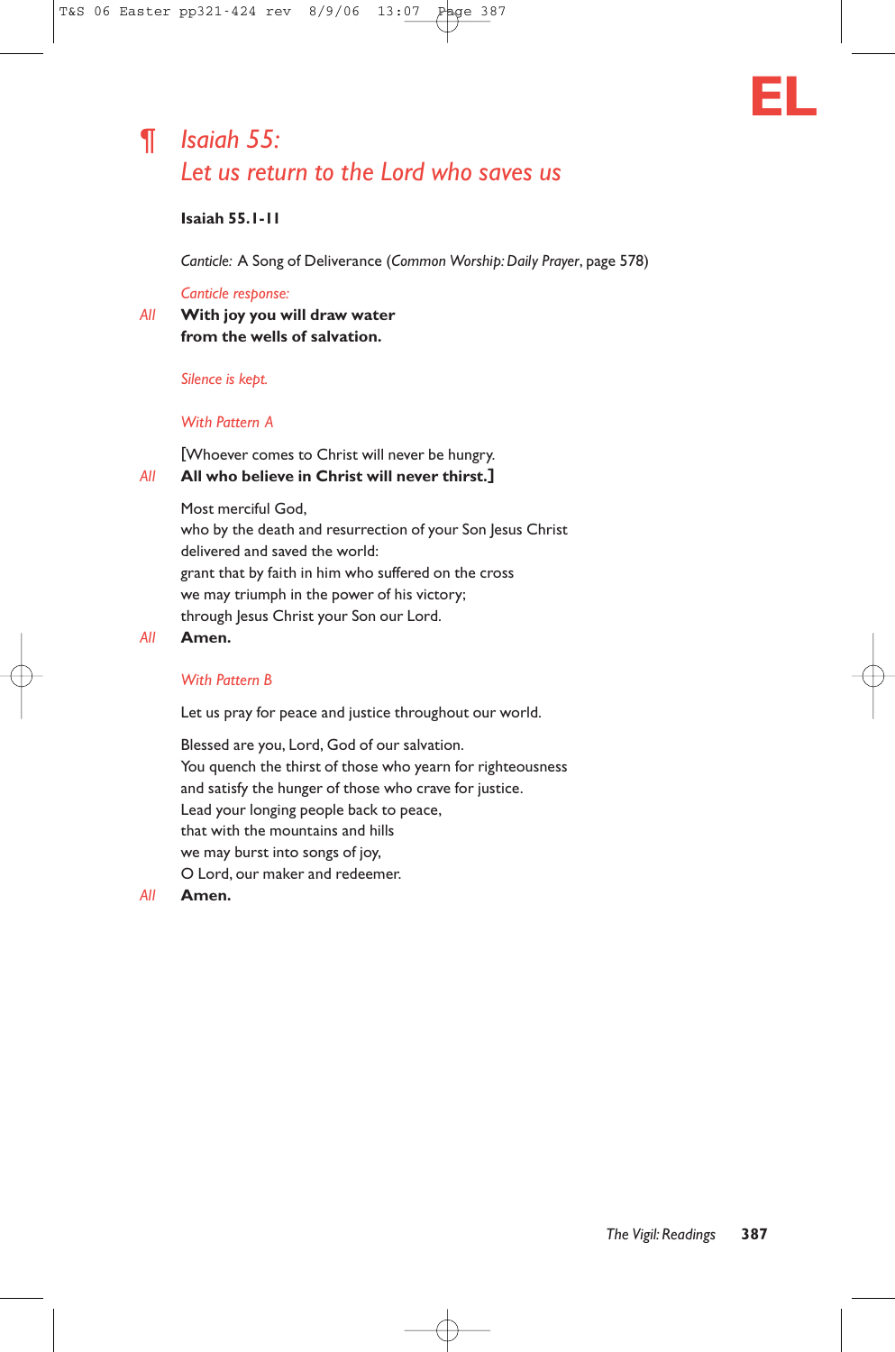EL

## ¶ *Isaiah 55: Let us return to the Lord who saves us*

**Isaiah 55.1-11**

*Canticle:* A Song of Deliverance (*Common Worship: Daily Prayer*, page 578)

*Canticle response:*

*All* **With joy you will draw water
from the wells of salvation.**

*Silence is kept.*

*With Pattern A*

[Whoever comes to Christ will never be hungry.
*All* **All who believe in Christ will never thirst.]**

Most merciful God,
who by the death and resurrection of your Son Jesus Christ
delivered and saved the world:
grant that by faith in him who suffered on the cross
we may triumph in the power of his victory;
through Jesus Christ your Son our Lord.
*All* **Amen.**

*With Pattern B*

Let us pray for peace and justice throughout our world.

Blessed are you, Lord, God of our salvation.
You quench the thirst of those who yearn for righteousness
and satisfy the hunger of those who crave for justice.
Lead your longing people back to peace,
that with the mountains and hills
we may burst into songs of joy,
O Lord, our maker and redeemer.
*All* **Amen.**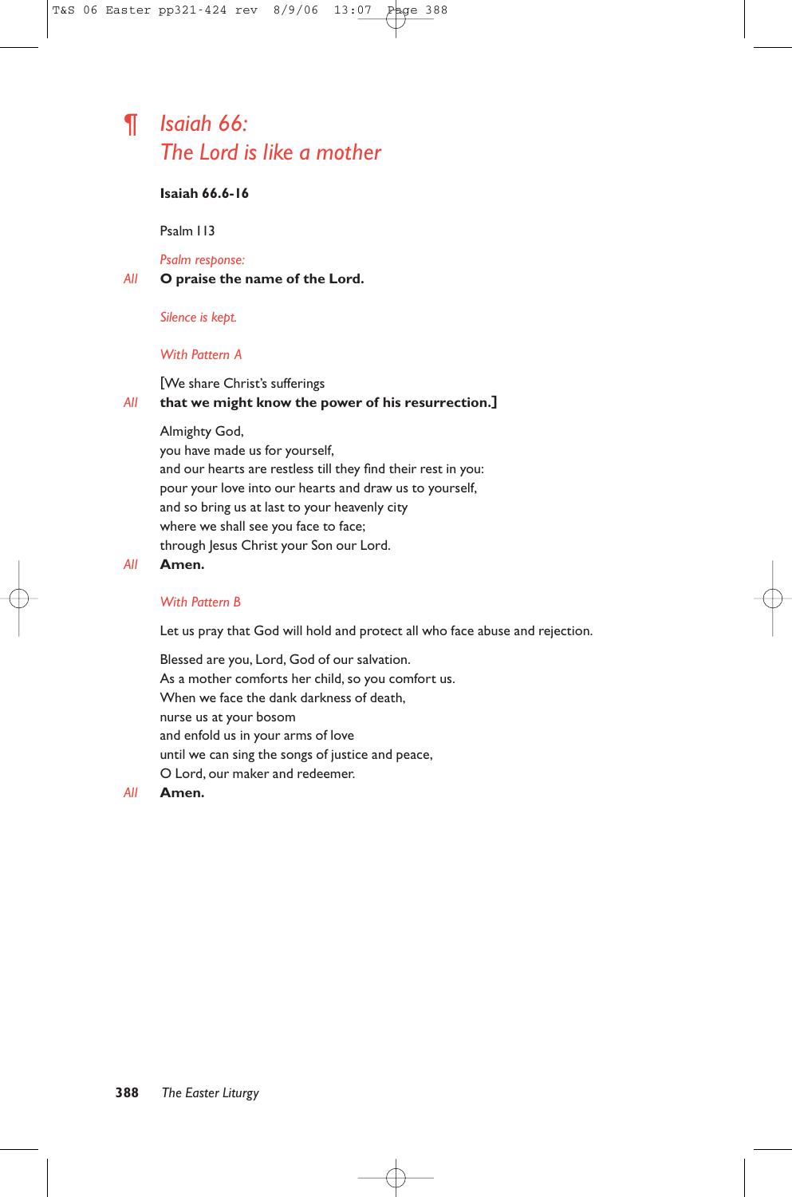## ¶ *Isaiah 66:*
## *The Lord is like a mother*

**Isaiah 66.6-16**

Psalm 113

*Psalm response:*

*All* **O praise the name of the Lord.**

*Silence is kept.*

*With Pattern A*

[We share Christ's sufferings

*All* **that we might know the power of his resurrection.]**

Almighty God,
you have made us for yourself,
and our hearts are restless till they find their rest in you:
pour your love into our hearts and draw us to yourself,
and so bring us at last to your heavenly city
where we shall see you face to face;
through Jesus Christ your Son our Lord.

*All* **Amen.**

*With Pattern B*

Let us pray that God will hold and protect all who face abuse and rejection.

Blessed are you, Lord, God of our salvation.
As a mother comforts her child, so you comfort us.
When we face the dank darkness of death,
nurse us at your bosom
and enfold us in your arms of love
until we can sing the songs of justice and peace,
O Lord, our maker and redeemer.

*All* **Amen.**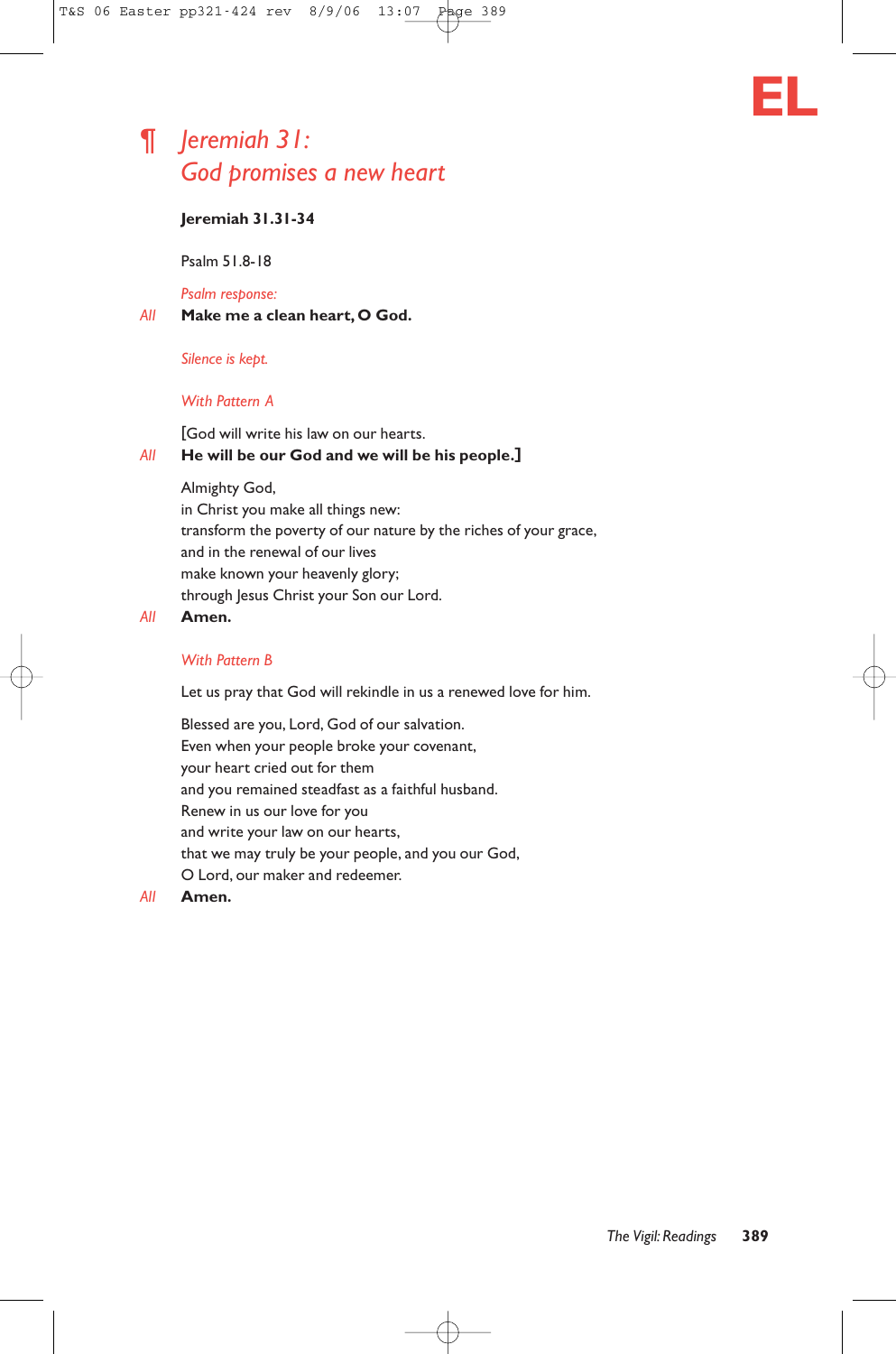EL

## ¶ *Jeremiah 31: God promises a new heart*

**Jeremiah 31.31-34**

Psalm 51.8-18

*Psalm response:*

*All* **Make me a clean heart, O God.**

*Silence is kept.*

*With Pattern A*

[God will write his law on our hearts.
*All* **He will be our God and we will be his people.]**

Almighty God,
in Christ you make all things new:
transform the poverty of our nature by the riches of your grace,
and in the renewal of our lives
make known your heavenly glory;
through Jesus Christ your Son our Lord.

*All* **Amen.**

*With Pattern B*

Let us pray that God will rekindle in us a renewed love for him.

Blessed are you, Lord, God of our salvation.
Even when your people broke your covenant,
your heart cried out for them
and you remained steadfast as a faithful husband.
Renew in us our love for you
and write your law on our hearts,
that we may truly be your people, and you our God,
O Lord, our maker and redeemer.

*All* **Amen.**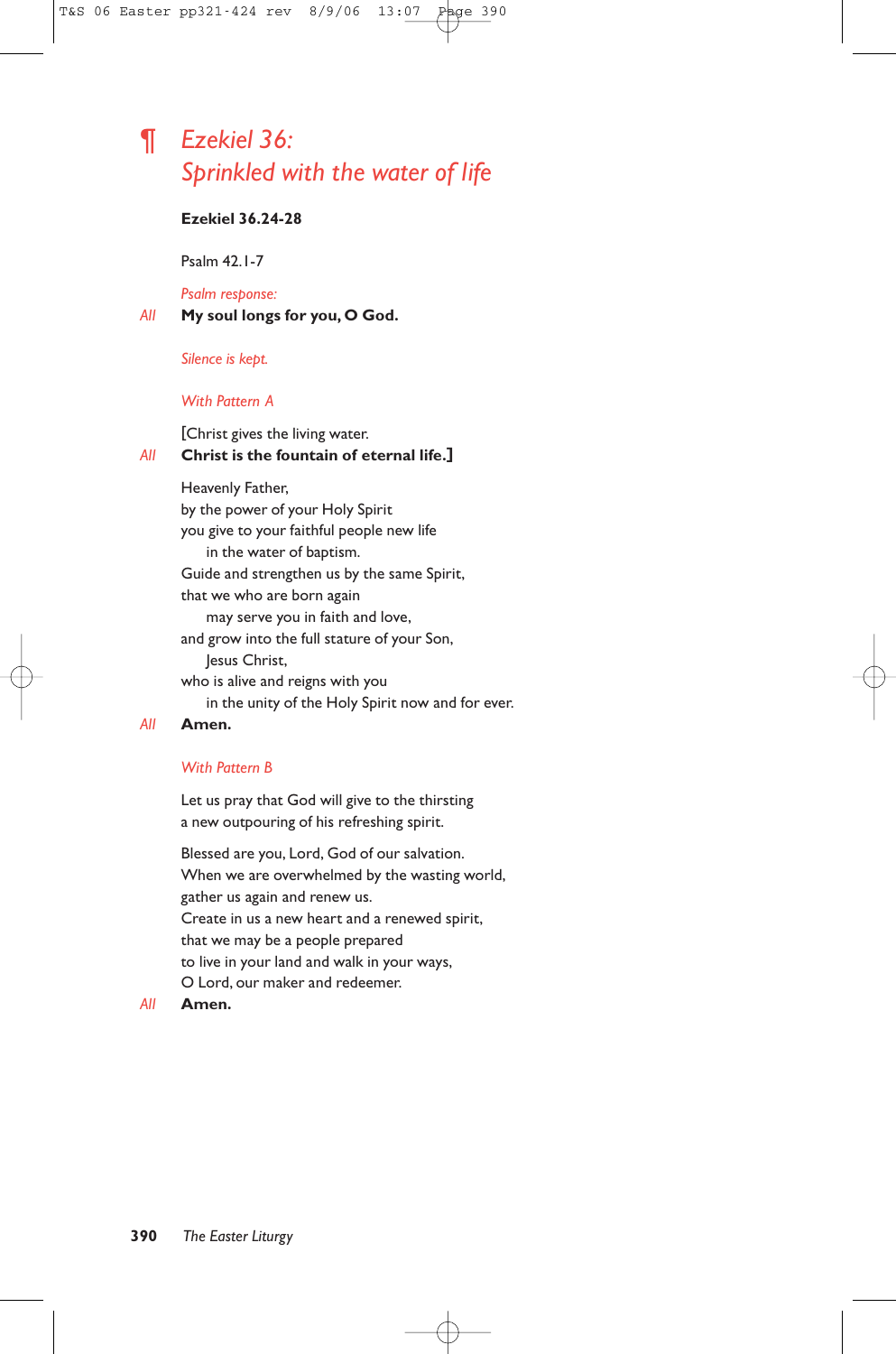## ¶ *Ezekiel 36: Sprinkled with the water of life*

**Ezekiel 36.24-28**

Psalm 42.1-7

*Psalm response:*

*All* **My soul longs for you, O God.**

*Silence is kept.*

*With Pattern A*

[Christ gives the living water.  
*All* **Christ is the fountain of eternal life.]**

Heavenly Father,  
by the power of your Holy Spirit  
you give to your faithful people new life  
  in the water of baptism.  
Guide and strengthen us by the same Spirit,  
that we who are born again  
  may serve you in faith and love,  
and grow into the full stature of your Son,  
  Jesus Christ,  
who is alive and reigns with you  
  in the unity of the Holy Spirit now and for ever.  
*All* **Amen.**

*With Pattern B*

Let us pray that God will give to the thirsting  
a new outpouring of his refreshing spirit.

Blessed are you, Lord, God of our salvation.  
When we are overwhelmed by the wasting world,  
gather us again and renew us.  
Create in us a new heart and a renewed spirit,  
that we may be a people prepared  
to live in your land and walk in your ways,  
O Lord, our maker and redeemer.  
*All* **Amen.**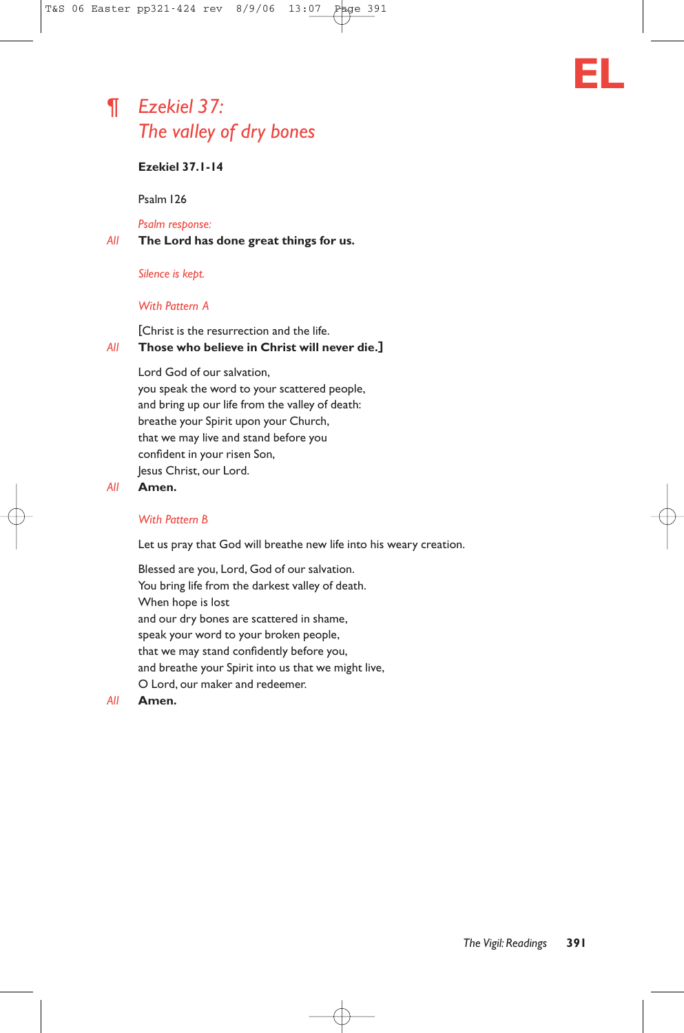EL

## ¶ *Ezekiel 37: The valley of dry bones*

**Ezekiel 37.1-14**

Psalm 126

*Psalm response:*

*All* **The Lord has done great things for us.**

*Silence is kept.*

*With Pattern A*

[Christ is the resurrection and the life.

*All* **Those who believe in Christ will never die.]**

Lord God of our salvation,
you speak the word to your scattered people,
and bring up our life from the valley of death:
breathe your Spirit upon your Church,
that we may live and stand before you
confident in your risen Son,
Jesus Christ, our Lord.

*All* **Amen.**

*With Pattern B*

Let us pray that God will breathe new life into his weary creation.

Blessed are you, Lord, God of our salvation.
You bring life from the darkest valley of death.
When hope is lost
and our dry bones are scattered in shame,
speak your word to your broken people,
that we may stand confidently before you,
and breathe your Spirit into us that we might live,
O Lord, our maker and redeemer.

*All* **Amen.**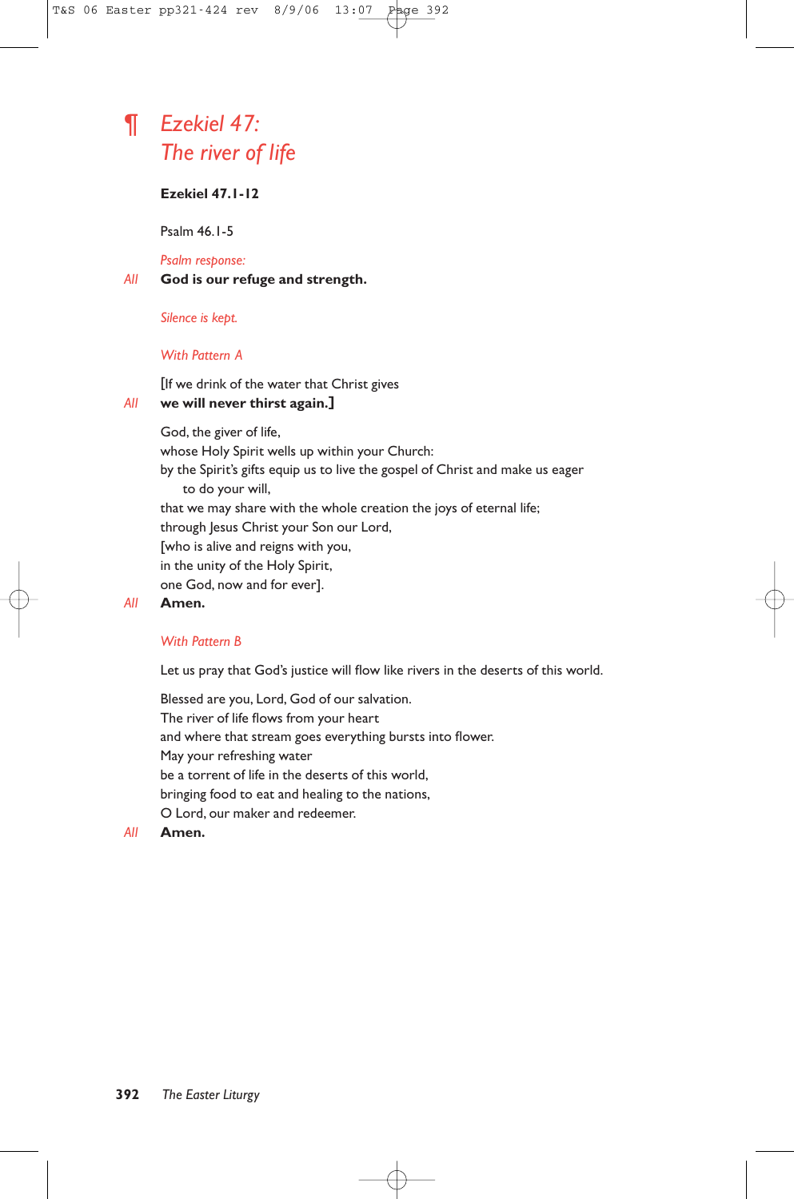## ¶ *Ezekiel 47: The river of life*

**Ezekiel 47.1-12**

Psalm 46.1-5

*Psalm response:*

*All* **God is our refuge and strength.**

*Silence is kept.*

*With Pattern A*

[If we drink of the water that Christ gives
*All* **we will never thirst again.]**

God, the giver of life,
whose Holy Spirit wells up within your Church:
by the Spirit's gifts equip us to live the gospel of Christ and make us eager
  to do your will,
that we may share with the whole creation the joys of eternal life;
through Jesus Christ your Son our Lord,
[who is alive and reigns with you,
in the unity of the Holy Spirit,
one God, now and for ever].
*All* **Amen.**

*With Pattern B*

Let us pray that God's justice will flow like rivers in the deserts of this world.

Blessed are you, Lord, God of our salvation.
The river of life flows from your heart
and where that stream goes everything bursts into flower.
May your refreshing water
be a torrent of life in the deserts of this world,
bringing food to eat and healing to the nations,
O Lord, our maker and redeemer.
*All* **Amen.**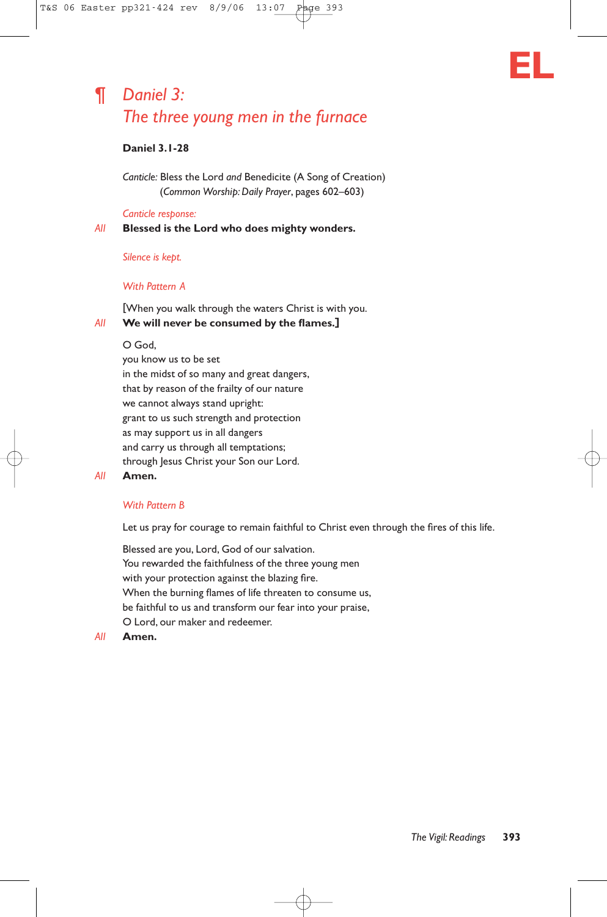EL

## ¶ *Daniel 3: The three young men in the furnace*

**Daniel 3.1-28**

*Canticle:* Bless the Lord *and* Benedicite (A Song of Creation)
(*Common Worship: Daily Prayer*, pages 602–603)

*Canticle response:*

*All* **Blessed is the Lord who does mighty wonders.**

*Silence is kept.*

*With Pattern A*

[When you walk through the waters Christ is with you.
*All* **We will never be consumed by the flames.]**

O God,
you know us to be set
in the midst of so many and great dangers,
that by reason of the frailty of our nature
we cannot always stand upright:
grant to us such strength and protection
as may support us in all dangers
and carry us through all temptations;
through Jesus Christ your Son our Lord.
*All* **Amen.**

*With Pattern B*

Let us pray for courage to remain faithful to Christ even through the fires of this life.

Blessed are you, Lord, God of our salvation.
You rewarded the faithfulness of the three young men
with your protection against the blazing fire.
When the burning flames of life threaten to consume us,
be faithful to us and transform our fear into your praise,
O Lord, our maker and redeemer.
*All* **Amen.**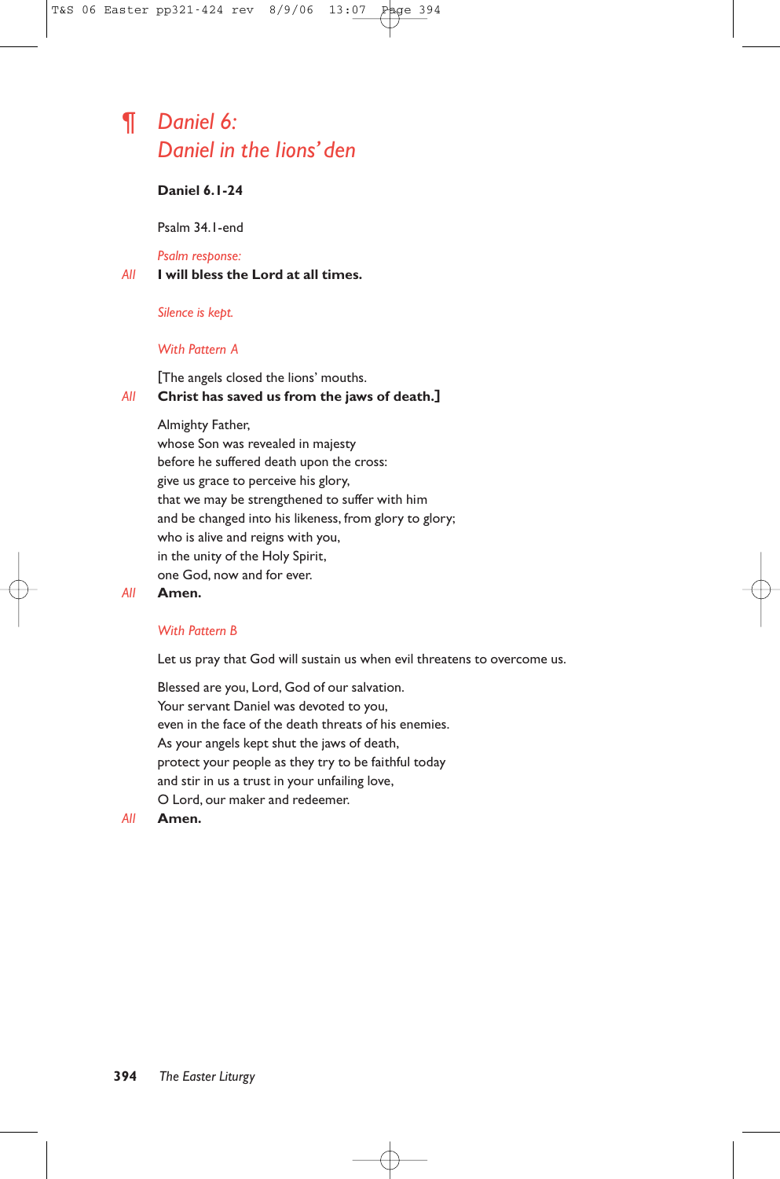# ¶ *Daniel 6:*
# *Daniel in the lions' den*

**Daniel 6.1-24**

Psalm 34.1-end

*Psalm response:*

*All* **I will bless the Lord at all times.**

*Silence is kept.*

*With Pattern A*

[The angels closed the lions' mouths.
*All* **Christ has saved us from the jaws of death.]**

Almighty Father,
whose Son was revealed in majesty
before he suffered death upon the cross:
give us grace to perceive his glory,
that we may be strengthened to suffer with him
and be changed into his likeness, from glory to glory;
who is alive and reigns with you,
in the unity of the Holy Spirit,
one God, now and for ever.
*All* **Amen.**

*With Pattern B*

Let us pray that God will sustain us when evil threatens to overcome us.

Blessed are you, Lord, God of our salvation.
Your servant Daniel was devoted to you,
even in the face of the death threats of his enemies.
As your angels kept shut the jaws of death,
protect your people as they try to be faithful today
and stir in us a trust in your unfailing love,
O Lord, our maker and redeemer.
*All* **Amen.**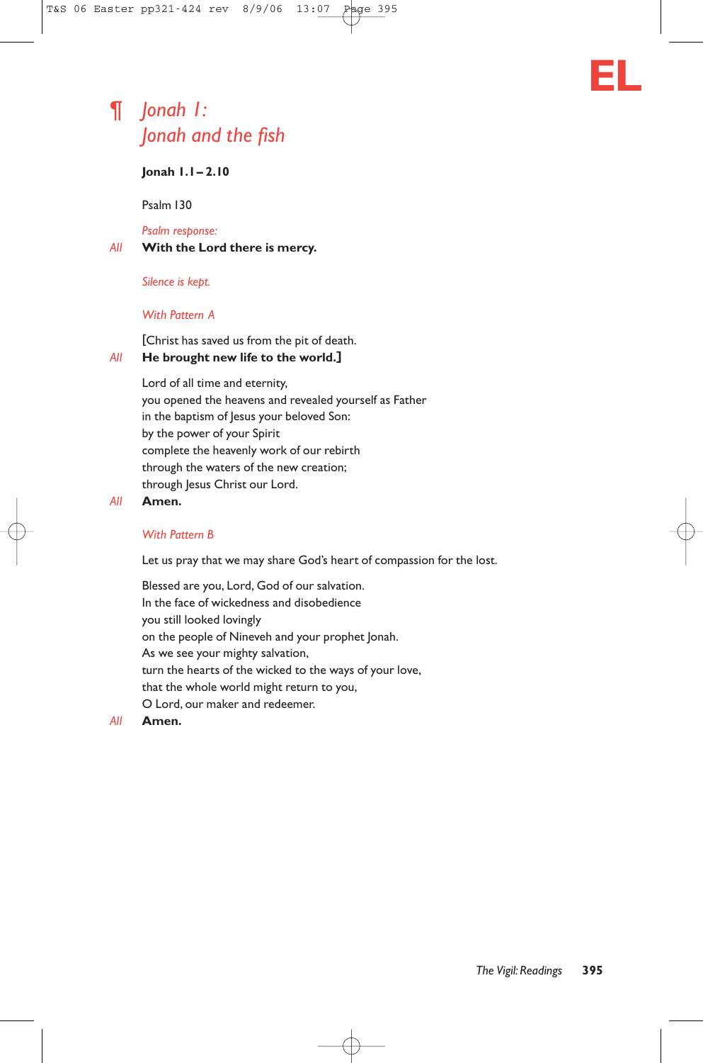EL

## ¶ *Jonah 1: Jonah and the fish*

**Jonah 1.1 – 2.10**

Psalm 130

*Psalm response:*

*All* **With the Lord there is mercy.**

*Silence is kept.*

*With Pattern A*

[Christ has saved us from the pit of death.

*All* **He brought new life to the world.]**

Lord of all time and eternity,
you opened the heavens and revealed yourself as Father
in the baptism of Jesus your beloved Son:
by the power of your Spirit
complete the heavenly work of our rebirth
through the waters of the new creation;
through Jesus Christ our Lord.

*All* **Amen.**

*With Pattern B*

Let us pray that we may share God's heart of compassion for the lost.

Blessed are you, Lord, God of our salvation.
In the face of wickedness and disobedience
you still looked lovingly
on the people of Nineveh and your prophet Jonah.
As we see your mighty salvation,
turn the hearts of the wicked to the ways of your love,
that the whole world might return to you,
O Lord, our maker and redeemer.

*All* **Amen.**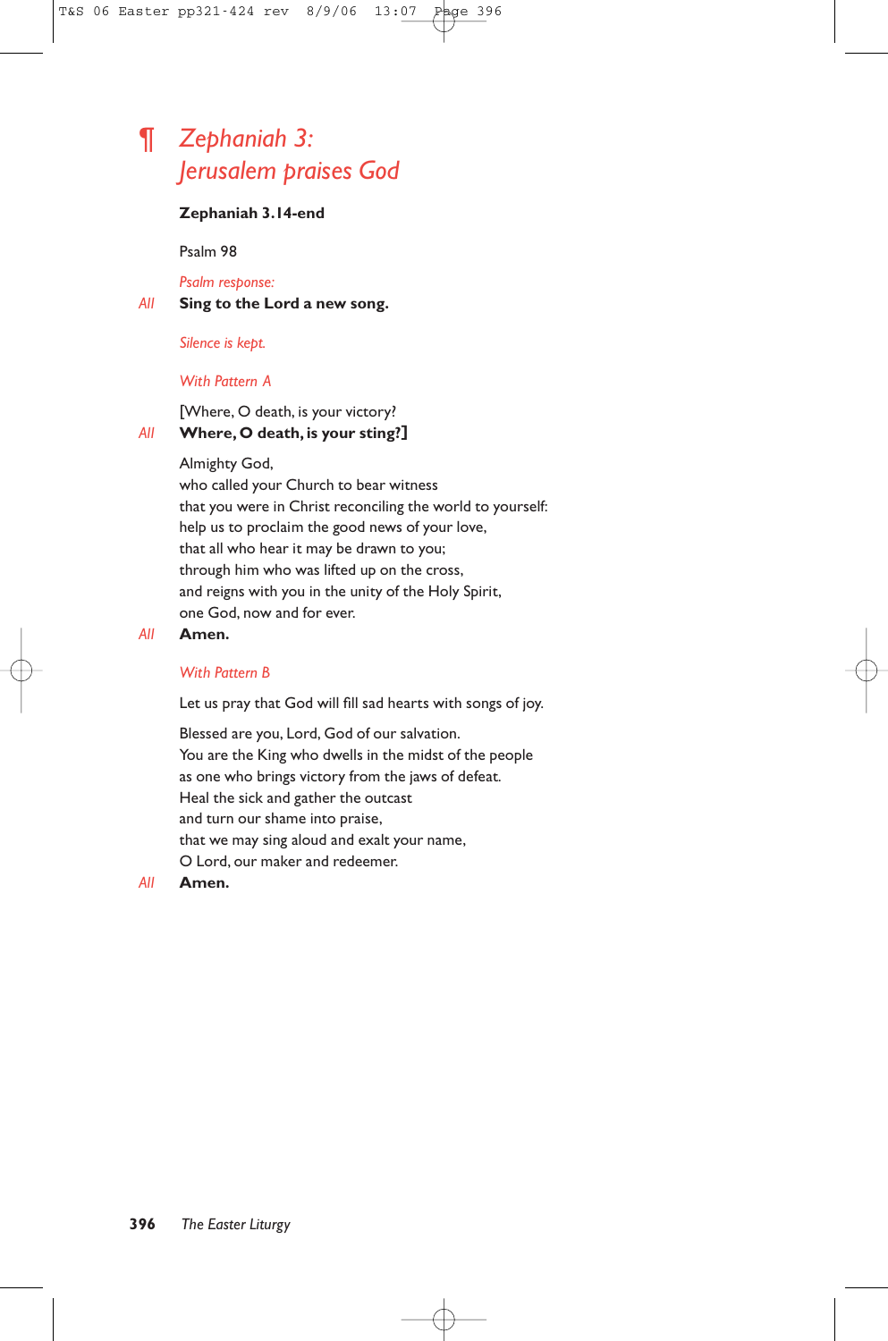## ¶ *Zephaniah 3: Jerusalem praises God*

**Zephaniah 3.14-end**

Psalm 98

*Psalm response:*

*All* **Sing to the Lord a new song.**

*Silence is kept.*

*With Pattern A*

[Where, O death, is your victory?
*All* **Where, O death, is your sting?]**

Almighty God,
who called your Church to bear witness
that you were in Christ reconciling the world to yourself:
help us to proclaim the good news of your love,
that all who hear it may be drawn to you;
through him who was lifted up on the cross,
and reigns with you in the unity of the Holy Spirit,
one God, now and for ever.
*All* **Amen.**

*With Pattern B*

Let us pray that God will fill sad hearts with songs of joy.

Blessed are you, Lord, God of our salvation.
You are the King who dwells in the midst of the people
as one who brings victory from the jaws of defeat.
Heal the sick and gather the outcast
and turn our shame into praise,
that we may sing aloud and exalt your name,
O Lord, our maker and redeemer.
*All* **Amen.**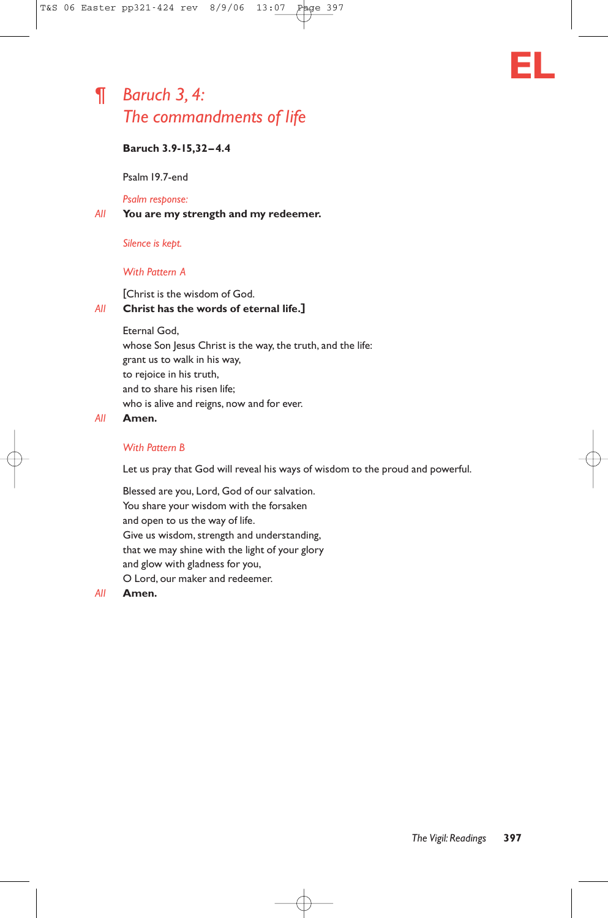**EL**

## ¶ *Baruch 3, 4: The commandments of life*

**Baruch 3.9-15,32–4.4**

Psalm 19.7-end

*Psalm response:*

*All* **You are my strength and my redeemer.**

*Silence is kept.*

*With Pattern A*

[Christ is the wisdom of God.
*All* **Christ has the words of eternal life.]**

Eternal God,
whose Son Jesus Christ is the way, the truth, and the life:
grant us to walk in his way,
to rejoice in his truth,
and to share his risen life;
who is alive and reigns, now and for ever.
*All* **Amen.**

*With Pattern B*

Let us pray that God will reveal his ways of wisdom to the proud and powerful.

Blessed are you, Lord, God of our salvation.
You share your wisdom with the forsaken
and open to us the way of life.
Give us wisdom, strength and understanding,
that we may shine with the light of your glory
and glow with gladness for you,
O Lord, our maker and redeemer.
*All* **Amen.**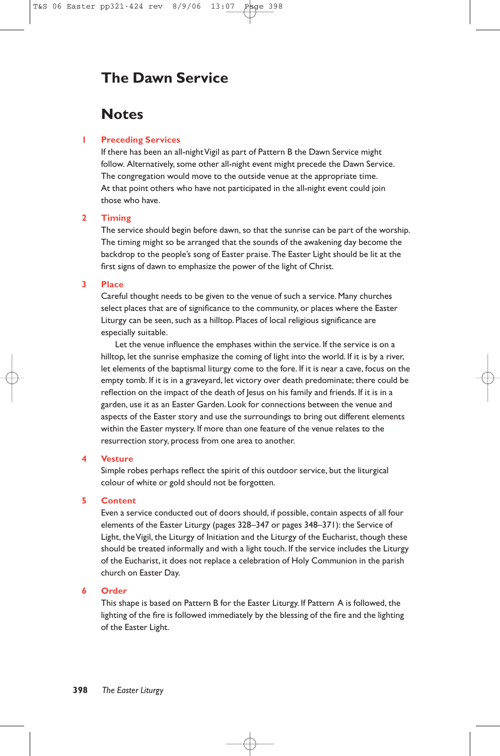# The Dawn Service

## Notes

**1 Preceding Services**

If there has been an all-night Vigil as part of Pattern B the Dawn Service might follow. Alternatively, some other all-night event might precede the Dawn Service. The congregation would move to the outside venue at the appropriate time. At that point others who have not participated in the all-night event could join those who have.

**2 Timing**

The service should begin before dawn, so that the sunrise can be part of the worship. The timing might so be arranged that the sounds of the awakening day become the backdrop to the people's song of Easter praise. The Easter Light should be lit at the first signs of dawn to emphasize the power of the light of Christ.

**3 Place**

Careful thought needs to be given to the venue of such a service. Many churches select places that are of significance to the community, or places where the Easter Liturgy can be seen, such as a hilltop. Places of local religious significance are especially suitable.

Let the venue influence the emphases within the service. If the service is on a hilltop, let the sunrise emphasize the coming of light into the world. If it is by a river, let elements of the baptismal liturgy come to the fore. If it is near a cave, focus on the empty tomb. If it is in a graveyard, let victory over death predominate; there could be reflection on the impact of the death of Jesus on his family and friends. If it is in a garden, use it as an Easter Garden. Look for connections between the venue and aspects of the Easter story and use the surroundings to bring out different elements within the Easter mystery. If more than one feature of the venue relates to the resurrection story, process from one area to another.

**4 Vesture**

Simple robes perhaps reflect the spirit of this outdoor service, but the liturgical colour of white or gold should not be forgotten.

**5 Content**

Even a service conducted out of doors should, if possible, contain aspects of all four elements of the Easter Liturgy (pages 328–347 or pages 348–371): the Service of Light, the Vigil, the Liturgy of Initiation and the Liturgy of the Eucharist, though these should be treated informally and with a light touch. If the service includes the Liturgy of the Eucharist, it does not replace a celebration of Holy Communion in the parish church on Easter Day.

**6 Order**

This shape is based on Pattern B for the Easter Liturgy. If Pattern A is followed, the lighting of the fire is followed immediately by the blessing of the fire and the lighting of the Easter Light.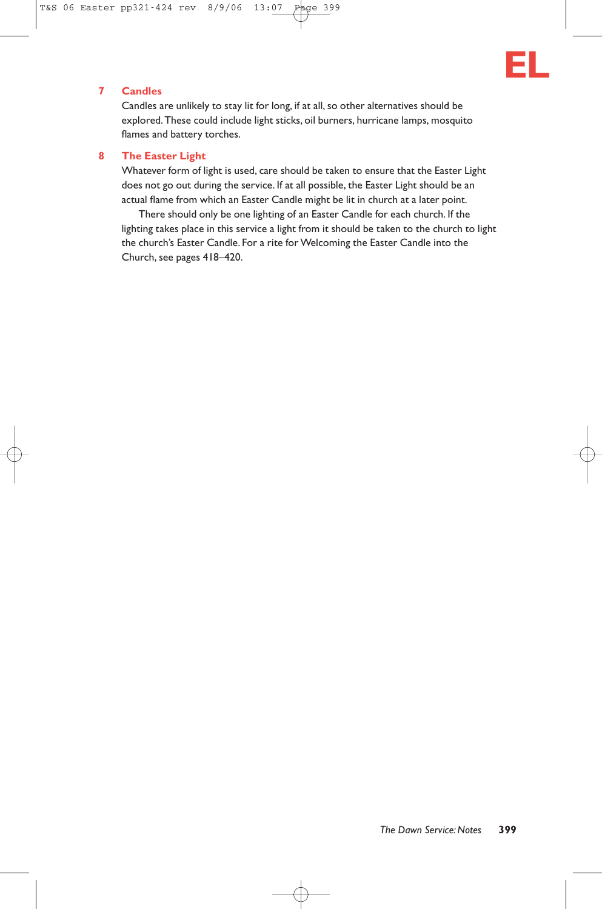## 7 Candles

Candles are unlikely to stay lit for long, if at all, so other alternatives should be explored. These could include light sticks, oil burners, hurricane lamps, mosquito flames and battery torches.

## 8 The Easter Light

Whatever form of light is used, care should be taken to ensure that the Easter Light does not go out during the service. If at all possible, the Easter Light should be an actual flame from which an Easter Candle might be lit in church at a later point.

There should only be one lighting of an Easter Candle for each church. If the lighting takes place in this service a light from it should be taken to the church to light the church's Easter Candle. For a rite for Welcoming the Easter Candle into the Church, see pages 418–420.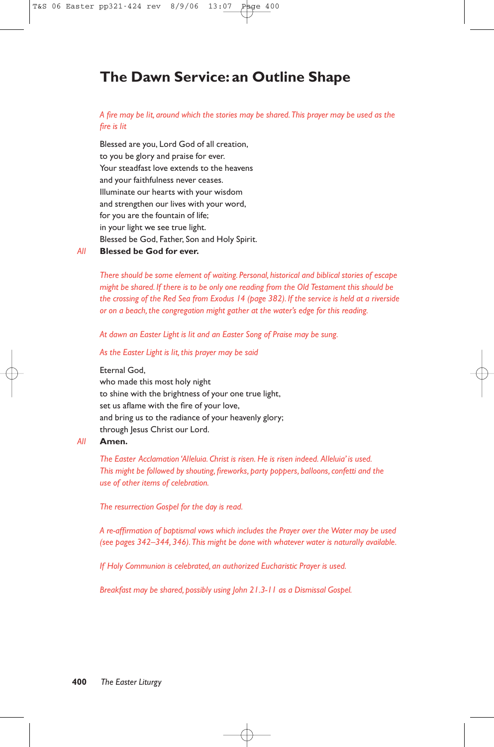# The Dawn Service: an Outline Shape

*A fire may be lit, around which the stories may be shared. This prayer may be used as the fire is lit*

Blessed are you, Lord God of all creation,
to you be glory and praise for ever.
Your steadfast love extends to the heavens
and your faithfulness never ceases.
Illuminate our hearts with your wisdom
and strengthen our lives with your word,
for you are the fountain of life;
in your light we see true light.
Blessed be God, Father, Son and Holy Spirit.

*All* **Blessed be God for ever.**

*There should be some element of waiting. Personal, historical and biblical stories of escape might be shared. If there is to be only one reading from the Old Testament this should be the crossing of the Red Sea from Exodus 14 (page 382). If the service is held at a riverside or on a beach, the congregation might gather at the water's edge for this reading.*

*At dawn an Easter Light is lit and an Easter Song of Praise may be sung.*

*As the Easter Light is lit, this prayer may be said*

Eternal God,
who made this most holy night
to shine with the brightness of your one true light,
set us aflame with the fire of your love,
and bring us to the radiance of your heavenly glory;
through Jesus Christ our Lord.

*All* **Amen.**

*The Easter Acclamation 'Alleluia. Christ is risen. He is risen indeed. Alleluia' is used. This might be followed by shouting, fireworks, party poppers, balloons, confetti and the use of other items of celebration.*

*The resurrection Gospel for the day is read.*

*A re-affirmation of baptismal vows which includes the Prayer over the Water may be used (see pages 342–344, 346). This might be done with whatever water is naturally available.*

*If Holy Communion is celebrated, an authorized Eucharistic Prayer is used.*

*Breakfast may be shared, possibly using John 21.3-11 as a Dismissal Gospel.*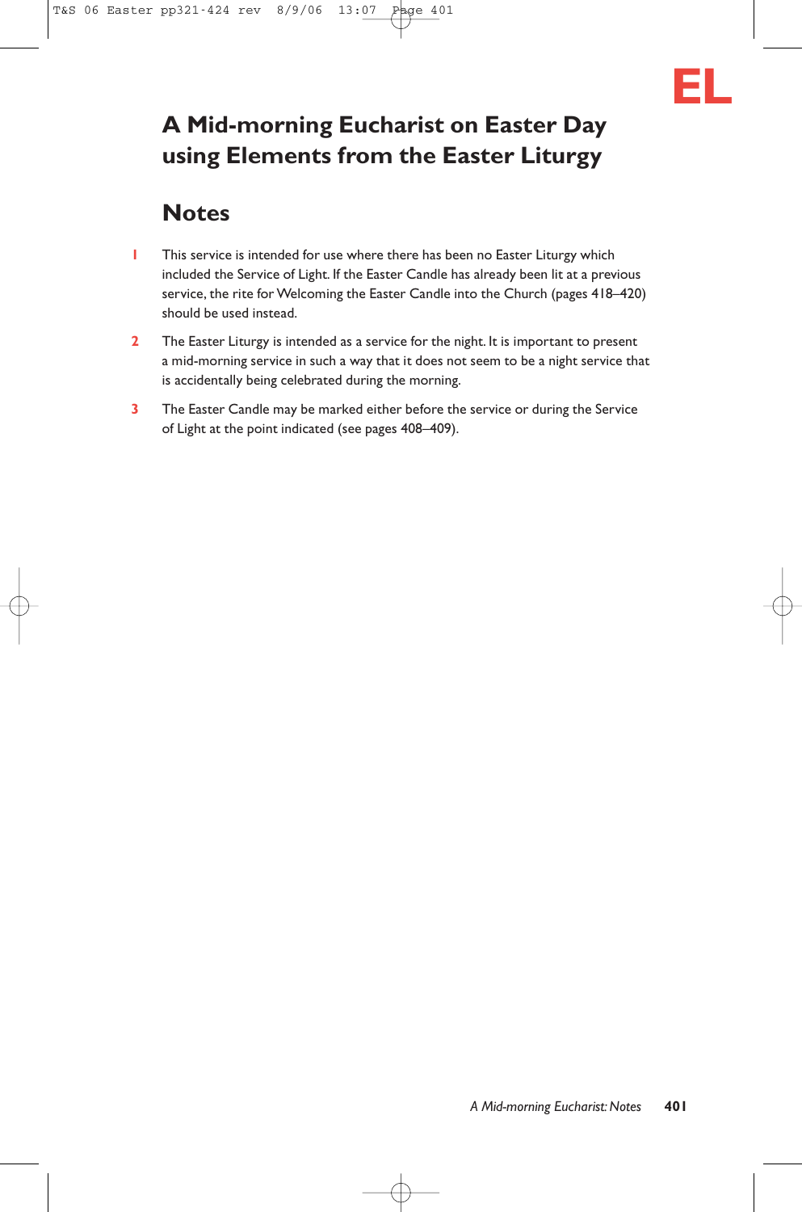# A Mid-morning Eucharist on Easter Day using Elements from the Easter Liturgy

## Notes

1. This service is intended for use where there has been no Easter Liturgy which included the Service of Light. If the Easter Candle has already been lit at a previous service, the rite for Welcoming the Easter Candle into the Church (pages 418–420) should be used instead.

2. The Easter Liturgy is intended as a service for the night. It is important to present a mid-morning service in such a way that it does not seem to be a night service that is accidentally being celebrated during the morning.

3. The Easter Candle may be marked either before the service or during the Service of Light at the point indicated (see pages 408–409).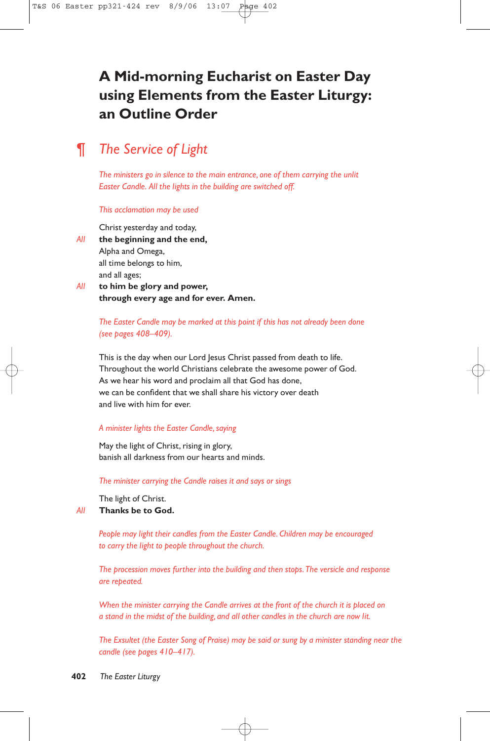# A Mid-morning Eucharist on Easter Day using Elements from the Easter Liturgy: an Outline Order

## ¶ *The Service of Light*

*The ministers go in silence to the main entrance, one of them carrying the unlit Easter Candle. All the lights in the building are switched off.*

*This acclamation may be used*

Christ yesterday and today,
*All* **the beginning and the end,**
Alpha and Omega,
all time belongs to him,
and all ages;
*All* **to him be glory and power,**
**through every age and for ever. Amen.**

*The Easter Candle may be marked at this point if this has not already been done (see pages 408–409).*

This is the day when our Lord Jesus Christ passed from death to life.
Throughout the world Christians celebrate the awesome power of God.
As we hear his word and proclaim all that God has done,
we can be confident that we shall share his victory over death
and live with him for ever.

*A minister lights the Easter Candle, saying*

May the light of Christ, rising in glory,
banish all darkness from our hearts and minds.

*The minister carrying the Candle raises it and says or sings*

The light of Christ.
*All* **Thanks be to God.**

*People may light their candles from the Easter Candle. Children may be encouraged to carry the light to people throughout the church.*

*The procession moves further into the building and then stops. The versicle and response are repeated.*

*When the minister carrying the Candle arrives at the front of the church it is placed on a stand in the midst of the building, and all other candles in the church are now lit.*

*The Exsultet (the Easter Song of Praise) may be said or sung by a minister standing near the candle (see pages 410–417).*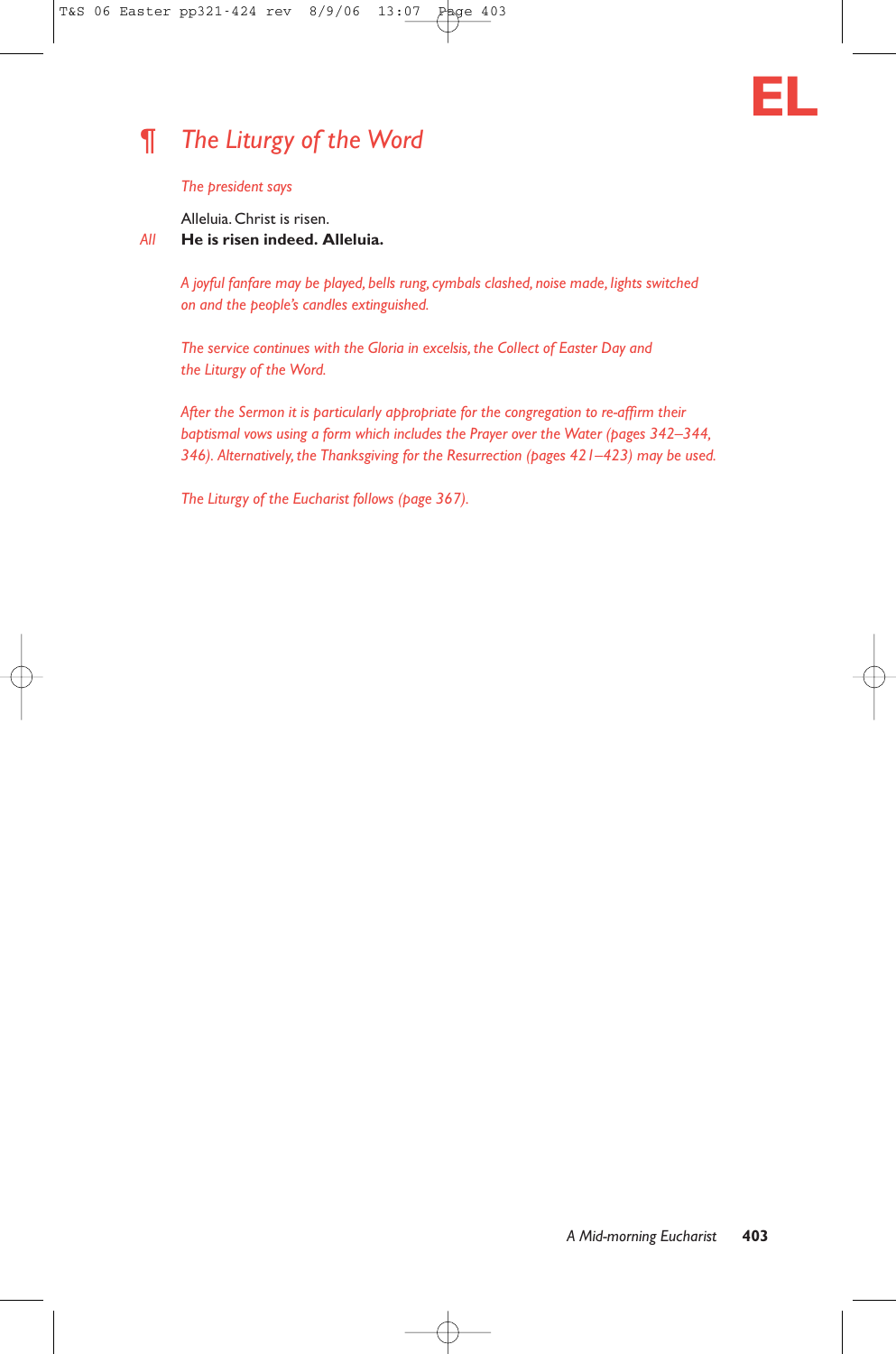EL

## ¶ *The Liturgy of the Word*

*The president says*

Alleluia. Christ is risen.

*All* **He is risen indeed. Alleluia.**

*A joyful fanfare may be played, bells rung, cymbals clashed, noise made, lights switched on and the people's candles extinguished.*

*The service continues with the Gloria in excelsis, the Collect of Easter Day and the Liturgy of the Word.*

*After the Sermon it is particularly appropriate for the congregation to re-affirm their baptismal vows using a form which includes the Prayer over the Water (pages 342–344, 346). Alternatively, the Thanksgiving for the Resurrection (pages 421–423) may be used.*

*The Liturgy of the Eucharist follows (page 367).*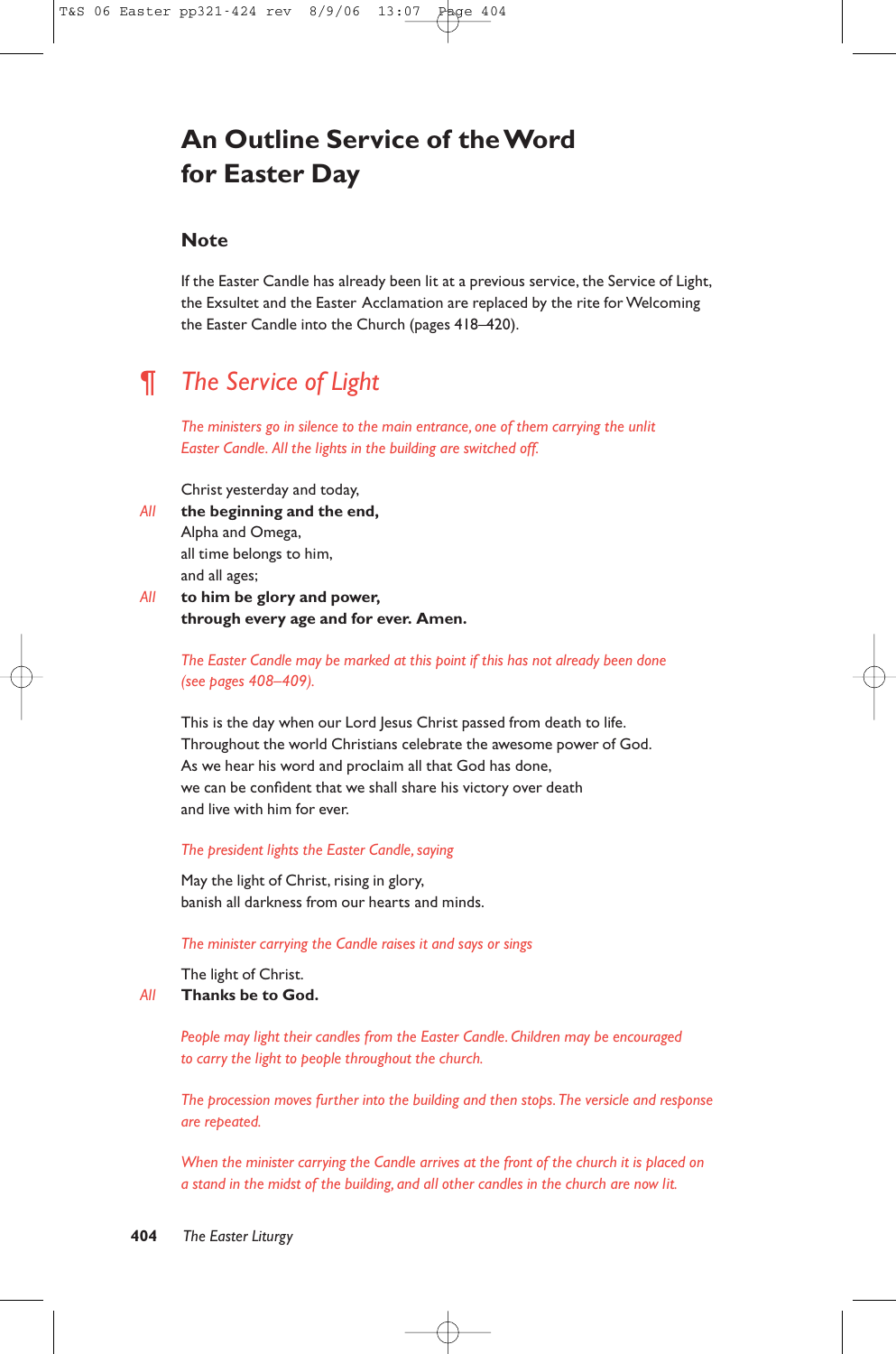# An Outline Service of the Word for Easter Day

## Note

If the Easter Candle has already been lit at a previous service, the Service of Light, the Exsultet and the Easter Acclamation are replaced by the rite for Welcoming the Easter Candle into the Church (pages 418–420).

## ¶ *The Service of Light*

*The ministers go in silence to the main entrance, one of them carrying the unlit Easter Candle. All the lights in the building are switched off.*

Christ yesterday and today,
*All* **the beginning and the end,**
Alpha and Omega,
all time belongs to him,
and all ages;
*All* **to him be glory and power,**
**through every age and for ever. Amen.**

*The Easter Candle may be marked at this point if this has not already been done (see pages 408–409).*

This is the day when our Lord Jesus Christ passed from death to life.
Throughout the world Christians celebrate the awesome power of God.
As we hear his word and proclaim all that God has done,
we can be confident that we shall share his victory over death
and live with him for ever.

*The president lights the Easter Candle, saying*

May the light of Christ, rising in glory,
banish all darkness from our hearts and minds.

*The minister carrying the Candle raises it and says or sings*

The light of Christ.
*All* **Thanks be to God.**

*People may light their candles from the Easter Candle. Children may be encouraged to carry the light to people throughout the church.*

*The procession moves further into the building and then stops. The versicle and response are repeated.*

*When the minister carrying the Candle arrives at the front of the church it is placed on a stand in the midst of the building, and all other candles in the church are now lit.*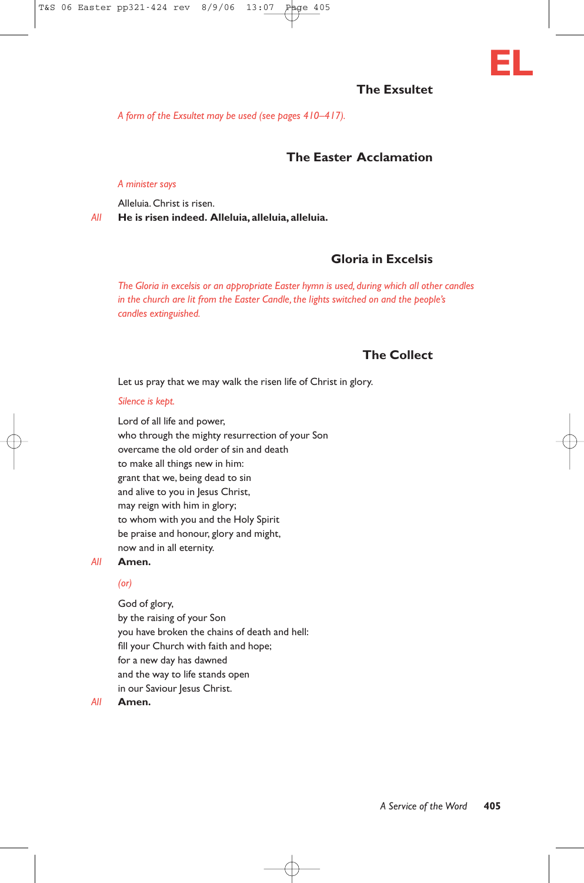## The Exsultet

*A form of the Exsultet may be used (see pages 410–417).*

## The Easter Acclamation

*A minister says*

Alleluia. Christ is risen.
*All* **He is risen indeed. Alleluia, alleluia, alleluia.**

## Gloria in Excelsis

*The Gloria in excelsis or an appropriate Easter hymn is used, during which all other candles in the church are lit from the Easter Candle, the lights switched on and the people's candles extinguished.*

## The Collect

Let us pray that we may walk the risen life of Christ in glory.

*Silence is kept.*

Lord of all life and power,
who through the mighty resurrection of your Son
overcame the old order of sin and death
to make all things new in him:
grant that we, being dead to sin
and alive to you in Jesus Christ,
may reign with him in glory;
to whom with you and the Holy Spirit
be praise and honour, glory and might,
now and in all eternity.
*All* **Amen.**

*(or)*

God of glory,
by the raising of your Son
you have broken the chains of death and hell:
fill your Church with faith and hope;
for a new day has dawned
and the way to life stands open
in our Saviour Jesus Christ.
*All* **Amen.**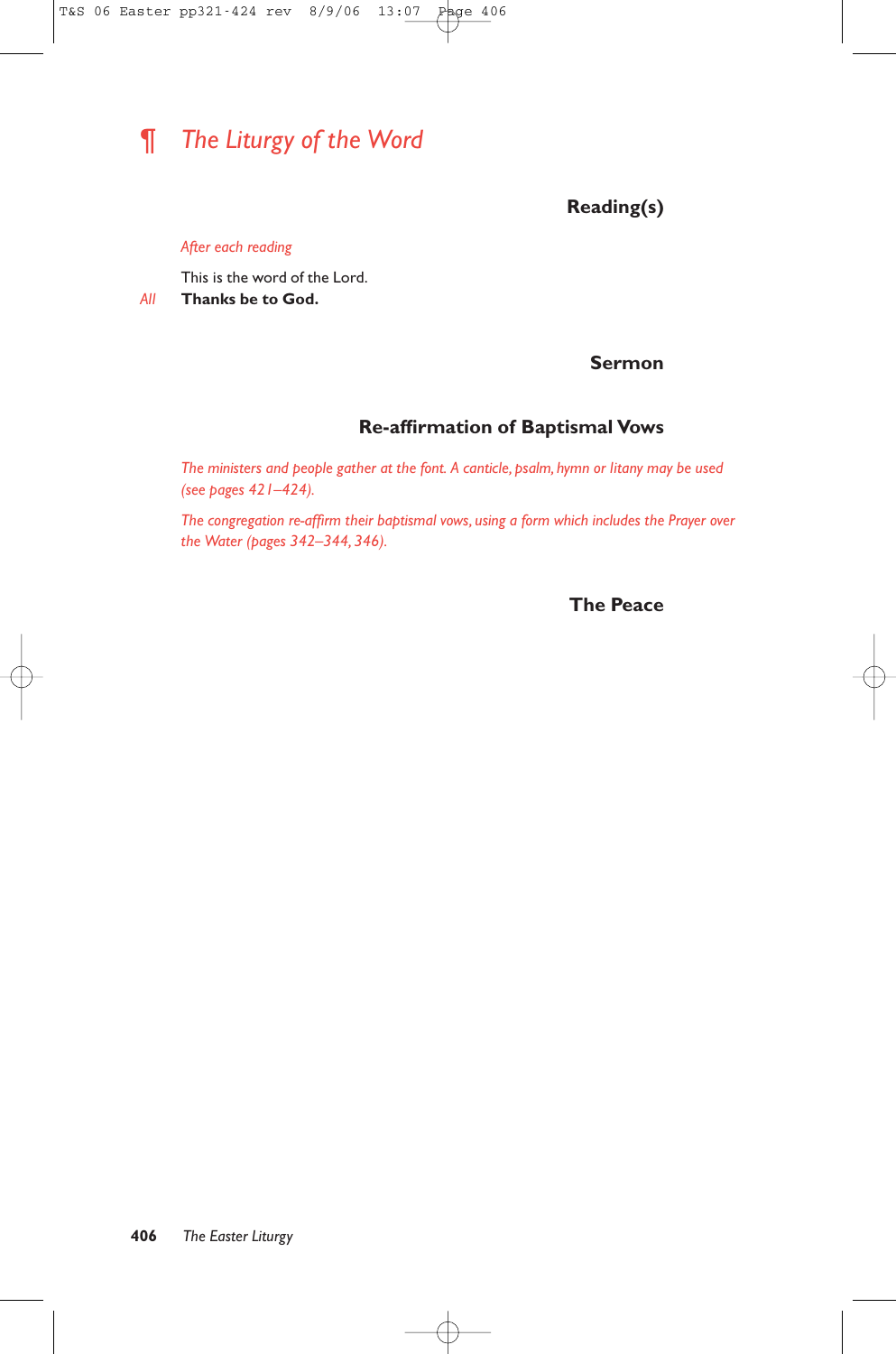## ¶ *The Liturgy of the Word*

### Reading(s)

*After each reading*

This is the word of the Lord.

*All* **Thanks be to God.**

### Sermon

### Re-affirmation of Baptismal Vows

*The ministers and people gather at the font. A canticle, psalm, hymn or litany may be used (see pages 421–424).*

*The congregation re-affirm their baptismal vows, using a form which includes the Prayer over the Water (pages 342–344, 346).*

### The Peace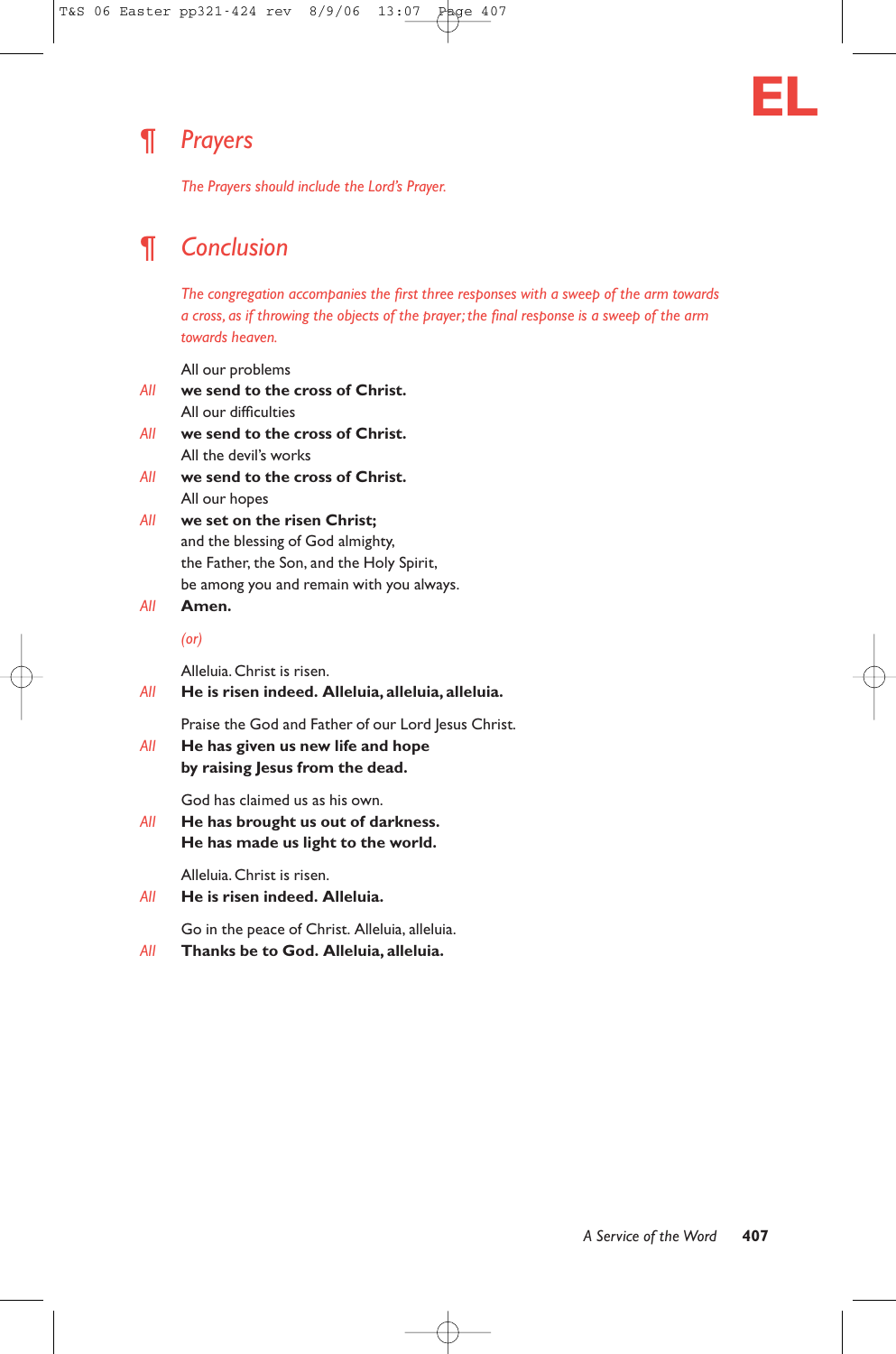EL

## ¶ Prayers

*The Prayers should include the Lord's Prayer.*

## ¶ Conclusion

*The congregation accompanies the first three responses with a sweep of the arm towards a cross, as if throwing the objects of the prayer; the final response is a sweep of the arm towards heaven.*

All our problems
*All* **we send to the cross of Christ.**
All our difficulties
*All* **we send to the cross of Christ.**
All the devil's works
*All* **we send to the cross of Christ.**
All our hopes
*All* **we set on the risen Christ;**
and the blessing of God almighty,
the Father, the Son, and the Holy Spirit,
be among you and remain with you always.
*All* **Amen.**

*(or)*

Alleluia. Christ is risen.
*All* **He is risen indeed. Alleluia, alleluia, alleluia.**

Praise the God and Father of our Lord Jesus Christ.
*All* **He has given us new life and hope**
**by raising Jesus from the dead.**

God has claimed us as his own.
*All* **He has brought us out of darkness.**
**He has made us light to the world.**

Alleluia. Christ is risen.
*All* **He is risen indeed. Alleluia.**

Go in the peace of Christ. Alleluia, alleluia.
*All* **Thanks be to God. Alleluia, alleluia.**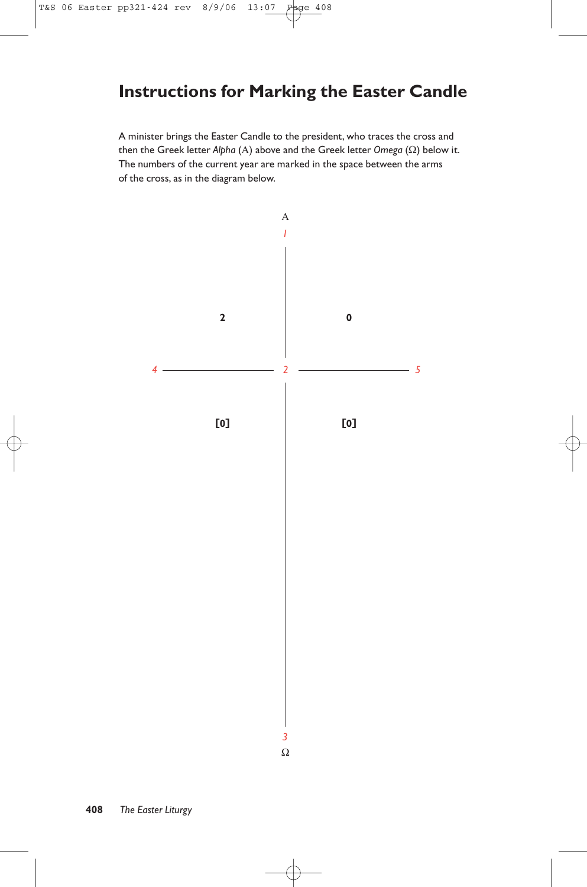# Instructions for Marking the Easter Candle

A minister brings the Easter Candle to the president, who traces the cross and then the Greek letter *Alpha* (A) above and the Greek letter *Omega* (Ω) below it. The numbers of the current year are marked in the space between the arms of the cross, as in the diagram below.

A

*1*

**2** **0**

*4* *2* *5*

**[0]** **[0]**

*3*

Ω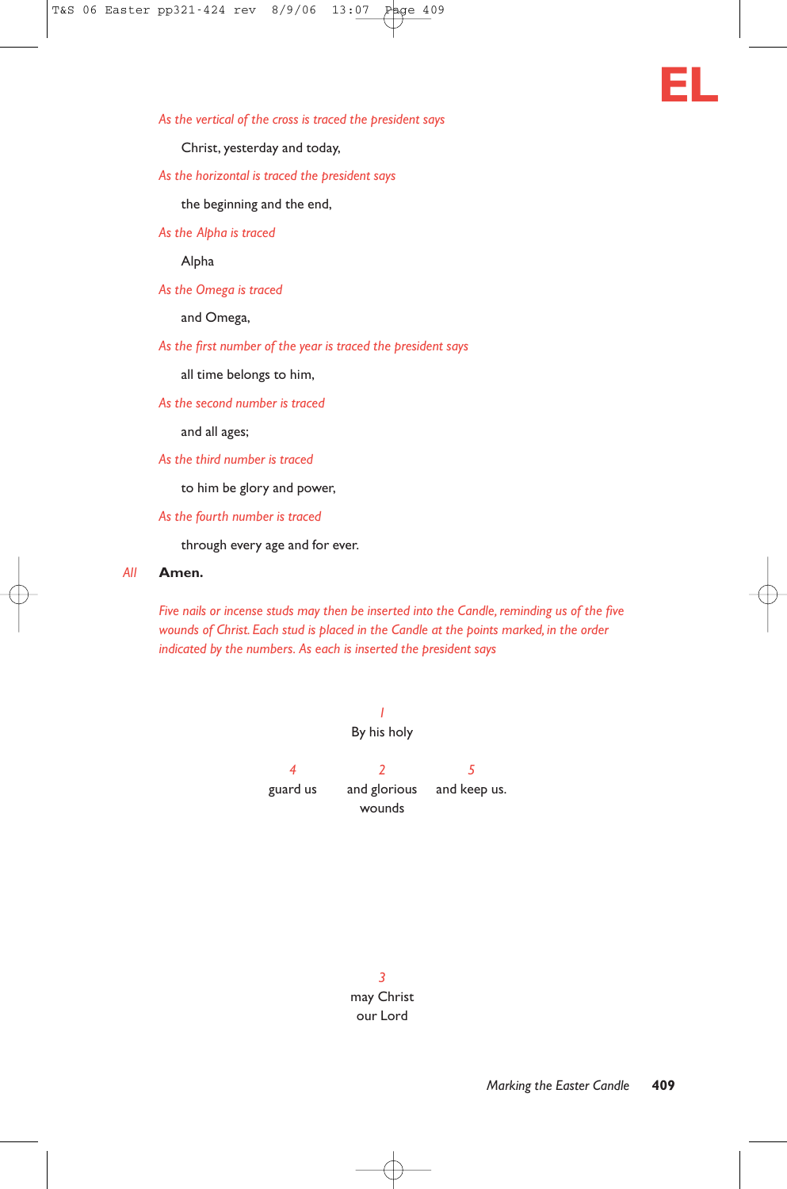*As the vertical of the cross is traced the president says*

Christ, yesterday and today,

*As the horizontal is traced the president says*

the beginning and the end,

*As the Alpha is traced*

Alpha

*As the Omega is traced*

and Omega,

*As the first number of the year is traced the president says*

all time belongs to him,

*As the second number is traced*

and all ages;

*As the third number is traced*

to him be glory and power,

*As the fourth number is traced*

through every age and for ever.

*All* **Amen.**

*Five nails or incense studs may then be inserted into the Candle, reminding us of the five wounds of Christ. Each stud is placed in the Candle at the points marked, in the order indicated by the numbers. As each is inserted the president says*

*1*
By his holy

*4*
guard us

*2*
and glorious wounds

*5*
and keep us.

*3*
may Christ our Lord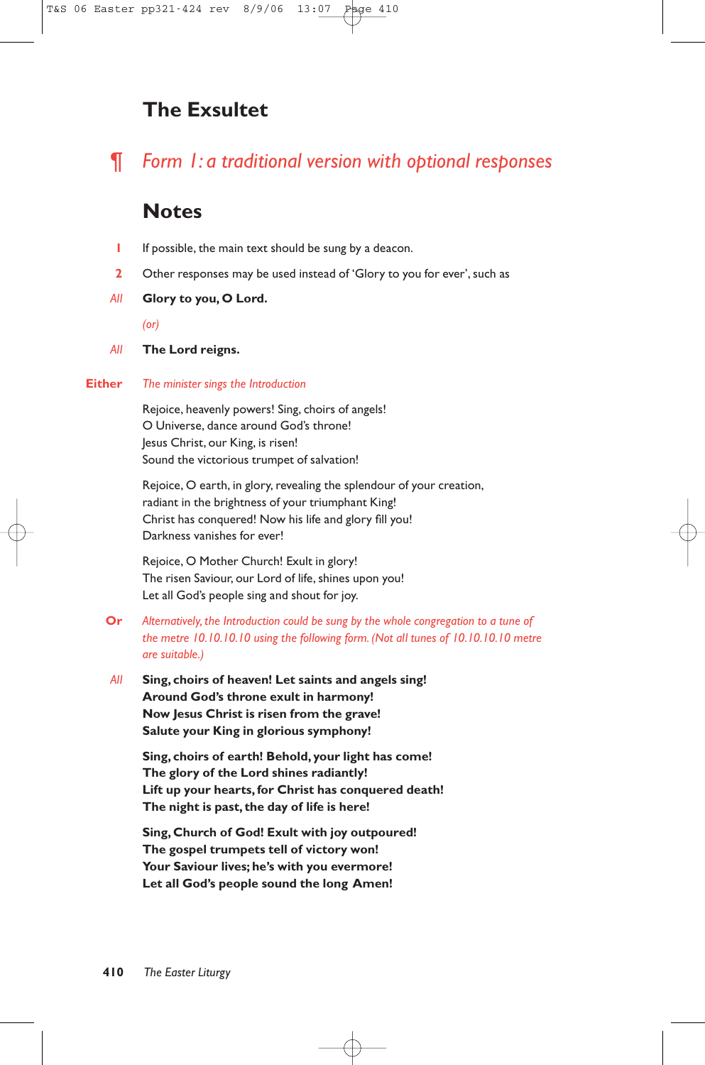# The Exsultet

## ¶ *Form 1: a traditional version with optional responses*

## Notes

**1** If possible, the main text should be sung by a deacon.

**2** Other responses may be used instead of 'Glory to you for ever', such as

*All* **Glory to you, O Lord.**

*(or)*

*All* **The Lord reigns.**

**Either** *The minister sings the Introduction*

Rejoice, heavenly powers! Sing, choirs of angels!
O Universe, dance around God's throne!
Jesus Christ, our King, is risen!
Sound the victorious trumpet of salvation!

Rejoice, O earth, in glory, revealing the splendour of your creation,
radiant in the brightness of your triumphant King!
Christ has conquered! Now his life and glory fill you!
Darkness vanishes for ever!

Rejoice, O Mother Church! Exult in glory!
The risen Saviour, our Lord of life, shines upon you!
Let all God's people sing and shout for joy.

**Or** *Alternatively, the Introduction could be sung by the whole congregation to a tune of the metre 10.10.10.10 using the following form. (Not all tunes of 10.10.10.10 metre are suitable.)*

*All* **Sing, choirs of heaven! Let saints and angels sing!**
**Around God's throne exult in harmony!**
**Now Jesus Christ is risen from the grave!**
**Salute your King in glorious symphony!**

**Sing, choirs of earth! Behold, your light has come!**
**The glory of the Lord shines radiantly!**
**Lift up your hearts, for Christ has conquered death!**
**The night is past, the day of life is here!**

**Sing, Church of God! Exult with joy outpoured!**
**The gospel trumpets tell of victory won!**
**Your Saviour lives; he's with you evermore!**
**Let all God's people sound the long Amen!**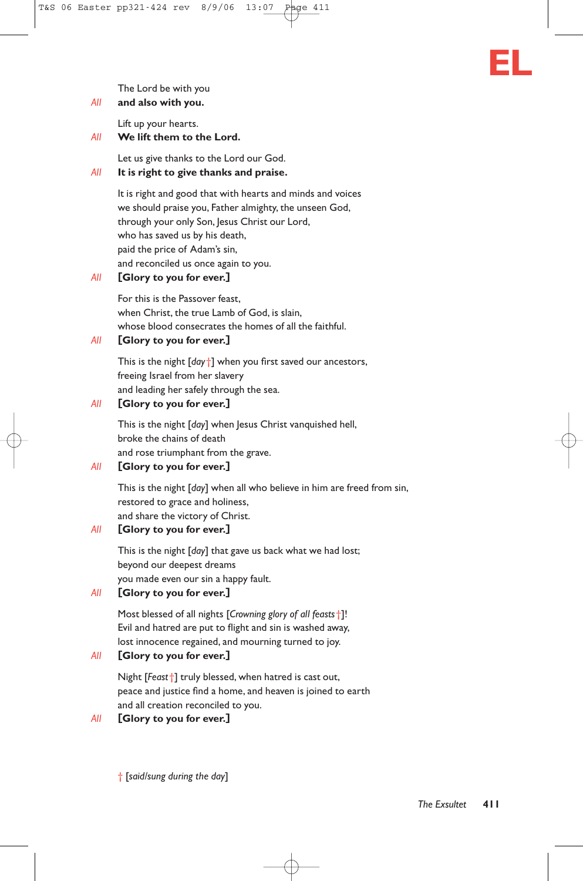The Lord be with you
*All* **and also with you.**

Lift up your hearts.
*All* **We lift them to the Lord.**

Let us give thanks to the Lord our God.
*All* **It is right to give thanks and praise.**

It is right and good that with hearts and minds and voices
we should praise you, Father almighty, the unseen God,
through your only Son, Jesus Christ our Lord,
who has saved us by his death,
paid the price of Adam's sin,
and reconciled us once again to you.
*All* **[Glory to you for ever.]**

For this is the Passover feast,
when Christ, the true Lamb of God, is slain,
whose blood consecrates the homes of all the faithful.
*All* **[Glory to you for ever.]**

This is the night [*day* †] when you first saved our ancestors,
freeing Israel from her slavery
and leading her safely through the sea.
*All* **[Glory to you for ever.]**

This is the night [*day*] when Jesus Christ vanquished hell,
broke the chains of death
and rose triumphant from the grave.
*All* **[Glory to you for ever.]**

This is the night [*day*] when all who believe in him are freed from sin,
restored to grace and holiness,
and share the victory of Christ.
*All* **[Glory to you for ever.]**

This is the night [*day*] that gave us back what we had lost;
beyond our deepest dreams
you made even our sin a happy fault.
*All* **[Glory to you for ever.]**

Most blessed of all nights [*Crowning glory of all feasts* †]!
Evil and hatred are put to flight and sin is washed away,
lost innocence regained, and mourning turned to joy.
*All* **[Glory to you for ever.]**

Night [*Feast* †] truly blessed, when hatred is cast out,
peace and justice find a home, and heaven is joined to earth
and all creation reconciled to you.
*All* **[Glory to you for ever.]**

† [*said/sung during the day*]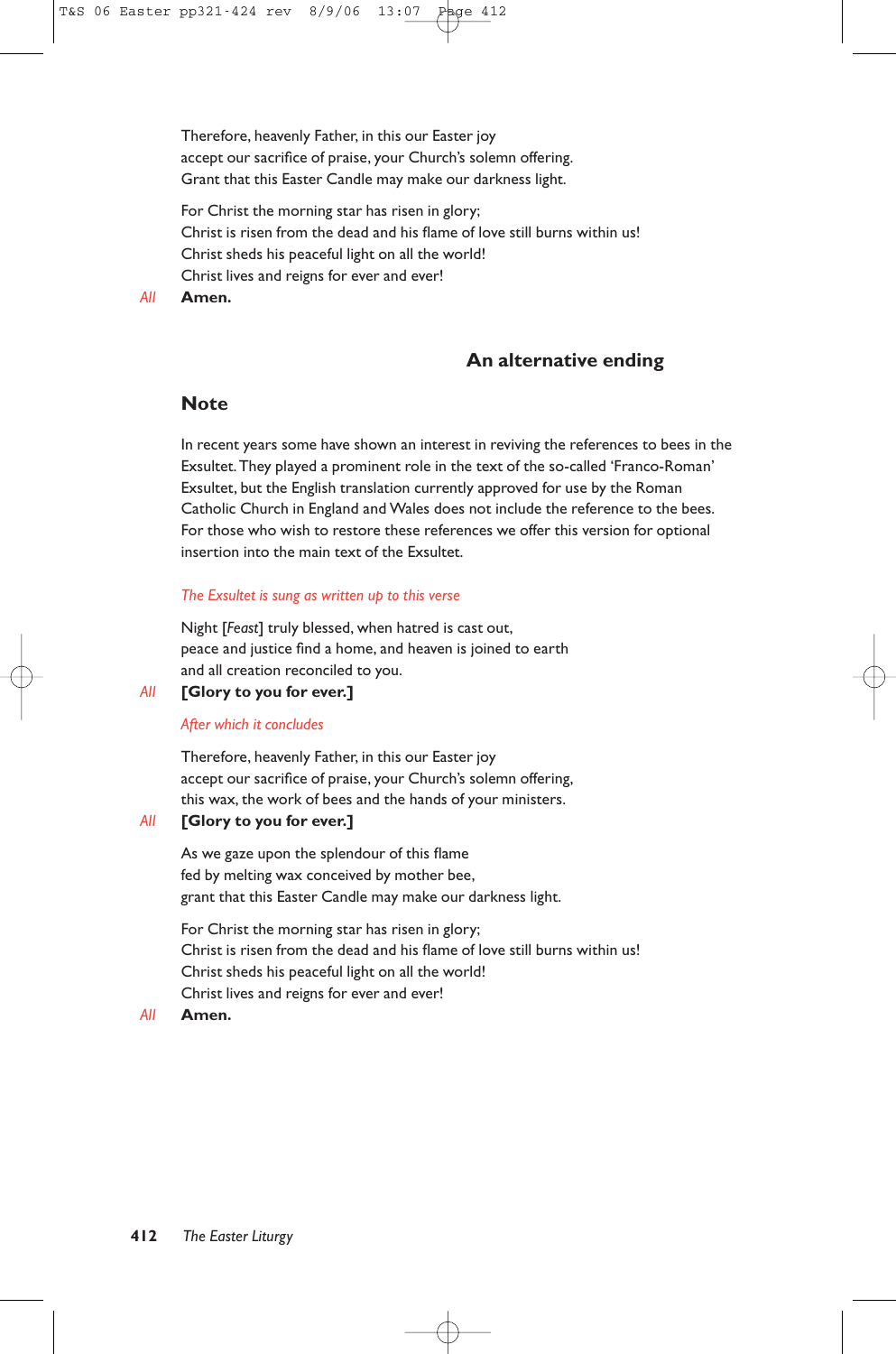Therefore, heavenly Father, in this our Easter joy
accept our sacrifice of praise, your Church's solemn offering.
Grant that this Easter Candle may make our darkness light.

For Christ the morning star has risen in glory;
Christ is risen from the dead and his flame of love still burns within us!
Christ sheds his peaceful light on all the world!
Christ lives and reigns for ever and ever!

*All* **Amen.**

## An alternative ending

### Note

In recent years some have shown an interest in reviving the references to bees in the Exsultet. They played a prominent role in the text of the so-called 'Franco-Roman' Exsultet, but the English translation currently approved for use by the Roman Catholic Church in England and Wales does not include the reference to the bees. For those who wish to restore these references we offer this version for optional insertion into the main text of the Exsultet.

*The Exsultet is sung as written up to this verse*

Night [*Feast*] truly blessed, when hatred is cast out,
peace and justice find a home, and heaven is joined to earth
and all creation reconciled to you.

*All* **[Glory to you for ever.]**

*After which it concludes*

Therefore, heavenly Father, in this our Easter joy
accept our sacrifice of praise, your Church's solemn offering,
this wax, the work of bees and the hands of your ministers.

*All* **[Glory to you for ever.]**

As we gaze upon the splendour of this flame
fed by melting wax conceived by mother bee,
grant that this Easter Candle may make our darkness light.

For Christ the morning star has risen in glory;
Christ is risen from the dead and his flame of love still burns within us!
Christ sheds his peaceful light on all the world!
Christ lives and reigns for ever and ever!

*All* **Amen.**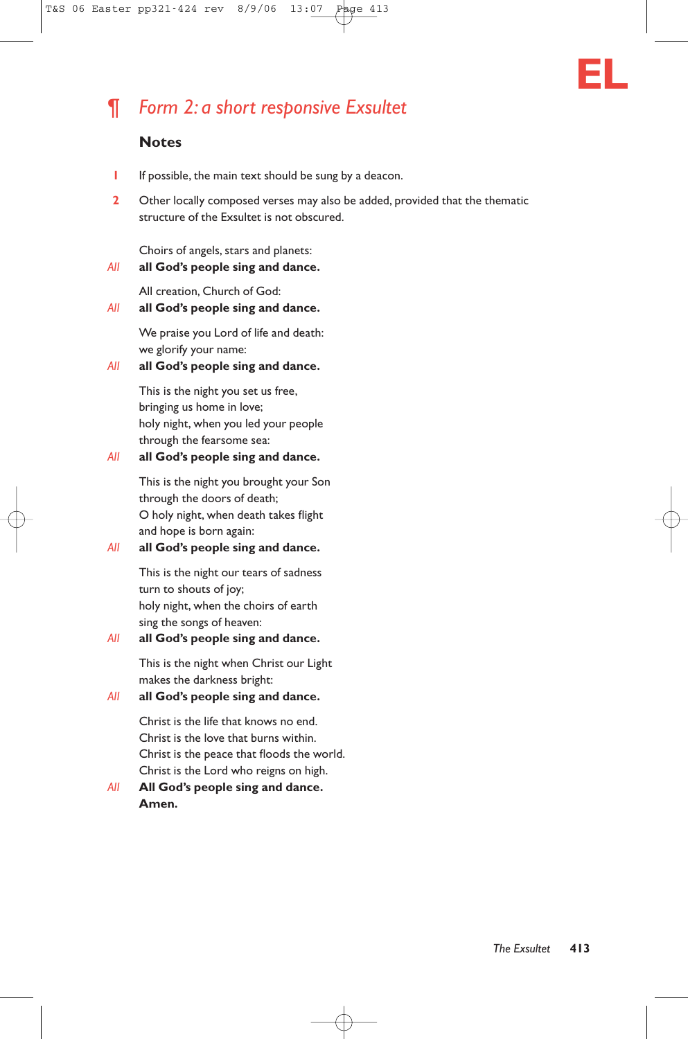## ¶ *Form 2: a short responsive Exsultet*

### Notes

1. If possible, the main text should be sung by a deacon.

2. Other locally composed verses may also be added, provided that the thematic structure of the Exsultet is not obscured.

Choirs of angels, stars and planets:
*All* **all God's people sing and dance.**

All creation, Church of God:
*All* **all God's people sing and dance.**

We praise you Lord of life and death:
we glorify your name:
*All* **all God's people sing and dance.**

This is the night you set us free,
bringing us home in love;
holy night, when you led your people
through the fearsome sea:
*All* **all God's people sing and dance.**

This is the night you brought your Son
through the doors of death;
O holy night, when death takes flight
and hope is born again:
*All* **all God's people sing and dance.**

This is the night our tears of sadness
turn to shouts of joy;
holy night, when the choirs of earth
sing the songs of heaven:
*All* **all God's people sing and dance.**

This is the night when Christ our Light
makes the darkness bright:
*All* **all God's people sing and dance.**

Christ is the life that knows no end.
Christ is the love that burns within.
Christ is the peace that floods the world.
Christ is the Lord who reigns on high.
*All* **All God's people sing and dance.**
**Amen.**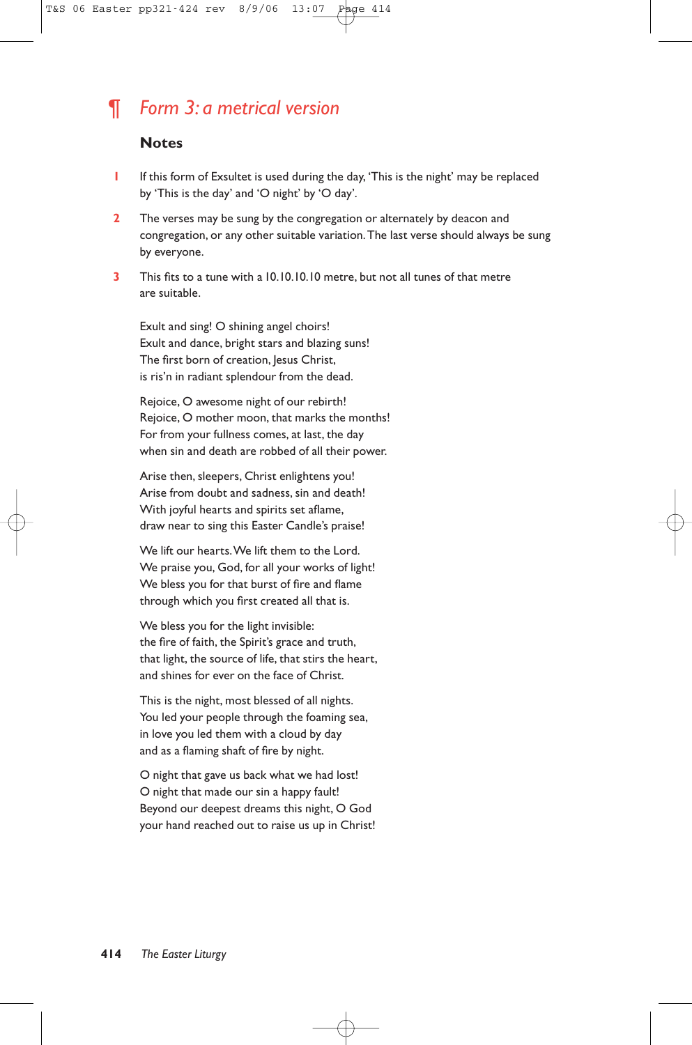## ¶ *Form 3: a metrical version*

### Notes

1. If this form of Exsultet is used during the day, 'This is the night' may be replaced by 'This is the day' and 'O night' by 'O day'.

2. The verses may be sung by the congregation or alternately by deacon and congregation, or any other suitable variation. The last verse should always be sung by everyone.

3. This fits to a tune with a 10.10.10.10 metre, but not all tunes of that metre are suitable.

Exult and sing! O shining angel choirs!
Exult and dance, bright stars and blazing suns!
The first born of creation, Jesus Christ,
is ris'n in radiant splendour from the dead.

Rejoice, O awesome night of our rebirth!
Rejoice, O mother moon, that marks the months!
For from your fullness comes, at last, the day
when sin and death are robbed of all their power.

Arise then, sleepers, Christ enlightens you!
Arise from doubt and sadness, sin and death!
With joyful hearts and spirits set aflame,
draw near to sing this Easter Candle's praise!

We lift our hearts. We lift them to the Lord.
We praise you, God, for all your works of light!
We bless you for that burst of fire and flame
through which you first created all that is.

We bless you for the light invisible:
the fire of faith, the Spirit's grace and truth,
that light, the source of life, that stirs the heart,
and shines for ever on the face of Christ.

This is the night, most blessed of all nights.
You led your people through the foaming sea,
in love you led them with a cloud by day
and as a flaming shaft of fire by night.

O night that gave us back what we had lost!
O night that made our sin a happy fault!
Beyond our deepest dreams this night, O God
your hand reached out to raise us up in Christ!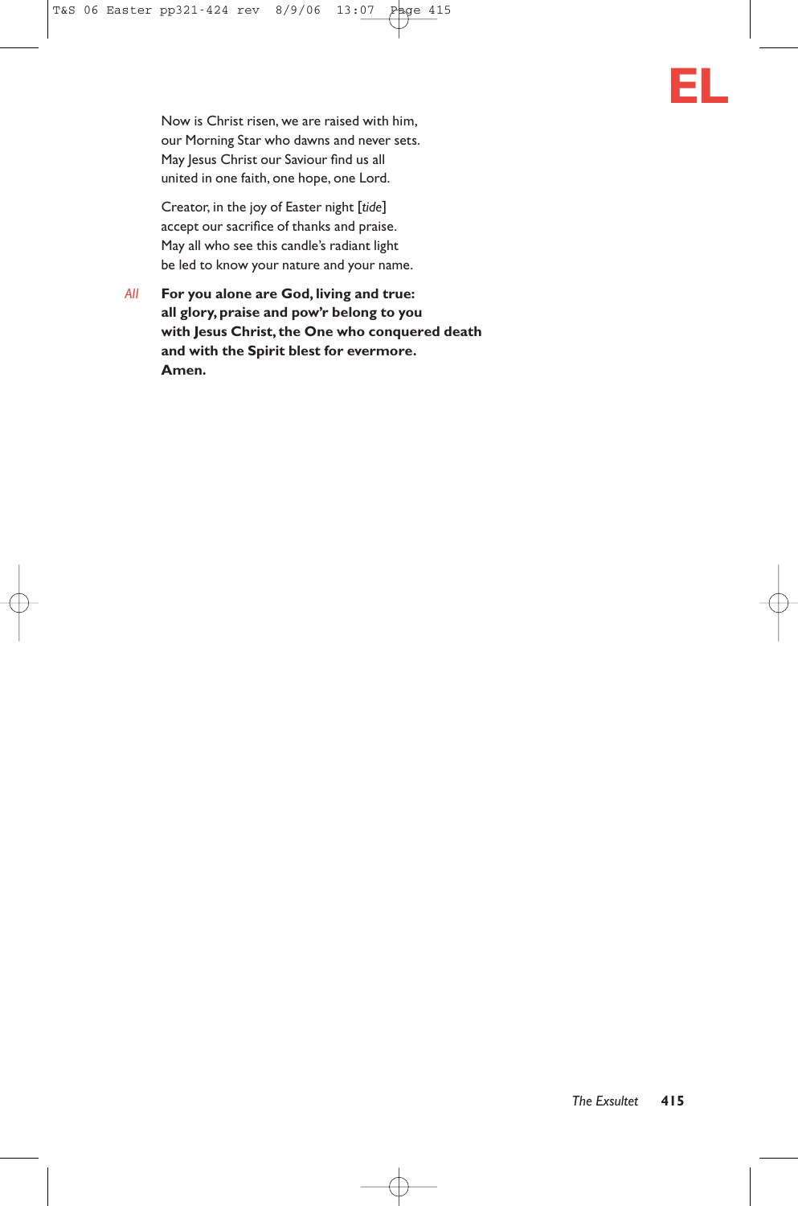Now is Christ risen, we are raised with him,
our Morning Star who dawns and never sets.
May Jesus Christ our Saviour find us all
united in one faith, one hope, one Lord.

Creator, in the joy of Easter night [*tide*]
accept our sacrifice of thanks and praise.
May all who see this candle's radiant light
be led to know your nature and your name.

*All* **For you alone are God, living and true:**
**all glory, praise and pow'r belong to you**
**with Jesus Christ, the One who conquered death**
**and with the Spirit blest for evermore.**
**Amen.**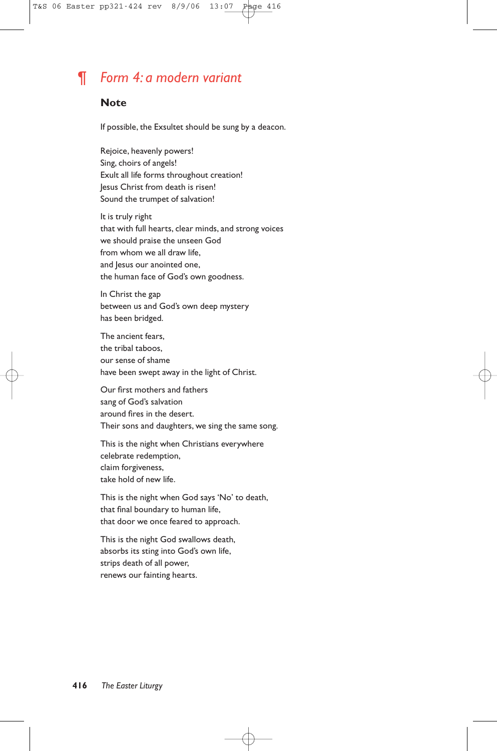## ¶ *Form 4: a modern variant*

### Note

If possible, the Exsultet should be sung by a deacon.

Rejoice, heavenly powers!
Sing, choirs of angels!
Exult all life forms throughout creation!
Jesus Christ from death is risen!
Sound the trumpet of salvation!

It is truly right
that with full hearts, clear minds, and strong voices
we should praise the unseen God
from whom we all draw life,
and Jesus our anointed one,
the human face of God's own goodness.

In Christ the gap
between us and God's own deep mystery
has been bridged.

The ancient fears,
the tribal taboos,
our sense of shame
have been swept away in the light of Christ.

Our first mothers and fathers
sang of God's salvation
around fires in the desert.
Their sons and daughters, we sing the same song.

This is the night when Christians everywhere
celebrate redemption,
claim forgiveness,
take hold of new life.

This is the night when God says 'No' to death,
that final boundary to human life,
that door we once feared to approach.

This is the night God swallows death,
absorbs its sting into God's own life,
strips death of all power,
renews our fainting hearts.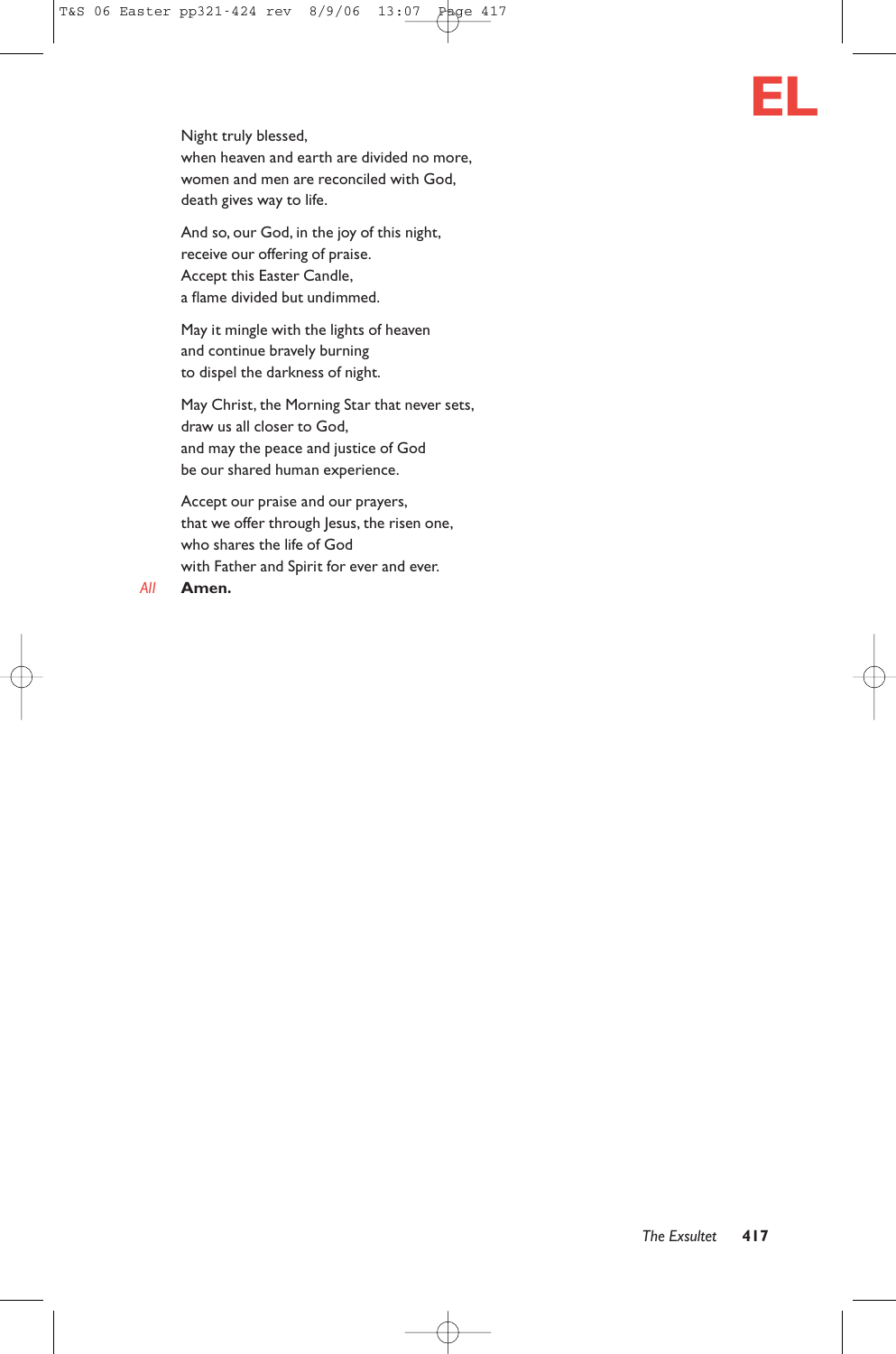Night truly blessed,
when heaven and earth are divided no more,
women and men are reconciled with God,
death gives way to life.

And so, our God, in the joy of this night,
receive our offering of praise.
Accept this Easter Candle,
a flame divided but undimmed.

May it mingle with the lights of heaven
and continue bravely burning
to dispel the darkness of night.

May Christ, the Morning Star that never sets,
draw us all closer to God,
and may the peace and justice of God
be our shared human experience.

Accept our praise and our prayers,
that we offer through Jesus, the risen one,
who shares the life of God
with Father and Spirit for ever and ever.

*All* **Amen.**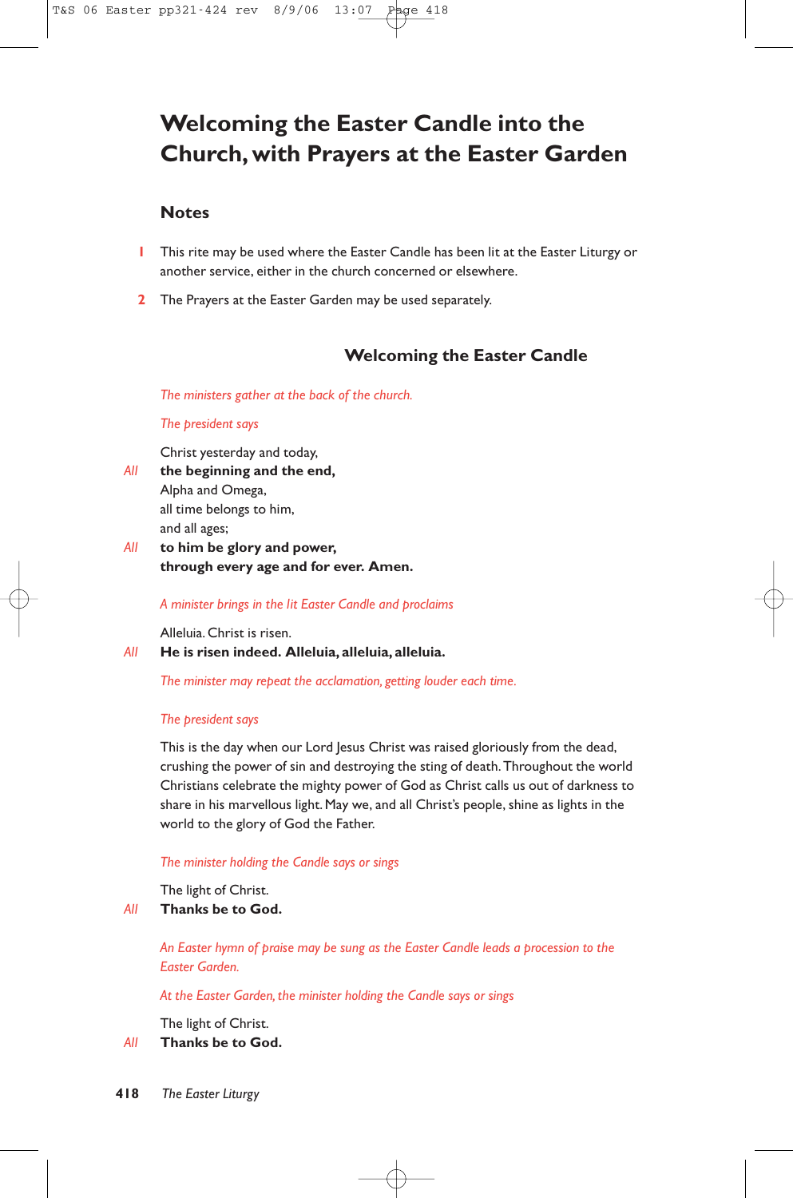# Welcoming the Easter Candle into the Church, with Prayers at the Easter Garden

## Notes

1. This rite may be used where the Easter Candle has been lit at the Easter Liturgy or another service, either in the church concerned or elsewhere.
2. The Prayers at the Easter Garden may be used separately.

### Welcoming the Easter Candle

*The ministers gather at the back of the church.*

*The president says*

Christ yesterday and today,
*All* **the beginning and the end,**
Alpha and Omega,
all time belongs to him,
and all ages;
*All* **to him be glory and power,**
**through every age and for ever. Amen.**

*A minister brings in the lit Easter Candle and proclaims*

Alleluia. Christ is risen.
*All* **He is risen indeed. Alleluia, alleluia, alleluia.**

*The minister may repeat the acclamation, getting louder each time.*

*The president says*

This is the day when our Lord Jesus Christ was raised gloriously from the dead, crushing the power of sin and destroying the sting of death. Throughout the world Christians celebrate the mighty power of God as Christ calls us out of darkness to share in his marvellous light. May we, and all Christ's people, shine as lights in the world to the glory of God the Father.

*The minister holding the Candle says or sings*

The light of Christ.
*All* **Thanks be to God.**

*An Easter hymn of praise may be sung as the Easter Candle leads a procession to the Easter Garden.*

*At the Easter Garden, the minister holding the Candle says or sings*

The light of Christ.
*All* **Thanks be to God.**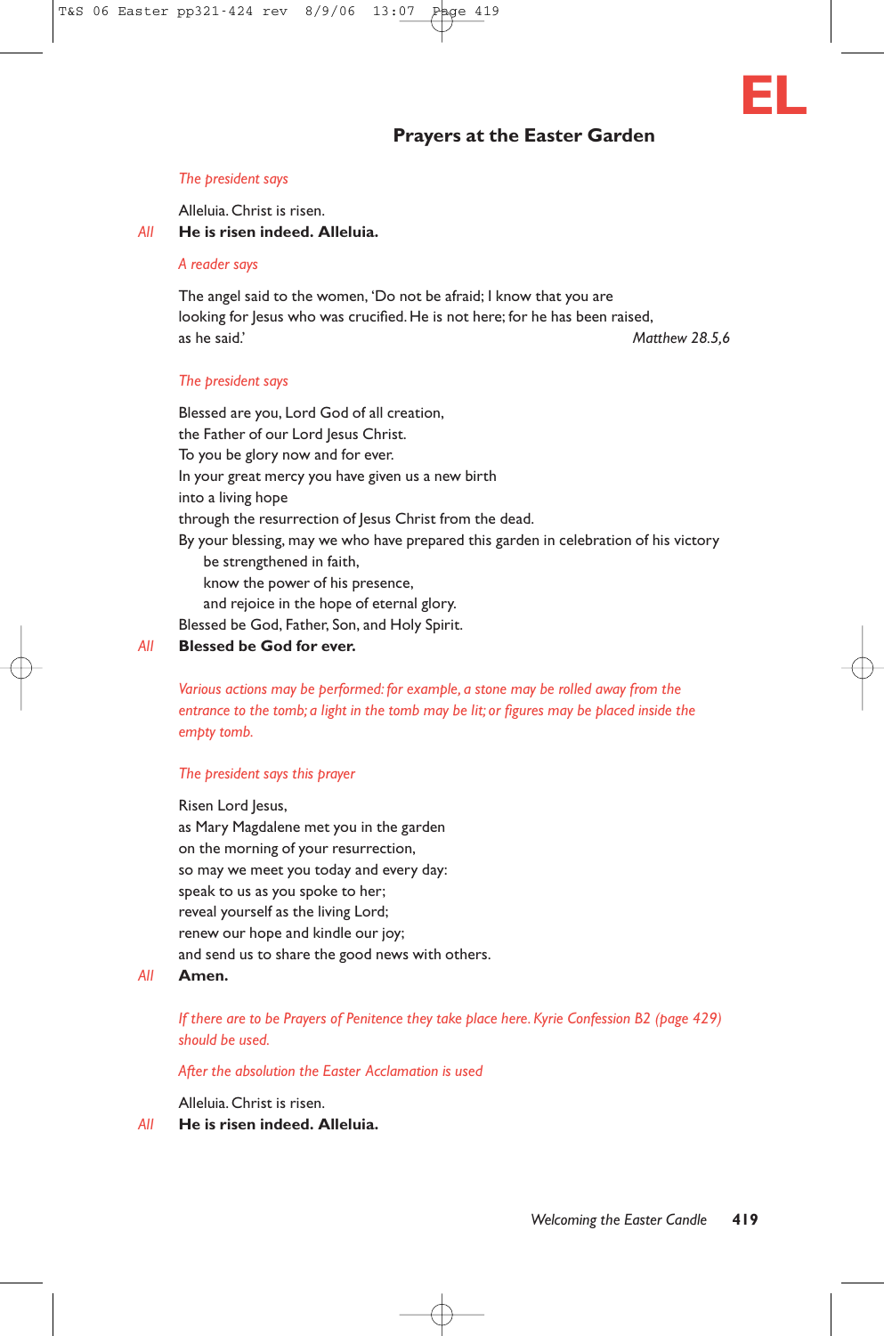## Prayers at the Easter Garden

*The president says*

Alleluia. Christ is risen.

*All* **He is risen indeed. Alleluia.**

*A reader says*

The angel said to the women, 'Do not be afraid; I know that you are looking for Jesus who was crucified. He is not here; for he has been raised, as he said.' *Matthew 28.5,6*

*The president says*

Blessed are you, Lord God of all creation,
the Father of our Lord Jesus Christ.
To you be glory now and for ever.
In your great mercy you have given us a new birth
into a living hope
through the resurrection of Jesus Christ from the dead.
By your blessing, may we who have prepared this garden in celebration of his victory
  be strengthened in faith,
  know the power of his presence,
  and rejoice in the hope of eternal glory.
Blessed be God, Father, Son, and Holy Spirit.

*All* **Blessed be God for ever.**

*Various actions may be performed: for example, a stone may be rolled away from the entrance to the tomb; a light in the tomb may be lit; or figures may be placed inside the empty tomb.*

*The president says this prayer*

Risen Lord Jesus,
as Mary Magdalene met you in the garden
on the morning of your resurrection,
so may we meet you today and every day:
speak to us as you spoke to her;
reveal yourself as the living Lord;
renew our hope and kindle our joy;
and send us to share the good news with others.

*All* **Amen.**

*If there are to be Prayers of Penitence they take place here. Kyrie Confession B2 (page 429) should be used.*

*After the absolution the Easter Acclamation is used*

Alleluia. Christ is risen.

*All* **He is risen indeed. Alleluia.**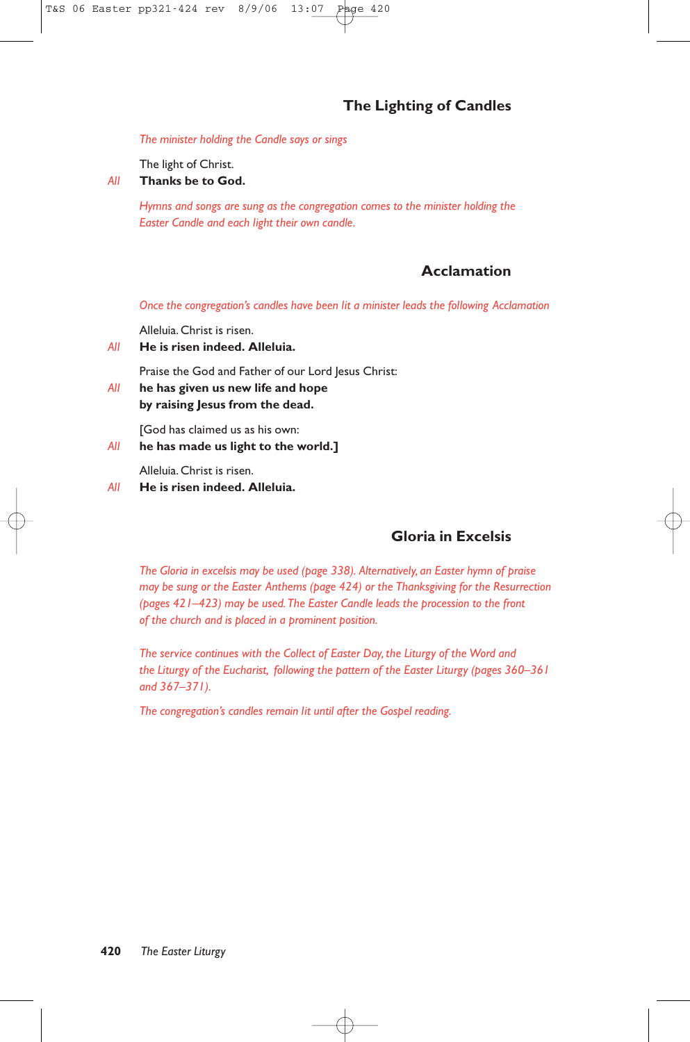## The Lighting of Candles

*The minister holding the Candle says or sings*

The light of Christ.

*All* **Thanks be to God.**

*Hymns and songs are sung as the congregation comes to the minister holding the Easter Candle and each light their own candle.*

## Acclamation

*Once the congregation's candles have been lit a minister leads the following Acclamation*

Alleluia. Christ is risen.

*All* **He is risen indeed. Alleluia.**

Praise the God and Father of our Lord Jesus Christ:

*All* **he has given us new life and hope**
**by raising Jesus from the dead.**

[God has claimed us as his own:

*All* **he has made us light to the world.]**

Alleluia. Christ is risen.

*All* **He is risen indeed. Alleluia.**

## Gloria in Excelsis

*The Gloria in excelsis may be used (page 338). Alternatively, an Easter hymn of praise may be sung or the Easter Anthems (page 424) or the Thanksgiving for the Resurrection (pages 421–423) may be used. The Easter Candle leads the procession to the front of the church and is placed in a prominent position.*

*The service continues with the Collect of Easter Day, the Liturgy of the Word and the Liturgy of the Eucharist, following the pattern of the Easter Liturgy (pages 360–361 and 367–371).*

*The congregation's candles remain lit until after the Gospel reading.*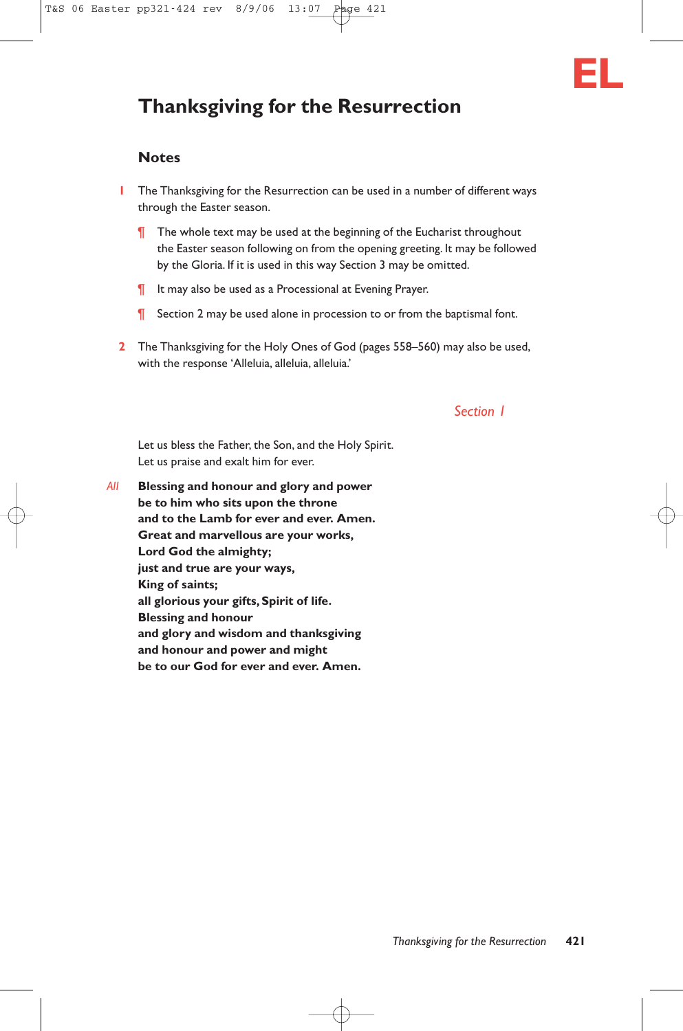# Thanksgiving for the Resurrection

## Notes

1 The Thanksgiving for the Resurrection can be used in a number of different ways through the Easter season.

¶ The whole text may be used at the beginning of the Eucharist throughout the Easter season following on from the opening greeting. It may be followed by the Gloria. If it is used in this way Section 3 may be omitted.

¶ It may also be used as a Processional at Evening Prayer.

¶ Section 2 may be used alone in procession to or from the baptismal font.

2 The Thanksgiving for the Holy Ones of God (pages 558–560) may also be used, with the response 'Alleluia, alleluia, alleluia.'

*Section 1*

Let us bless the Father, the Son, and the Holy Spirit.
Let us praise and exalt him for ever.

*All* **Blessing and honour and glory and power**
**be to him who sits upon the throne**
**and to the Lamb for ever and ever. Amen.**
**Great and marvellous are your works,**
**Lord God the almighty;**
**just and true are your ways,**
**King of saints;**
**all glorious your gifts, Spirit of life.**
**Blessing and honour**
**and glory and wisdom and thanksgiving**
**and honour and power and might**
**be to our God for ever and ever. Amen.**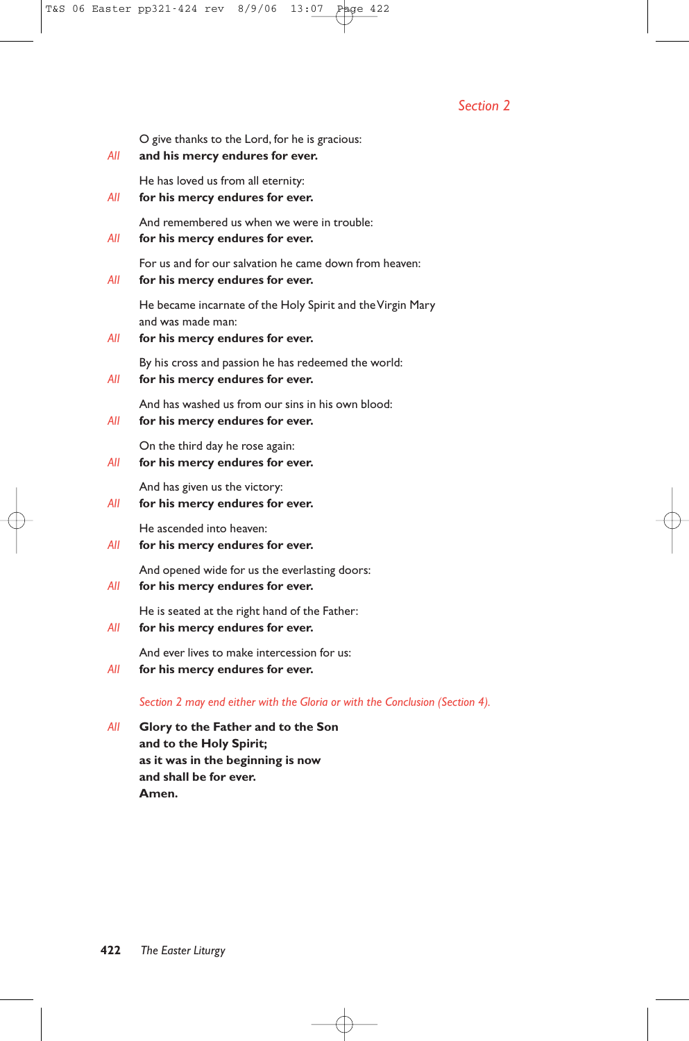## *Section 2*

O give thanks to the Lord, for he is gracious:
*All* **and his mercy endures for ever.**

He has loved us from all eternity:
*All* **for his mercy endures for ever.**

And remembered us when we were in trouble:
*All* **for his mercy endures for ever.**

For us and for our salvation he came down from heaven:
*All* **for his mercy endures for ever.**

He became incarnate of the Holy Spirit and the Virgin Mary
and was made man:
*All* **for his mercy endures for ever.**

By his cross and passion he has redeemed the world:
*All* **for his mercy endures for ever.**

And has washed us from our sins in his own blood:
*All* **for his mercy endures for ever.**

On the third day he rose again:
*All* **for his mercy endures for ever.**

And has given us the victory:
*All* **for his mercy endures for ever.**

He ascended into heaven:
*All* **for his mercy endures for ever.**

And opened wide for us the everlasting doors:
*All* **for his mercy endures for ever.**

He is seated at the right hand of the Father:
*All* **for his mercy endures for ever.**

And ever lives to make intercession for us:
*All* **for his mercy endures for ever.**

*Section 2 may end either with the Gloria or with the Conclusion (Section 4).*

*All* **Glory to the Father and to the Son**
**and to the Holy Spirit;**
**as it was in the beginning is now**
**and shall be for ever.**
**Amen.**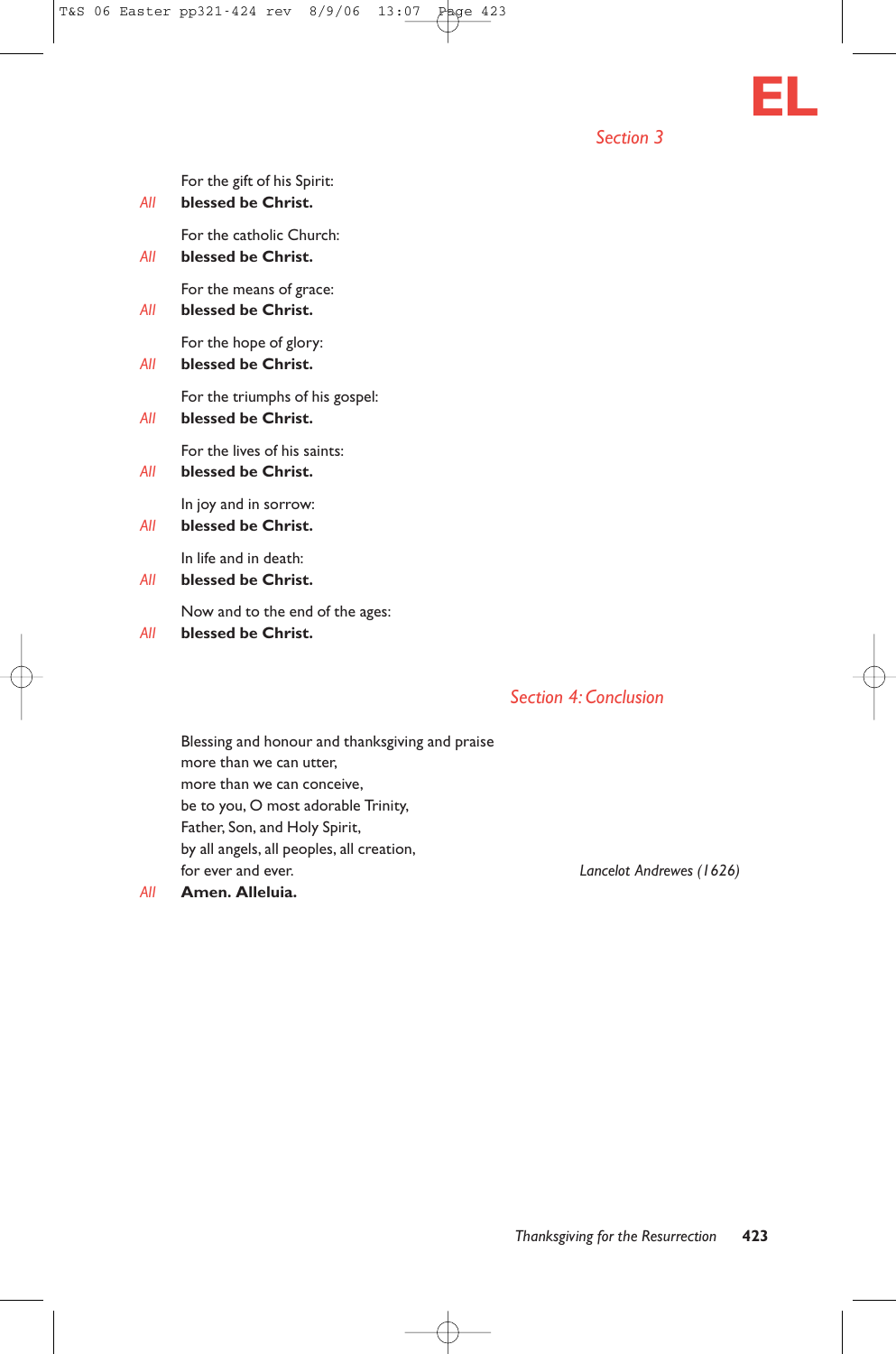## *Section 3*

For the gift of his Spirit:
*All* **blessed be Christ.**

For the catholic Church:
*All* **blessed be Christ.**

For the means of grace:
*All* **blessed be Christ.**

For the hope of glory:
*All* **blessed be Christ.**

For the triumphs of his gospel:
*All* **blessed be Christ.**

For the lives of his saints:
*All* **blessed be Christ.**

In joy and in sorrow:
*All* **blessed be Christ.**

In life and in death:
*All* **blessed be Christ.**

Now and to the end of the ages:
*All* **blessed be Christ.**

## *Section 4: Conclusion*

Blessing and honour and thanksgiving and praise
more than we can utter,
more than we can conceive,
be to you, O most adorable Trinity,
Father, Son, and Holy Spirit,
by all angels, all peoples, all creation,
for ever and ever.

*Lancelot Andrewes (1626)*

*All* **Amen. Alleluia.**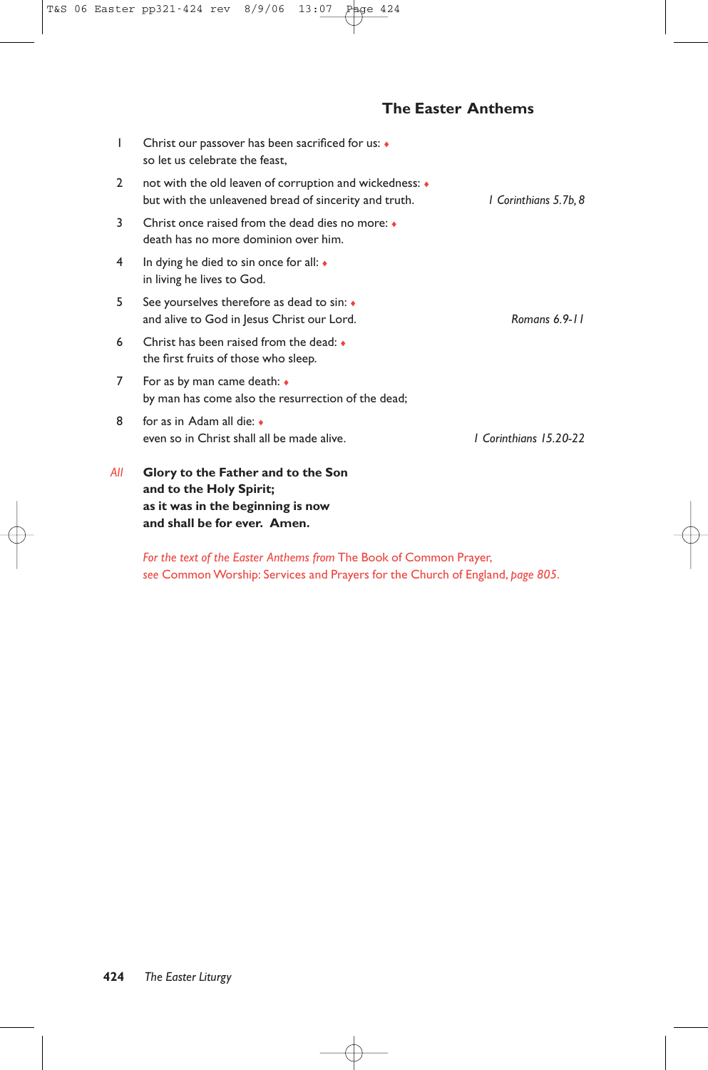## The Easter Anthems

1 Christ our passover has been sacrificed for us: ♦
so let us celebrate the feast,

2 not with the old leaven of corruption and wickedness: ♦
but with the unleavened bread of sincerity and truth. *1 Corinthians 5.7b, 8*

3 Christ once raised from the dead dies no more: ♦
death has no more dominion over him.

4 In dying he died to sin once for all: ♦
in living he lives to God.

5 See yourselves therefore as dead to sin: ♦
and alive to God in Jesus Christ our Lord. *Romans 6.9-11*

6 Christ has been raised from the dead: ♦
the first fruits of those who sleep.

7 For as by man came death: ♦
by man has come also the resurrection of the dead;

8 for as in Adam all die: ♦
even so in Christ shall all be made alive. *1 Corinthians 15.20-22*

*All* **Glory to the Father and to the Son**
**and to the Holy Spirit;**
**as it was in the beginning is now**
**and shall be for ever. Amen.**

*For the text of the Easter Anthems from* The Book of Common Prayer, *see* Common Worship: Services and Prayers for the Church of England, *page 805.*